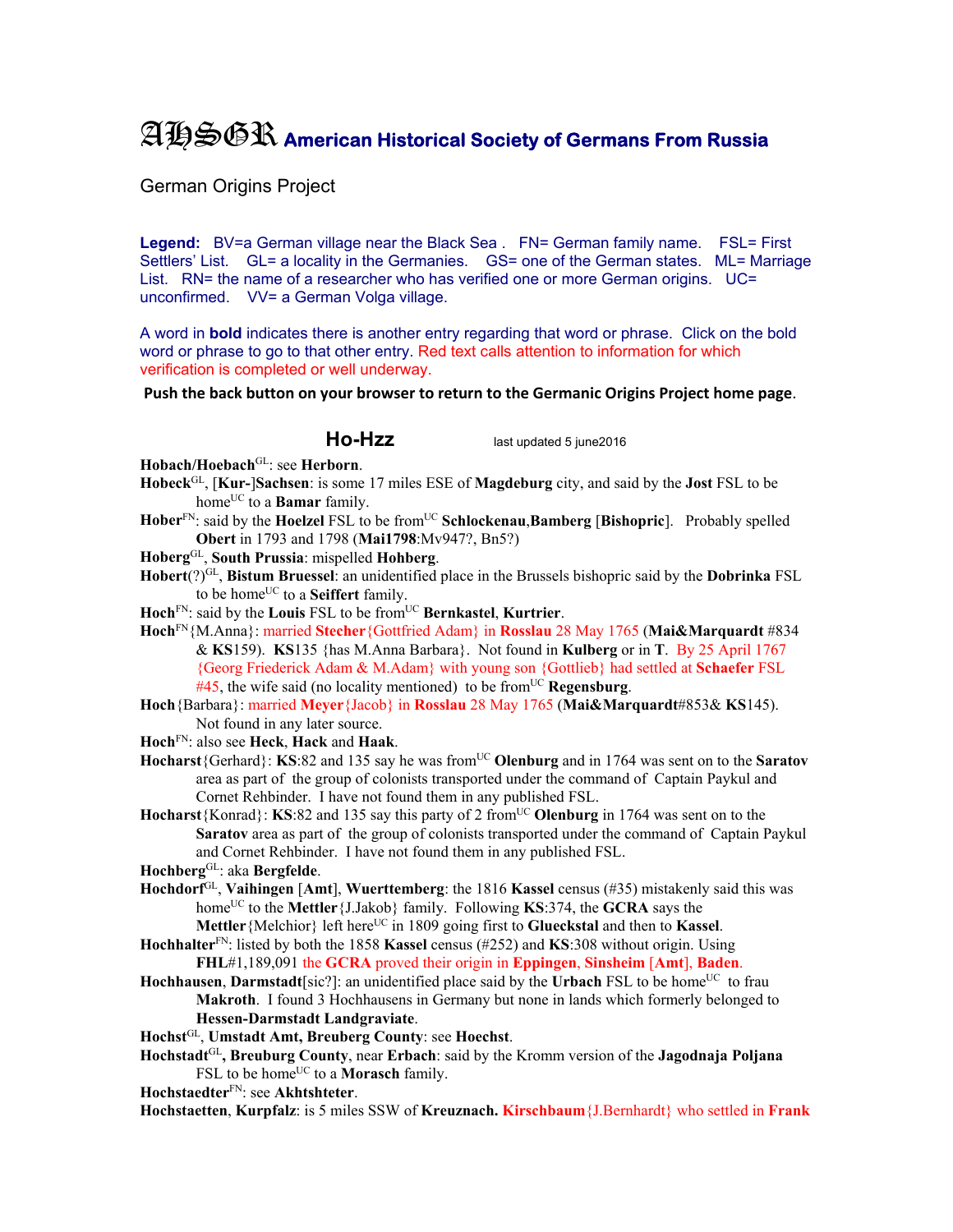# AHSGR American Historical Society of Germans From Russia

German Origins Project

**Legend:** BV=a German village near the Black Sea . FN= German family name. FSL= First Settlers' List. GL= a locality in the Germanies. GS= one of the German states. ML= Marriage List. RN= the name of a researcher who has verified one or more German origins. UC= unconfirmed. VV= a German Volga village.

A word in **bold** indicates there is another entry regarding that word or phrase. Click on the bold word or phrase to go to that other entry. Red text calls attention to information for which verification is completed or well underway.

**Push the back button on your browser to return to the Germanic Origins Project home page**.

## Ho-Hzz

last updated 5 june2016

**Hobach/Hoebach**GL: see **Herborn**.

**Hobeck**GL, [**Kur-**]**Sachsen**: is some 17 miles ESE of **Magdeburg** city, and said by the **Jost** FSL to be homeUC to a **Bamar** family.

**Hober**FN: said by the **Hoelzel** FSL to be fromUC **Schlockenau**,**Bamberg** [**Bishopric**]. Probably spelled **Obert** in 1793 and 1798 (**Mai1798**:Mv947?, Bn5?)

**Hoberg**GL, **South Prussia**: mispelled **Hohberg**.

**Hobert**(?)GL, **Bistum Bruessel**: an unidentified place in the Brussels bishopric said by the **Dobrinka** FSL to be homeUC to a **Seiffert** family.

**Hoch**FN: said by the **Louis** FSL to be fromUC **Bernkastel**, **Kurtrier**.

**Hoch**FN{M.Anna}: married **Stecher**{Gottfried Adam} in **Rosslau** 28 May 1765 (**Mai&Marquardt** #834 & **KS**159). **KS**135 {has M.Anna Barbara}. Not found in **Kulberg** or in **T**. By 25 April 1767 {Georg Friederick Adam & M.Adam} with young son {Gottlieb} had settled at **Schaefer** FSL #45, the wife said (no locality mentioned) to be fromUC **Regensburg**.

**Hoch**{Barbara}: married **Meyer**{Jacob} in **Rosslau** 28 May 1765 (**Mai&Marquardt**#853& **KS**145). Not found in any later source.

**Hoch**FN: also see **Heck**, **Hack** and **Haak**.

**Hocharst**{Gerhard}: **KS**:82 and 135 say he was fromUC **Olenburg** and in 1764 was sent on to the **Saratov** area as part of the group of colonists transported under the command of Captain Paykul and Cornet Rehbinder. I have not found them in any published FSL.

**Hocharst**{Konrad}: **KS**:82 and 135 say this party of 2 fromUC **Olenburg** in 1764 was sent on to the **Saratov** area as part of the group of colonists transported under the command of Captain Paykul and Cornet Rehbinder. I have not found them in any published FSL.

**Hochberg**GL: aka **Bergfelde**.

**Hochdorf**GL, **Vaihingen** [**Amt**], **Wuerttemberg**: the 1816 **Kassel** census (#35) mistakenly said this was homeUC to the **Mettler**{J.Jakob} family. Following **KS**:374, the **GCRA** says the **Mettler**{Melchior} left hereUC in 1809 going first to **Glueckstal** and then to **Kassel**.

**Hochhalter**FN: listed by both the 1858 **Kassel** census (#252) and **KS**:308 without origin. Using **FHL**#1,189,091 the **GCRA** proved their origin in **Eppingen**, **Sinsheim** [**Amt**], **Baden**.

**Hochhausen**, **Darmstadt**[sic?]: an unidentified place said by the **Urbach** FSL to be homeUC to frau **Makroth**. I found 3 Hochhausens in Germany but none in lands which formerly belonged to **Hessen-Darmstadt Landgraviate**.

**Hochst**GL, **Umstadt Amt, Breuberg County**: see **Hoechst**.

**Hochstadt**GL**, Breuburg County**, near **Erbach**: said by the Kromm version of the **Jagodnaja Poljana** FSL to be homeUC to a **Morasch** family.

**Hochstaedter**FN: see **Akhtshteter**.

**Hochstaetten**, **Kurpfalz**: is 5 miles SSW of **Kreuznach.** **Kirschbaum**{J.Bernhardt} who settled in **Frank**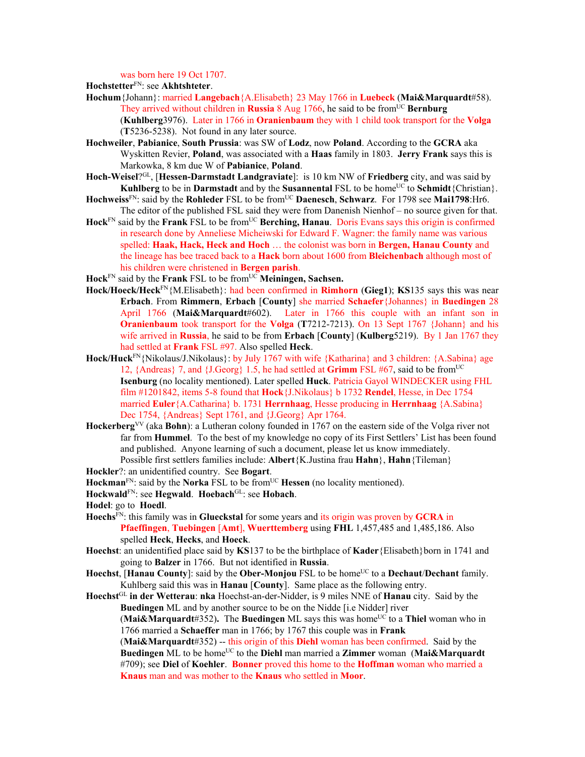was born here 19 Oct 1707.

**Hochstetter**FN: see **Akhtshteter**.

**Hochum**{Johann}: married **Langebach**{A.Elisabeth} 23 May 1766 in **Luebeck** (**Mai&Marquardt**#58). They arrived without children in **Russia** 8 Aug 1766, he said to be fromUC **Bernburg** (**Kuhlberg**3976). Later in 1766 in **Oranienbaum** they with 1 child took transport for the **Volga** (**T**5236-5238). Not found in any later source.

**Hochweiler**, **Pabianice**, **South Prussia**: was SW of **Lodz**, now **Poland**. According to the **GCRA** aka Wyskitten Revier, **Poland**, was associated with a **Haas** family in 1803. **Jerry Frank** says this is Markowka, 8 km due W of **Pabianice**, **Poland**.

**Hoch-Weisel**?GL, [**Hessen-Darmstadt Landgraviate**]: is 10 km NW of **Friedberg** city, and was said by **Kuhlberg** to be in **Darmstadt** and by the **Susannental** FSL to be homeUC to **Schmidt**{Christian}.

**Hochweiss**FN: said by the **Rohleder** FSL to be fromUC **Daenesch**, **Schwarz**. For 1798 see **Mai1798**:Hr6. The editor of the published FSL said they were from Danenish Nienhof – no source given for that.

**Hock**FN said by the **Frank** FSL to be fromUC **Berching, Hanau**. Doris Evans says this origin is confirmed in research done by Anneliese Micheiwski for Edward F. Wagner: the family name was various spelled: **Haak, Hack, Heck and Hoch** … the colonist was born in **Bergen, Hanau County** and the lineage has bee traced back to a **Hack** born about 1600 from **Bleichenbach** although most of his children were christened in **Bergen parish**.

**Hock**FN said by the **Frank** FSL to be fromUC **Meiningen, Sachsen.**

**Hock/Hoeck/Heck**FN{M.Elisabeth}: had been confirmed in **Rimhorn** (**Gieg1**); **KS**135 says this was near **Erbach**. From **Rimmern**, **Erbach** [**County**] she married **Schaefer**{Johannes} in **Buedingen** 28 April 1766 (**Mai&Marquardt**#602). Later in 1766 this couple with an infant son in **Oranienbaum** took transport for the **Volga** (**T**7212-7213). On 13 Sept 1767 {Johann} and his wife arrived in **Russia**, he said to be from **Erbach** [**County**] (**Kulberg**5219). By 1 Jan 1767 they had settled at **Frank** FSL #97. Also spelled **Heck**.

**Hock/Huck**FN{Nikolaus/J.Nikolaus}: by July 1767 with wife {Katharina} and 3 children: {A.Sabina} age 12, {Andreas} 7, and {J.Georg} 1.5, he had settled at **Grimm** FSL #67, said to be fromUC **Isenburg** (no locality mentioned). Later spelled **Huck**. Patricia Gayol WINDECKER using FHL film #1201842, items 5-8 found that **Hock**{J.Nikolaus} b 1732 **Rendel**, Hesse, in Dec 1754 married **Euler**{A.Catharina} b. 1731 **Herrnhaag**, Hesse producing in **Herrnhaag** {A.Sabina} Dec 1754, {Andreas} Sept 1761, and {J.Georg} Apr 1764.

**Hockerberg**VV (aka **Bohn**): a Lutheran colony founded in 1767 on the eastern side of the Volga river not far from **Hummel**. To the best of my knowledge no copy of its First Settlers' List has been found and published. Anyone learning of such a document, please let us know immediately. Possible first settlers families include: **Albert**{K.Justina frau **Hahn**}, **Hahn**{Tileman}

**Hockler**?: an unidentified country. See **Bogart**.

**Hockman**FN: said by the **Norka** FSL to be fromUC **Hessen** (no locality mentioned).

**Hockwald**FN: see **Hegwald**. **Hoebach**GL: see **Hobach**.

**Hodel**: go to **Hoedl**.

**Hoechs**FN: this family was in **Glueckstal** for some years and its origin was proven by **GCRA** in **Pfaeffingen**, **Tuebingen** [**Amt**], **Wuerttemberg** using **FHL** 1,457,485 and 1,485,186. Also spelled **Heck**, **Hecks**, and **Hoeck**.

**Hoechst**: an unidentified place said by **KS**137 to be the birthplace of **Kader**{Elisabeth}born in 1741 and going to **Balzer** in 1766. But not identified in **Russia**.

**Hoechst**, [**Hanau County**]: said by the **Ober-Monjou** FSL to be homeUC to a **Dechaut**/**Dechant** family. Kuhlberg said this was in **Hanau** [**County**]. Same place as the following entry.

**Hoechst**GL **in der Wetterau**: **nka** Hoechst-an-der-Nidder, is 9 miles NNE of **Hanau** city. Said by the **Buedingen** ML and by another source to be on the Nidde [i.e Nidder] river (**Mai&Marquardt**#352)**.** The **Buedingen** ML says this was homeUC to a **Thiel** woman who in 1766 married a **Schaeffer** man in 1766; by 1767 this couple was in **Frank** (**Mai&Marquardt**#352) -- this origin of this **Diehl** woman has been confirmed. Said by the **Buedingen** ML to be homeUC to the **Diehl** man married a **Zimmer** woman (**Mai&Marquardt** #709); see **Diel** of **Koehler**. **Bonner** proved this home to the **Hoffman** woman who married a **Knaus** man and was mother to the **Knaus** who settled in **Moor**.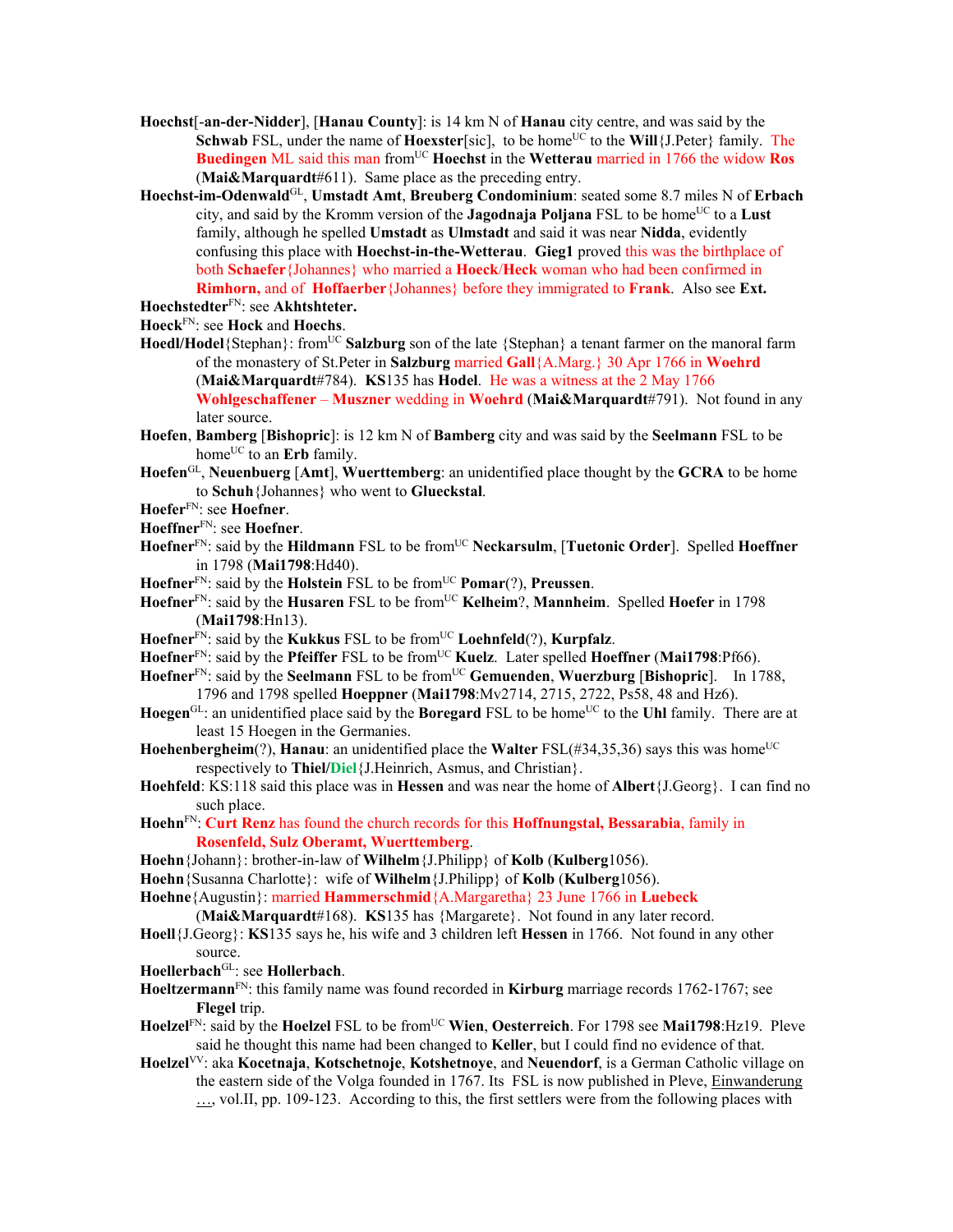**Hoechst**[-**an-der-Nidder**], [**Hanau County**]: is 14 km N of **Hanau** city centre, and was said by the **Schwab** FSL, under the name of **Hoexster**[sic], to be home[UC] to the **Will**{J.Peter} family. The **Buedingen** ML said this man from[UC] **Hoechst** in the **Wetterau** married in 1766 the widow **Ros** (**Mai&Marquardt**#611). Same place as the preceding entry.

**Hoechst-im-Odenwald**[GL], **Umstadt Amt**, **Breuberg Condominium**: seated some 8.7 miles N of **Erbach** city, and said by the Kromm version of the **Jagodnaja Poljana** FSL to be home[UC] to a **Lust** family, although he spelled **Umstadt** as **Ulmstadt** and said it was near **Nidda**, evidently confusing this place with **Hoechst-in-the-Wetterau**. **Gieg1** proved this was the birthplace of both **Schaefer**{Johannes} who married a **Hoeck**/**Heck** woman who had been confirmed in **Rimhorn,** and of **Hoffaerber**{Johannes} before they immigrated to **Frank**. Also see **Ext.**

**Hoechstedter**[FN]: see **Akhtshteter.**

**Hoeck**[FN]: see **Hock** and **Hoechs**.

**Hoedl/Hodel**{Stephan}: from[UC] **Salzburg** son of the late {Stephan} a tenant farmer on the manoral farm of the monastery of St.Peter in **Salzburg** married **Gall**{A.Marg.} 30 Apr 1766 in **Woehrd** (**Mai&Marquardt**#784). **KS**135 has **Hodel**. He was a witness at the 2 May 1766 **Wohlgeschaffener** – **Muszner** wedding in **Woehrd** (**Mai&Marquardt**#791). Not found in any later source.

**Hoefen**, **Bamberg** [**Bishopric**]: is 12 km N of **Bamberg** city and was said by the **Seelmann** FSL to be home[UC] to an **Erb** family.

**Hoefen**[GL], **Neuenbuerg** [**Amt**], **Wuerttemberg**: an unidentified place thought by the **GCRA** to be home to **Schuh**{Johannes} who went to **Glueckstal**.

**Hoefer**[FN]: see **Hoefner**.

**Hoeffner**[FN]: see **Hoefner**.

**Hoefner**[FN]: said by the **Hildmann** FSL to be from[UC] **Neckarsulm**, [**Tuetonic Order**]. Spelled **Hoeffner** in 1798 (**Mai1798**:Hd40).

**Hoefner**[FN]: said by the **Holstein** FSL to be from[UC] **Pomar**(?), **Preussen**.

**Hoefner**[FN]: said by the **Husaren** FSL to be from[UC] **Kelheim**?, **Mannheim**. Spelled **Hoefer** in 1798 (**Mai1798**:Hn13).

**Hoefner**[FN]: said by the **Kukkus** FSL to be from[UC] **Loehnfeld**(?), **Kurpfalz**.

**Hoefner**[FN]: said by the **Pfeiffer** FSL to be from[UC] **Kuelz**. Later spelled **Hoeffner** (**Mai1798**:Pf66).

**Hoefner**[FN]: said by the **Seelmann** FSL to be from[UC] **Gemuenden**, **Wuerzburg** [**Bishopric**]. In 1788, 1796 and 1798 spelled **Hoeppner** (**Mai1798**:Mv2714, 2715, 2722, Ps58, 48 and Hz6).

**Hoegen**[GL]: an unidentified place said by the **Boregard** FSL to be home[UC] to the **Uhl** family. There are at least 15 Hoegen in the Germanies.

**Hoehenbergheim**(?), **Hanau**: an unidentified place the **Walter** FSL(#34,35,36) says this was home[UC] respectively to **Thiel**/**Diel**{J.Heinrich, Asmus, and Christian}.

**Hoehfeld**: KS:118 said this place was in **Hessen** and was near the home of **Albert**{J.Georg}. I can find no such place.

**Hoehn**[FN]: **Curt Renz** has found the church records for this **Hoffnungstal, Bessarabia**, family in **Rosenfeld, Sulz Oberamt, Wuerttemberg**.

**Hoehn**{Johann}: brother-in-law of **Wilhelm**{J.Philipp} of **Kolb** (**Kulberg**1056).

**Hoehn**{Susanna Charlotte}: wife of **Wilhelm**{J.Philipp} of **Kolb** (**Kulberg**1056).

**Hoehne**{Augustin}: married **Hammerschmid**{A.Margaretha} 23 June 1766 in **Luebeck** (**Mai&Marquardt**#168). **KS**135 has {Margarete}. Not found in any later record.

**Hoell**{J.Georg}: **KS**135 says he, his wife and 3 children left **Hessen** in 1766. Not found in any other source.

**Hoellerbach**[GL]: see **Hollerbach**.

**Hoeltzermann**[FN]: this family name was found recorded in **Kirburg** marriage records 1762-1767; see **Flegel** trip.

**Hoelzel**[FN]: said by the **Hoelzel** FSL to be from[UC] **Wien**, **Oesterreich**. For 1798 see **Mai1798**:Hz19. Pleve said he thought this name had been changed to **Keller**, but I could find no evidence of that.

**Hoelzel**[VV]: aka **Kocetnaja**, **Kotschetnoje**, **Kotshetnoye**, and **Neuendorf**, is a German Catholic village on the eastern side of the Volga founded in 1767. Its FSL is now published in Pleve, Einwanderung …, vol.II, pp. 109-123. According to this, the first settlers were from the following places with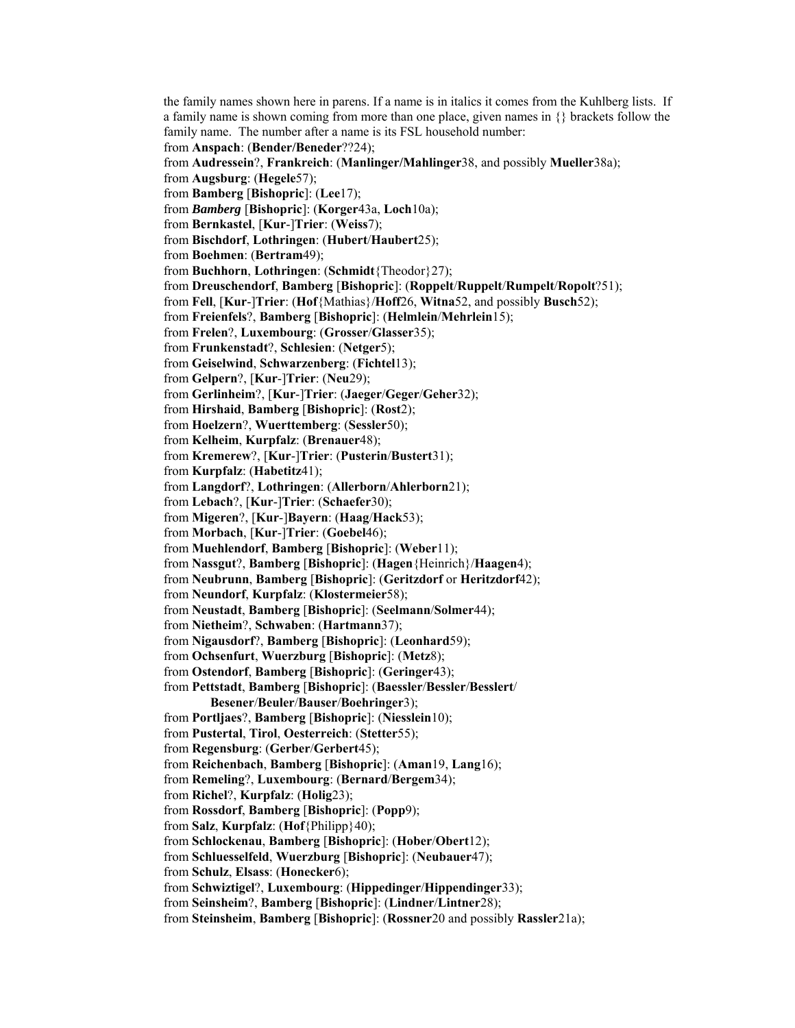the family names shown here in parens. If a name is in italics it comes from the Kuhlberg lists. If a family name is shown coming from more than one place, given names in {} brackets follow the family name. The number after a name is its FSL household number:

from **Anspach**: (**Bender/Beneder**??24);
from **Audressein**?, **Frankreich**: (**Manlinger/Mahlinger**38, and possibly **Mueller**38a);
from **Augsburg**: (**Hegele**57);
from **Bamberg** [**Bishopric**]: (**Lee**17);
from ***Bamberg*** [**Bishopric**]: (**Korger**43a, **Loch**10a);
from **Bernkastel**, [**Kur**-]**Trier**: (**Weiss**7);
from **Bischdorf**, **Lothringen**: (**Hubert**/**Haubert**25);
from **Boehmen**: (**Bertram**49);
from **Buchhorn**, **Lothringen**: (**Schmidt**{Theodor}27);
from **Dreuschendorf**, **Bamberg** [**Bishopric**]: (**Roppelt**/**Ruppelt**/**Rumpelt**/**Ropolt**?51);
from **Fell**, [**Kur**-]**Trier**: (**Hof**{Mathias}/**Hoff**26, **Witna**52, and possibly **Busch**52);
from **Freienfels**?, **Bamberg** [**Bishopric**]: (**Helmlein**/**Mehrlein**15);
from **Frelen**?, **Luxembourg**: (**Grosser**/**Glasser**35);
from **Frunkenstadt**?, **Schlesien**: (**Netger**5);
from **Geiselwind**, **Schwarzenberg**: (**Fichtel**13);
from **Gelpern**?, [**Kur**-]**Trier**: (**Neu**29);
from **Gerlinheim**?, [**Kur**-]**Trier**: (**Jaeger**/**Geger**/**Geher**32);
from **Hirshaid**, **Bamberg** [**Bishopric**]: (**Rost**2);
from **Hoelzern**?, **Wuerttemberg**: (**Sessler**50);
from **Kelheim**, **Kurpfalz**: (**Brenauer**48);
from **Kremerew**?, [**Kur**-]**Trier**: (**Pusterin**/**Bustert**31);
from **Kurpfalz**: (**Habetitz**41);
from **Langdorf**?, **Lothringen**: (**Allerborn**/**Ahlerborn**21);
from **Lebach**?, [**Kur**-]**Trier**: (**Schaefer**30);
from **Migeren**?, [**Kur**-]**Bayern**: (**Haag**/**Hack**53);
from **Morbach**, [**Kur**-]**Trier**: (**Goebel**46);
from **Muehlendorf**, **Bamberg** [**Bishopric**]: (**Weber**11);
from **Nassgut**?, **Bamberg** [**Bishopric**]: (**Hagen**{Heinrich}/**Haagen**4);
from **Neubrunn**, **Bamberg** [**Bishopric**]: (**Geritzdorf** or **Heritzdorf**42);
from **Neundorf**, **Kurpfalz**: (**Klostermeier**58);
from **Neustadt**, **Bamberg** [**Bishopric**]: (**Seelmann**/**Solmer**44);
from **Nietheim**?, **Schwaben**: (**Hartmann**37);
from **Nigausdorf**?, **Bamberg** [**Bishopric**]: (**Leonhard**59);
from **Ochsenfurt**, **Wuerzburg** [**Bishopric**]: (**Metz**8);
from **Ostendorf**, **Bamberg** [**Bishopric**]: (**Geringer**43);
from **Pettstadt**, **Bamberg** [**Bishopric**]: (**Baessler**/**Bessler**/**Besslert**/
**Besener**/**Beuler**/**Bauser**/**Boehringer**3);
from **Portljaes**?, **Bamberg** [**Bishopric**]: (**Niesslein**10);
from **Pustertal**, **Tirol**, **Oesterreich**: (**Stetter**55);
from **Regensburg**: (**Gerber**/**Gerbert**45);
from **Reichenbach**, **Bamberg** [**Bishopric**]: (**Aman**19, **Lang**16);
from **Remeling**?, **Luxembourg**: (**Bernard**/**Bergem**34);
from **Richel**?, **Kurpfalz**: (**Holig**23);
from **Rossdorf**, **Bamberg** [**Bishopric**]: (**Popp**9);
from **Salz**, **Kurpfalz**: (**Hof**{Philipp}40);
from **Schlockenau**, **Bamberg** [**Bishopric**]: (**Hober**/**Obert**12);
from **Schluesselfeld**, **Wuerzburg** [**Bishopric**]: (**Neubauer**47);
from **Schulz**, **Elsass**: (**Honecker**6);
from **Schwiztigel**?, **Luxembourg**: (**Hippedinger**/**Hippendinger**33);
from **Seinsheim**?, **Bamberg** [**Bishopric**]: (**Lindner**/**Lintner**28);
from **Steinsheim**, **Bamberg** [**Bishopric**]: (**Rossner**20 and possibly **Rassler**21a);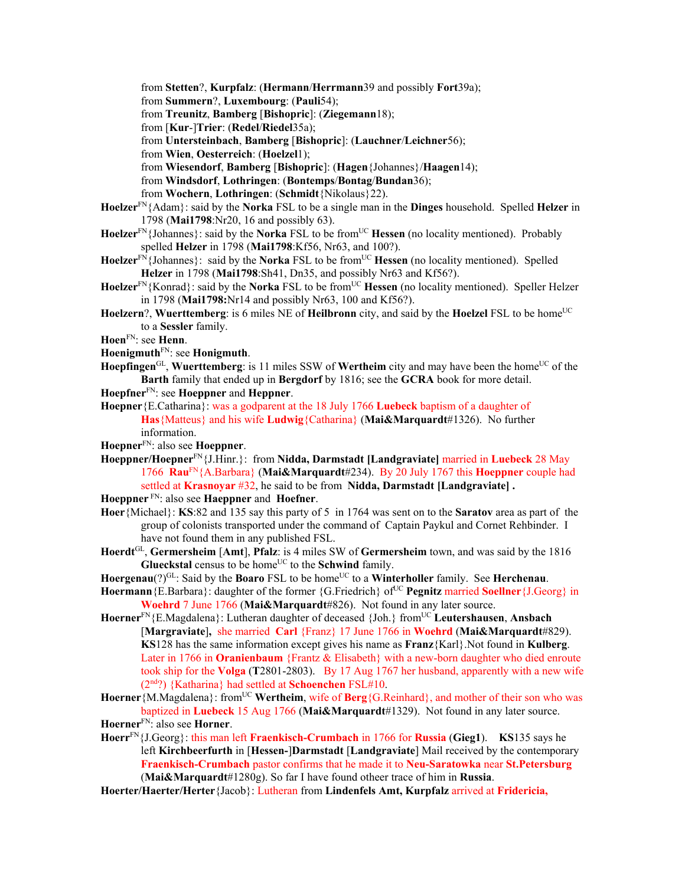from **Stetten**?, **Kurpfalz**: (**Hermann**/**Herrmann**39 and possibly **Fort**39a);
from **Summern**?, **Luxembourg**: (**Pauli**54);
from **Treunitz**, **Bamberg** [**Bishopric**]: (**Ziegemann**18);
from [**Kur**-]**Trier**: (**Redel**/**Riedel**35a);
from **Untersteinbach**, **Bamberg** [**Bishopric**]: (**Lauchner**/**Leichner**56);
from **Wien**, **Oesterreich**: (**Hoelzel**1);
from **Wiesendorf**, **Bamberg** [**Bishopric**]: (**Hagen**{Johannes}/**Haagen**14);
from **Windsdorf**, **Lothringen**: (**Bontemps**/**Bontag**/**Bundan**36);
from **Wochern**, **Lothringen**: (**Schmidt**{Nikolaus}22).

**Hoelzer**[FN]{Adam}: said by the **Norka** FSL to be a single man in the **Dinges** household. Spelled **Helzer** in 1798 (**Mai1798**:Nr20, 16 and possibly 63).

**Hoelzer**[FN]{Johannes}: said by the **Norka** FSL to be from[UC] **Hessen** (no locality mentioned). Probably spelled **Helzer** in 1798 (**Mai1798**:Kf56, Nr63, and 100?).

**Hoelzer**[FN]{Johannes}: said by the **Norka** FSL to be from[UC] **Hessen** (no locality mentioned). Spelled **Helzer** in 1798 (**Mai1798**:Sh41, Dn35, and possibly Nr63 and Kf56?).

**Hoelzer**[FN]{Konrad}: said by the **Norka** FSL to be from[UC] **Hessen** (no locality mentioned). Speller Helzer in 1798 (**Mai1798:**Nr14 and possibly Nr63, 100 and Kf56?).

**Hoelzern**?, **Wuerttemberg**: is 6 miles NE of **Heilbronn** city, and said by the **Hoelzel** FSL to be home[UC] to a **Sessler** family.

**Hoen**[FN]: see **Henn**.

**Hoenigmuth**[FN]: see **Honigmuth**.

**Hoepfingen**[GL], **Wuerttemberg**: is 11 miles SSW of **Wertheim** city and may have been the home[UC] of the **Barth** family that ended up in **Bergdorf** by 1816; see the **GCRA** book for more detail.

**Hoepfner**[FN]: see **Hoeppner** and **Heppner**.

**Hoepner**{E.Catharina}: was a godparent at the 18 July 1766 **Luebeck** baptism of a daughter of **Has**{Matteus} and his wife **Ludwig**{Catharina} (**Mai&Marquardt**#1326). No further information.

**Hoepner**[FN]: also see **Hoeppner**.

**Hoeppner/Hoepner**[FN]{J.Hinr.}: from **Nidda, Darmstadt [Landgraviate]** married in **Luebeck** 28 May 1766 **Rau**[FN]{A.Barbara} (**Mai&Marquardt**#234). By 20 July 1767 this **Hoeppner** couple had settled at **Krasnoyar** #32, he said to be from **Nidda, Darmstadt [Landgraviate] .**

**Hoeppner** [FN]: also see **Haeppner** and **Hoefner**.

**Hoer**{Michael}: **KS**:82 and 135 say this party of 5 in 1764 was sent on to the **Saratov** area as part of the group of colonists transported under the command of Captain Paykul and Cornet Rehbinder. I have not found them in any published FSL.

**Hoerdt**[GL], **Germersheim** [**Amt**], **Pfalz**: is 4 miles SW of **Germersheim** town, and was said by the 1816 **Glueckstal** census to be home[UC] to the **Schwind** family.

**Hoergenau**(?)[GL]: Said by the **Boaro** FSL to be home[UC] to a **Winterholler** family. See **Herchenau**.

**Hoermann**{E.Barbara}: daughter of the former {G.Friedrich} of[UC] **Pegnitz** married **Soellner**{J.Georg} in **Woehrd** 7 June 1766 (**Mai&Marquardt**#826). Not found in any later source.

**Hoerner**[FN]{E.Magdalena}: Lutheran daughter of deceased {Joh.} from[UC] **Leutershausen**, **Ansbach** [**Margraviate**], she married **Carl** {Franz} 17 June 1766 in **Woehrd** (**Mai&Marquardt**#829). **KS**128 has the same information except gives his name as **Franz**{Karl}.Not found in **Kulberg**. Later in 1766 in **Oranienbaum** {Frantz & Elisabeth} with a new-born daughter who died enroute took ship for the **Volga** (**T**2801-2803). By 17 Aug 1767 her husband, apparently with a new wife (2nd?) {Katharina} had settled at **Schoenchen** FSL#10.

**Hoerner**{M.Magdalena}: from[UC] **Wertheim**, wife of **Berg**{G.Reinhard}, and mother of their son who was baptized in **Luebeck** 15 Aug 1766 (**Mai&Marquardt**#1329). Not found in any later source.

**Hoerner**[FN]: also see **Horner**.

**Hoerr**[FN]{J.Georg}: this man left **Fraenkisch-Crumbach** in 1766 for **Russia** (**Gieg1**). **KS**135 says he left **Kirchbeerfurth** in [**Hessen-**]**Darmstadt** [**Landgraviate**] Mail received by the contemporary **Fraenkisch-Crumbach** pastor confirms that he made it to **Neu-Saratowka** near **St.Petersburg** (**Mai&Marquardt**#1280g). So far I have found otheer trace of him in **Russia**.

**Hoerter/Haerter/Herter**{Jacob}: Lutheran from **Lindenfels Amt, Kurpfalz** arrived at **Fridericia,**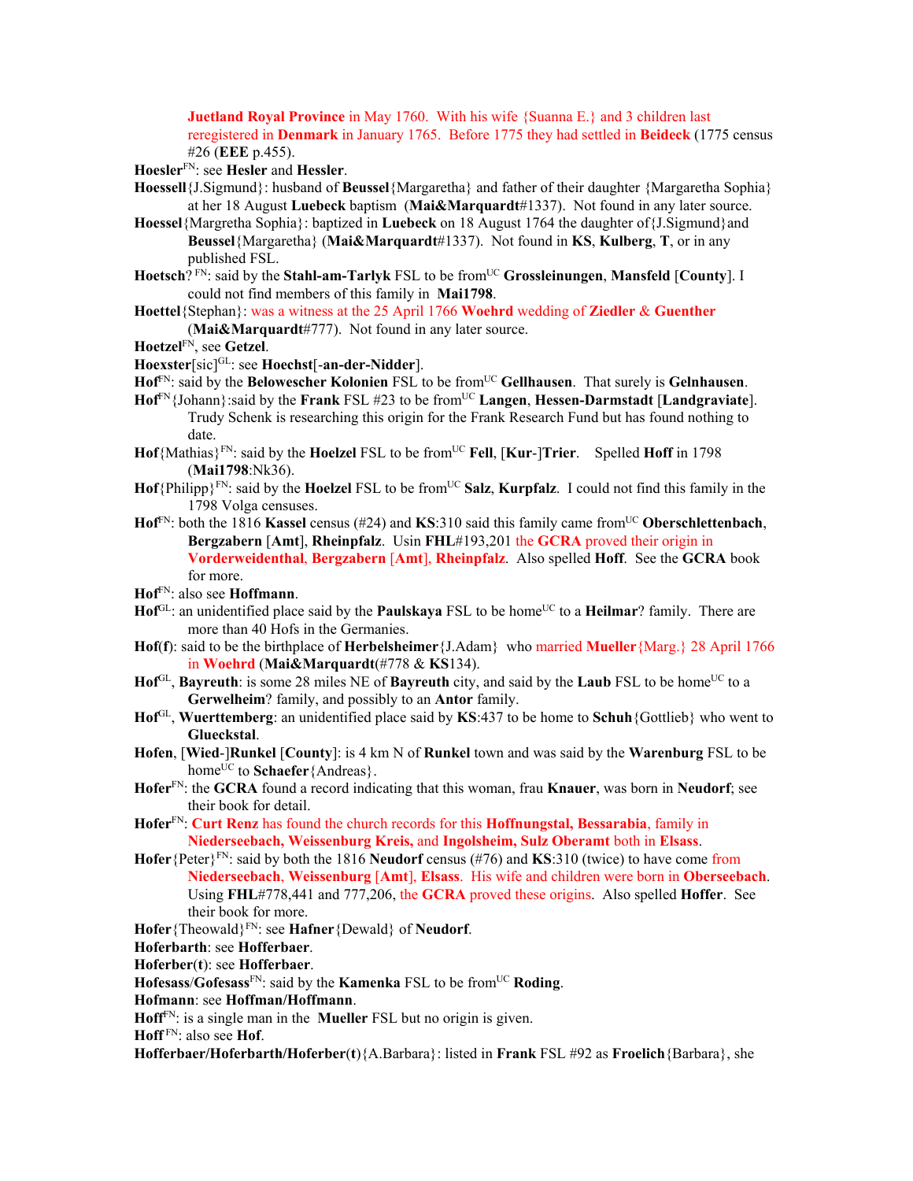**Juetland Royal Province** in May 1760. With his wife {Suanna E.} and 3 children last reregistered in **Denmark** in January 1765. Before 1775 they had settled in **Beideck** (1775 census #26 (**EEE** p.455).

**Hoesler**[FN]: see **Hesler** and **Hessler**.

**Hoessell**{J.Sigmund}: husband of **Beussel**{Margaretha} and father of their daughter {Margaretha Sophia} at her 18 August **Luebeck** baptism (**Mai&Marquardt**#1337). Not found in any later source.

**Hoessel**{Margretha Sophia}: baptized in **Luebeck** on 18 August 1764 the daughter of{J.Sigmund}and **Beussel**{Margaretha} (**Mai&Marquardt**#1337). Not found in **KS**, **Kulberg**, **T**, or in any published FSL.

**Hoetsch**? [FN]: said by the **Stahl-am-Tarlyk** FSL to be from[UC] **Grossleinungen**, **Mansfeld** [**County**]. I could not find members of this family in **Mai1798**.

**Hoettel**{Stephan}: was a witness at the 25 April 1766 **Woehrd** wedding of **Ziedler** & **Guenther** (**Mai&Marquardt**#777). Not found in any later source.

**Hoetzel**[FN], see **Getzel**.

**Hoexster**[sic][GL]: see **Hoechst**[**-an-der-Nidder**].

**Hof**[FN]: said by the **Belowescher Kolonien** FSL to be from[UC] **Gellhausen**. That surely is **Gelnhausen**.

**Hof**[FN]{Johann}:said by the **Frank** FSL #23 to be from[UC] **Langen**, **Hessen-Darmstadt** [**Landgraviate**]. Trudy Schenk is researching this origin for the Frank Research Fund but has found nothing to date.

**Hof**{Mathias}[FN]: said by the **Hoelzel** FSL to be from[UC] **Fell**, [**Kur**-]**Trier**. Spelled **Hoff** in 1798 (**Mai1798**:Nk36).

**Hof**{Philipp}[FN]: said by the **Hoelzel** FSL to be from[UC] **Salz**, **Kurpfalz**. I could not find this family in the 1798 Volga censuses.

**Hof**[FN]: both the 1816 **Kassel** census (#24) and **KS**:310 said this family came from[UC] **Oberschlettenbach**, **Bergzabern** [**Amt**], **Rheinpfalz**. Usin **FHL**#193,201 the **GCRA** proved their origin in **Vorderweidenthal**, **Bergzabern** [**Amt**], **Rheinpfalz**. Also spelled **Hoff**. See the **GCRA** book for more.

**Hof**[FN]: also see **Hoffmann**.

**Hof**[GL]: an unidentified place said by the **Paulskaya** FSL to be home[UC] to a **Heilmar**? family. There are more than 40 Hofs in the Germanies.

**Hof**(**f**): said to be the birthplace of **Herbelsheimer**{J.Adam} who married **Mueller**{Marg.} 28 April 1766 in **Woehrd** (**Mai&Marquardt**(#778 & **KS**134).

**Hof**[GL], **Bayreuth**: is some 28 miles NE of **Bayreuth** city, and said by the **Laub** FSL to be home[UC] to a **Gerwelheim**? family, and possibly to an **Antor** family.

**Hof**[GL], **Wuerttemberg**: an unidentified place said by **KS**:437 to be home to **Schuh**{Gottlieb} who went to **Glueckstal**.

**Hofen**, [**Wied**-]**Runkel** [**County**]: is 4 km N of **Runkel** town and was said by the **Warenburg** FSL to be home[UC] to **Schaefer**{Andreas}.

**Hofer**[FN]: the **GCRA** found a record indicating that this woman, frau **Knauer**, was born in **Neudorf**; see their book for detail.

**Hofer**[FN]: **Curt Renz** has found the church records for this **Hoffnungstal, Bessarabia**, family in **Niederseebach, Weissenburg Kreis,** and **Ingolsheim, Sulz Oberamt** both in **Elsass**.

**Hofer**{Peter}[FN]: said by both the 1816 **Neudorf** census (#76) and **KS**:310 (twice) to have come from **Niederseebach**, **Weissenburg** [**Amt**], **Elsass**. His wife and children were born in **Oberseebach**. Using **FHL**#778,441 and 777,206, the **GCRA** proved these origins. Also spelled **Hoffer**. See their book for more.

**Hofer**{Theowald}[FN]: see **Hafner**{Dewald} of **Neudorf**.

**Hoferbarth**: see **Hofferbaer**.

**Hoferber**(**t**): see **Hofferbaer**.

**Hofesass**/**Gofesass**[FN]: said by the **Kamenka** FSL to be from[UC] **Roding**.

**Hofmann**: see **Hoffman/Hoffmann**.

**Hoff**[FN]: is a single man in the **Mueller** FSL but no origin is given.

**Hoff** [FN]: also see **Hof**.

**Hofferbaer/Hoferbarth/Hoferber**(**t**){A.Barbara}: listed in **Frank** FSL #92 as **Froelich**{Barbara}, she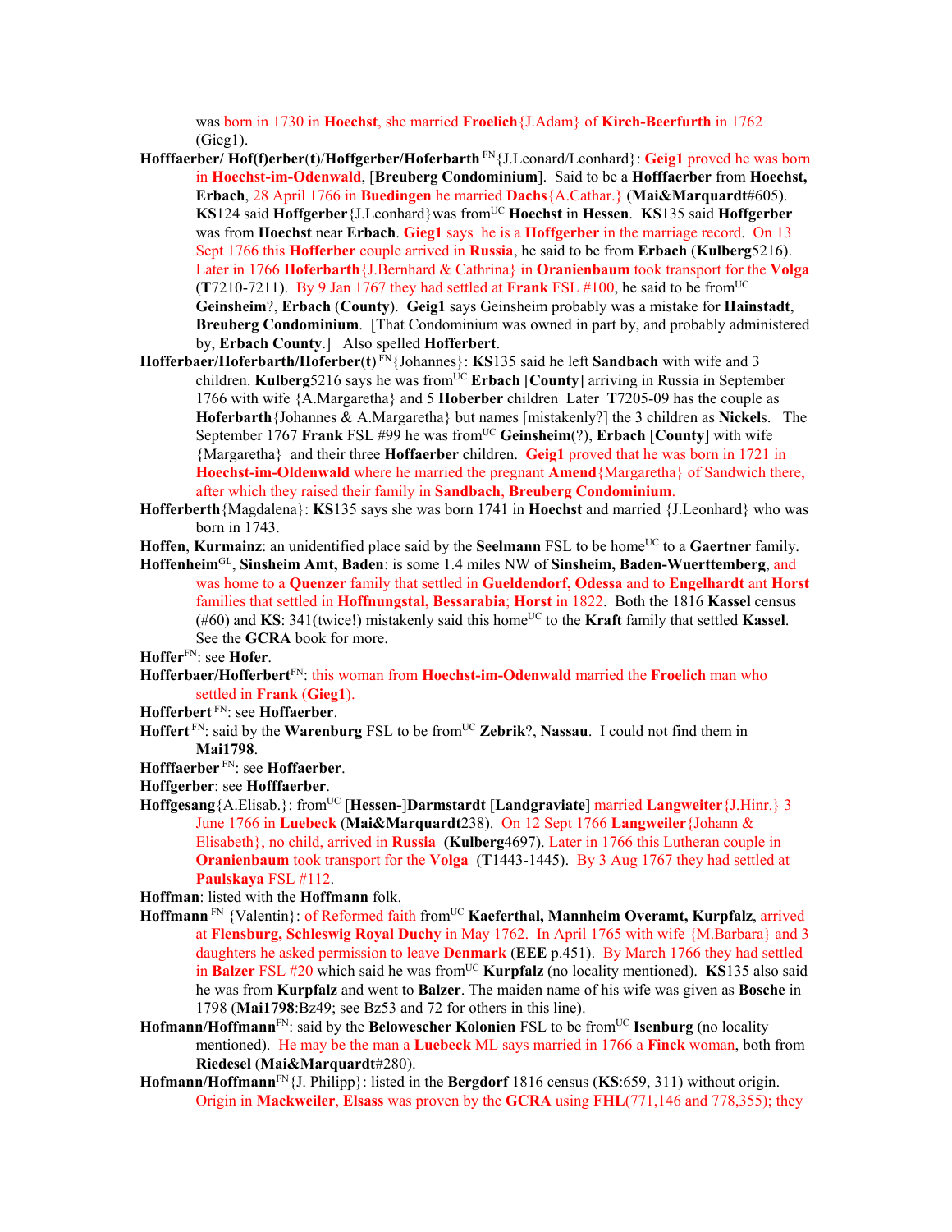was born in 1730 in **Hoechst**, she married **Froelich**{J.Adam} of **Kirch-Beerfurth** in 1762 (Gieg1).

**Hofffaerber/ Hof(f)erber(t)/Hoffgerber/Hoferbarth** FN{J.Leonard/Leonhard}: **Geig1** proved he was born in **Hoechst-im-Odenwald**, [**Breuberg Condominium**]. Said to be a **Hofffaerber** from **Hoechst, Erbach**, 28 April 1766 in **Buedingen** he married **Dachs**{A.Cathar.} (**Mai&Marquardt**#605). **KS**124 said **Hoffgerber**{J.Leonhard}was from[UC] **Hoechst** in **Hessen**. **KS**135 said **Hoffgerber** was from **Hoechst** near **Erbach**. **Gieg1** says he is a **Hoffgerber** in the marriage record. On 13 Sept 1766 this **Hofferber** couple arrived in **Russia**, he said to be from **Erbach** (**Kulberg**5216). Later in 1766 **Hoferbarth**{J.Bernhard & Cathrina} in **Oranienbaum** took transport for the **Volga** (**T**7210-7211). By 9 Jan 1767 they had settled at **Frank** FSL #100, he said to be from[UC] **Geinsheim**?, **Erbach** (**County**). **Geig1** says Geinsheim probably was a mistake for **Hainstadt**, **Breuberg Condominium**. [That Condominium was owned in part by, and probably administered by, **Erbach County**.] Also spelled **Hofferbert**.

**Hofferbaer/Hoferbarth/Hoferber(t)** FN{Johannes}: **KS**135 said he left **Sandbach** with wife and 3 children. **Kulberg**5216 says he was from[UC] **Erbach** [**County**] arriving in Russia in September 1766 with wife {A.Margaretha} and 5 **Hoberber** children Later **T**7205-09 has the couple as **Hoferbarth**{Johannes & A.Margaretha} but names [mistakenly?] the 3 children as **Nickel**s. The September 1767 **Frank** FSL #99 he was from[UC] **Geinsheim**(?), **Erbach** [**County**] with wife {Margaretha} and their three **Hoffaerber** children. **Geig1** proved that he was born in 1721 in **Hoechst-im-Oldenwald** where he married the pregnant **Amend**{Margaretha} of Sandwich there, after which they raised their family in **Sandbach**, **Breuberg Condominium**.

**Hofferberth**{Magdalena}: **KS**135 says she was born 1741 in **Hoechst** and married {J.Leonhard} who was born in 1743.

**Hoffen**, **Kurmainz**: an unidentified place said by the **Seelmann** FSL to be home[UC] to a **Gaertner** family.

**Hoffenheim**[GL], **Sinsheim Amt, Baden**: is some 1.4 miles NW of **Sinsheim, Baden-Wuerttemberg**, and was home to a **Quenzer** family that settled in **Glueldendorf, Odessa** and to **Engelhardt** ant **Horst** families that settled in **Hoffnungstal, Bessarabia**; **Horst** in 1822. Both the 1816 **Kassel** census (#60) and **KS**: 341(twice!) mistakenly said this home[UC] to the **Kraft** family that settled **Kassel**. See the **GCRA** book for more.

**Hoffer**[FN]: see **Hofer**.

**Hofferbaer/Hofferbert**[FN]: this woman from **Hoechst-im-Odenwald** married the **Froelich** man who settled in **Frank** (**Gieg1**).

**Hofferbert** FN: see **Hoffaerber**.

**Hoffert** FN: said by the **Warenburg** FSL to be from[UC] **Zebrik**?, **Nassau**. I could not find them in **Mai1798**.

**Hofffaerber** FN: see **Hoffaerber**.

**Hoffgerber**: see **Hofffaerber**.

**Hoffgesang**{A.Elisab.}: from[UC] [**Hessen-**]**Darmstardt** [**Landgraviate**] married **Langweiter**{J.Hinr.} 3 June 1766 in **Luebeck** (**Mai&Marquardt**238). On 12 Sept 1766 **Langweiler**{Johann & Elisabeth}, no child, arrived in **Russia** (**Kulberg**4697). Later in 1766 this Lutheran couple in **Oranienbaum** took transport for the **Volga** (**T**1443-1445). By 3 Aug 1767 they had settled at **Paulskaya** FSL #112.

**Hoffman**: listed with the **Hoffmann** folk.

**Hoffmann** FN {Valentin}: of Reformed faith from[UC] **Kaeferthal, Mannheim Overamt, Kurpfalz**, arrived at **Flensburg, Schleswig Royal Duchy** in May 1762. In April 1765 with wife {M.Barbara} and 3 daughters he asked permission to leave **Denmark** (**EEE** p.451). By March 1766 they had settled in **Balzer** FSL #20 which said he was from[UC] **Kurpfalz** (no locality mentioned). **KS**135 also said he was from **Kurpfalz** and went to **Balzer**. The maiden name of his wife was given as **Bosche** in 1798 (**Mai1798**:Bz49; see Bz53 and 72 for others in this line).

**Hofmann/Hoffmann**[FN]: said by the **Belowescher Kolonien** FSL to be from[UC] **Isenburg** (no locality mentioned). He may be the man a **Luebeck** ML says married in 1766 a **Finck** woman, both from **Riedesel** (**Mai&Marquardt**#280).

**Hofmann/Hoffmann**[FN]{J. Philipp}: listed in the **Bergdorf** 1816 census (**KS**:659, 311) without origin. Origin in **Mackweiler**, **Elsass** was proven by the **GCRA** using **FHL**(771,146 and 778,355); they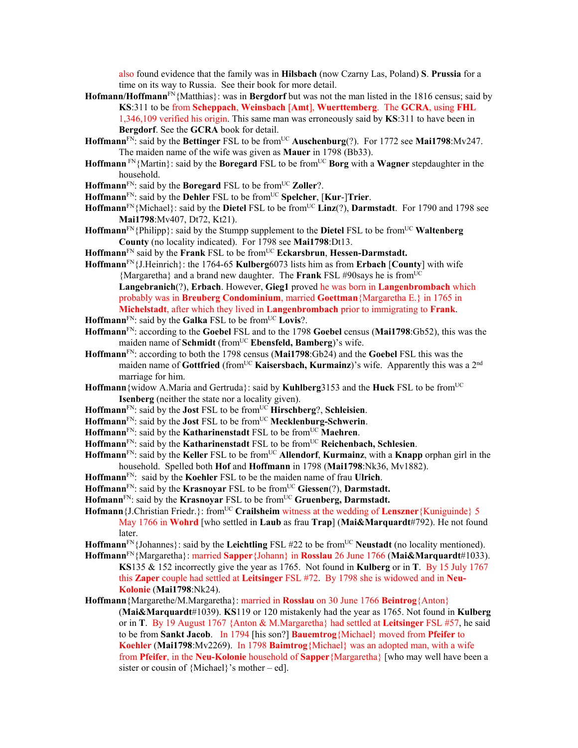also found evidence that the family was in **Hilsbach** (now Czarny Las, Poland) **S**. **Prussia** for a time on its way to Russia. See their book for more detail.

**Hofmann/Hoffmann**[FN]{Matthias}: was in **Bergdorf** but was not the man listed in the 1816 census; said by **KS**:311 to be from **Scheppach**, **Weinsbach** [**Amt**], **Wuerttemberg**. The **GCRA**, using **FHL** 1,346,109 verified his origin. This same man was erroneously said by **KS**:311 to have been in **Bergdorf**. See the **GCRA** book for detail.

**Hoffmann**[FN]: said by the **Bettinger** FSL to be from[UC] **Auschenburg**(?). For 1772 see **Mai1798**:Mv247. The maiden name of the wife was given as **Mauer** in 1798 (Bb33).

**Hoffmann** [FN]{Martin}: said by the **Boregard** FSL to be from[UC] **Borg** with a **Wagner** stepdaughter in the household.

**Hoffmann**[FN]: said by the **Boregard** FSL to be from[UC] **Zoller**?.

**Hoffmann**[FN]: said by the **Dehler** FSL to be from[UC] **Spelcher**, [**Kur**-]**Trier**.

**Hoffmann**[FN]{Michael}: said by the **Dietel** FSL to be from[UC] **Linz**(?), **Darmstadt**. For 1790 and 1798 see **Mai1798**:Mv407, Dt72, Kt21).

**Hoffmann**[FN]{Philipp}: said by the Stumpp supplement to the **Dietel** FSL to be from[UC] **Waltenberg County** (no locality indicated). For 1798 see **Mai1798**:Dt13.

**Hoffmann**[FN] said by the **Frank** FSL to be from[UC] **Eckarsbrun**, **Hessen-Darmstadt.**

**Hoffmann**[FN]{J.Heinrich}: the 1764-65 **Kulberg**6073 lists him as from **Erbach** [**County**] with wife {Margaretha} and a brand new daughter. The **Frank** FSL #90says he is from[UC] **Langebranich**(?), **Erbach**. However, **Gieg1** proved he was born in **Langenbrombach** which probably was in **Breuberg Condominium**, married **Goettman**{Margaretha E.} in 1765 in **Michelstadt**, after which they lived in **Langenbrombach** prior to immigrating to **Frank**.

**Hoffmann**[FN]: said by the **Galka** FSL to be from[UC] **Lovis**?.

**Hoffmann**[FN]: according to the **Goebel** FSL and to the 1798 **Goebel** census (**Mai1798**:Gb52), this was the maiden name of **Schmidt** (from[UC] **Ebensfeld, Bamberg**)'s wife.

**Hoffmann**[FN]: according to both the 1798 census (**Mai1798**:Gb24) and the **Goebel** FSL this was the maiden name of **Gottfried** (from[UC] **Kaisersbach, Kurmainz**)'s wife. Apparently this was a 2[nd] marriage for him.

**Hoffmann**{widow A.Maria and Gertruda}: said by **Kuhlberg**3153 and the **Huck** FSL to be from[UC] **Isenberg** (neither the state nor a locality given).

**Hoffmann**[FN]: said by the **Jost** FSL to be from[UC] **Hirschberg**?, **Schleisien**.

**Hoffmann**[FN]: said by the **Jost** FSL to be from[UC] **Mecklenburg-Schwerin**.

**Hoffmann**[FN]: said by the **Katharinenstadt** FSL to be from[UC] **Maehren**.

**Hoffmann**[FN]: said by the **Katharinenstadt** FSL to be from[UC] **Reichenbach, Schlesien**.

**Hoffmann**[FN]: said by the **Keller** FSL to be from[UC] **Allendorf**, **Kurmainz**, with a **Knapp** orphan girl in the household. Spelled both **Hof** and **Hoffmann** in 1798 (**Mai1798**:Nk36, Mv1882).

**Hoffmann**[FN]: said by the **Koehler** FSL to be the maiden name of frau **Ulrich**.

**Hoffmann**[FN]: said by the **Krasnoyar** FSL to be from[UC] **Giessen**(?), **Darmstadt.**

**Hofmann**[FN]: said by the **Krasnoyar** FSL to be from[UC] **Gruenberg, Darmstadt.**

**Hofmann**{J.Christian Friedr.}: from[UC] **Crailsheim** witness at the wedding of **Lenszner**{Kuniguinde} 5 May 1766 in **Wohrd** [who settled in **Laub** as frau **Trap**] (**Mai&Marquardt**#792). He not found later.

**Hoffmann**[FN]{Johannes}: said by the **Leichtling** FSL #22 to be from[UC] **Neustadt** (no locality mentioned).

**Hoffmann**[FN]{Margaretha}: married **Sapper**{Johann} in **Rosslau** 26 June 1766 (**Mai&Marquardt**#1033). **KS**135 & 152 incorrectly give the year as 1765. Not found in **Kulberg** or in **T**. By 15 July 1767 this **Zaper** couple had settled at **Leitsinger** FSL #72. By 1798 she is widowed and in **Neu-Kolonie** (**Mai1798**:Nk24).

**Hoffmann**{Margarethe/M.Margaretha}: married in **Rosslau** on 30 June 1766 **Beintrog**{Anton} (**Mai&Marquardt**#1039). **KS**119 or 120 mistakenly had the year as 1765. Not found in **Kulberg** or in **T**. By 19 August 1767 {Anton & M.Margaretha} had settled at **Leitsinger** FSL #57, he said to be from **Sankt Jacob**. In 1794 [his son?] **Bauemtrog**{Michael} moved from **Pfeifer** to **Koehler** (**Mai1798**:Mv2269). In 1798 **Baimtrog**{Michael} was an adopted man, with a wife from **Pfeifer**, in the **Neu-Kolonie** household of **Sapper**{Margaretha} [who may well have been a sister or cousin of {Michael}'s mother – ed].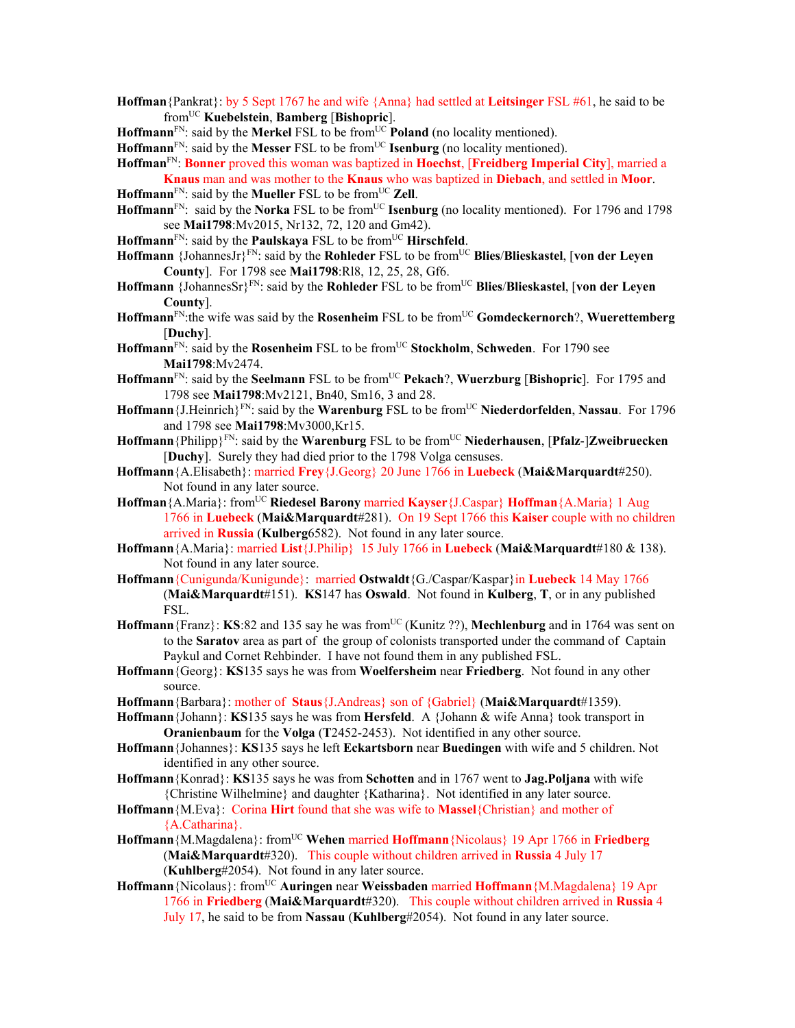**Hoffman**{Pankrat}: by 5 Sept 1767 he and wife {Anna} had settled at **Leitsinger** FSL #61, he said to be from[UC] **Kuebelstein**, **Bamberg** [**Bishopric**].

**Hoffmann**[FN]: said by the **Merkel** FSL to be from[UC] **Poland** (no locality mentioned).

**Hoffmann**[FN]: said by the **Messer** FSL to be from[UC] **Isenburg** (no locality mentioned).

**Hoffman**[FN]: **Bonner** proved this woman was baptized in **Hoechst**, [**Freidberg Imperial City**], married a **Knaus** man and was mother to the **Knaus** who was baptized in **Diebach**, and settled in **Moor**.

**Hoffmann**[FN]: said by the **Mueller** FSL to be from[UC] **Zell**.

**Hoffmann**[FN]: said by the **Norka** FSL to be from[UC] **Isenburg** (no locality mentioned). For 1796 and 1798 see **Mai1798**:Mv2015, Nr132, 72, 120 and Gm42).

**Hoffmann**[FN]: said by the **Paulskaya** FSL to be from[UC] **Hirschfeld**.

**Hoffmann** {JohannesJr}[FN]: said by the **Rohleder** FSL to be from[UC] **Blies**/**Blieskastel**, [**von der Leyen County**]. For 1798 see **Mai1798**:Rl8, 12, 25, 28, Gf6.

**Hoffmann** {JohannesSr}[FN]: said by the **Rohleder** FSL to be from[UC] **Blies**/**Blieskastel**, [**von der Leyen County**].

**Hoffmann**[FN]:the wife was said by the **Rosenheim** FSL to be from[UC] **Gomdeckernorch**?, **Wuerettemberg** [**Duchy**].

**Hoffmann**[FN]: said by the **Rosenheim** FSL to be from[UC] **Stockholm**, **Schweden**. For 1790 see **Mai1798**:Mv2474.

**Hoffmann**[FN]: said by the **Seelmann** FSL to be from[UC] **Pekach**?, **Wuerzburg** [**Bishopric**]. For 1795 and 1798 see **Mai1798**:Mv2121, Bn40, Sm16, 3 and 28.

**Hoffmann**{J.Heinrich}[FN]: said by the **Warenburg** FSL to be from[UC] **Niederdorfelden**, **Nassau**. For 1796 and 1798 see **Mai1798**:Mv3000,Kr15.

**Hoffmann**{Philipp}[FN]: said by the **Warenburg** FSL to be from[UC] **Niederhausen**, [**Pfalz**-]**Zweibruecken** [**Duchy**]. Surely they had died prior to the 1798 Volga censuses.

**Hoffmann**{A.Elisabeth}: married **Frey**{J.Georg} 20 June 1766 in **Luebeck** (**Mai&Marquardt**#250). Not found in any later source.

**Hoffman**{A.Maria}: from[UC] **Riedesel Barony** married **Kayser**{J.Caspar} **Hoffman**{A.Maria} 1 Aug 1766 in **Luebeck** (**Mai&Marquardt**#281). On 19 Sept 1766 this **Kaiser** couple with no children arrived in **Russia** (**Kulberg**6582). Not found in any later source.

**Hoffmann**{A.Maria}: married **List**{J.Philip} 15 July 1766 in **Luebeck** (**Mai&Marquardt**#180 & 138). Not found in any later source.

**Hoffmann**{Cunigunda/Kunigunde}: married **Ostwaldt**{G./Caspar/Kaspar}in **Luebeck** 14 May 1766 (**Mai&Marquardt**#151). **KS**147 has **Oswald**. Not found in **Kulberg**, **T**, or in any published FSL.

**Hoffmann**{Franz}: **KS**:82 and 135 say he was from[UC] (Kunitz ??), **Mechlenburg** and in 1764 was sent on to the **Saratov** area as part of the group of colonists transported under the command of Captain Paykul and Cornet Rehbinder. I have not found them in any published FSL.

**Hoffmann**{Georg}: **KS**135 says he was from **Woelfersheim** near **Friedberg**. Not found in any other source.

**Hoffmann**{Barbara}: mother of **Staus**{J.Andreas} son of {Gabriel} (**Mai&Marquardt**#1359).

**Hoffmann**{Johann}: **KS**135 says he was from **Hersfeld**. A {Johann & wife Anna} took transport in **Oranienbaum** for the **Volga** (**T**2452-2453). Not identified in any other source.

**Hoffmann**{Johannes}: **KS**135 says he left **Eckartsborn** near **Buedingen** with wife and 5 children. Not identified in any other source.

**Hoffmann**{Konrad}: **KS**135 says he was from **Schotten** and in 1767 went to **Jag.Poljana** with wife {Christine Wilhelmine} and daughter {Katharina}. Not identified in any later source.

**Hoffmann**{M.Eva}: Corina **Hirt** found that she was wife to **Massel**{Christian} and mother of {A.Catharina}.

**Hoffmann**{M.Magdalena}: from[UC] **Wehen** married **Hoffmann**{Nicolaus} 19 Apr 1766 in **Friedberg** (**Mai&Marquardt**#320). This couple without children arrived in **Russia** 4 July 17 (**Kuhlberg**#2054). Not found in any later source.

**Hoffmann**{Nicolaus}: from[UC] **Auringen** near **Weissbaden** married **Hoffmann**{M.Magdalena} 19 Apr 1766 in **Friedberg** (**Mai&Marquardt**#320). This couple without children arrived in **Russia** 4 July 17, he said to be from **Nassau** (**Kuhlberg**#2054). Not found in any later source.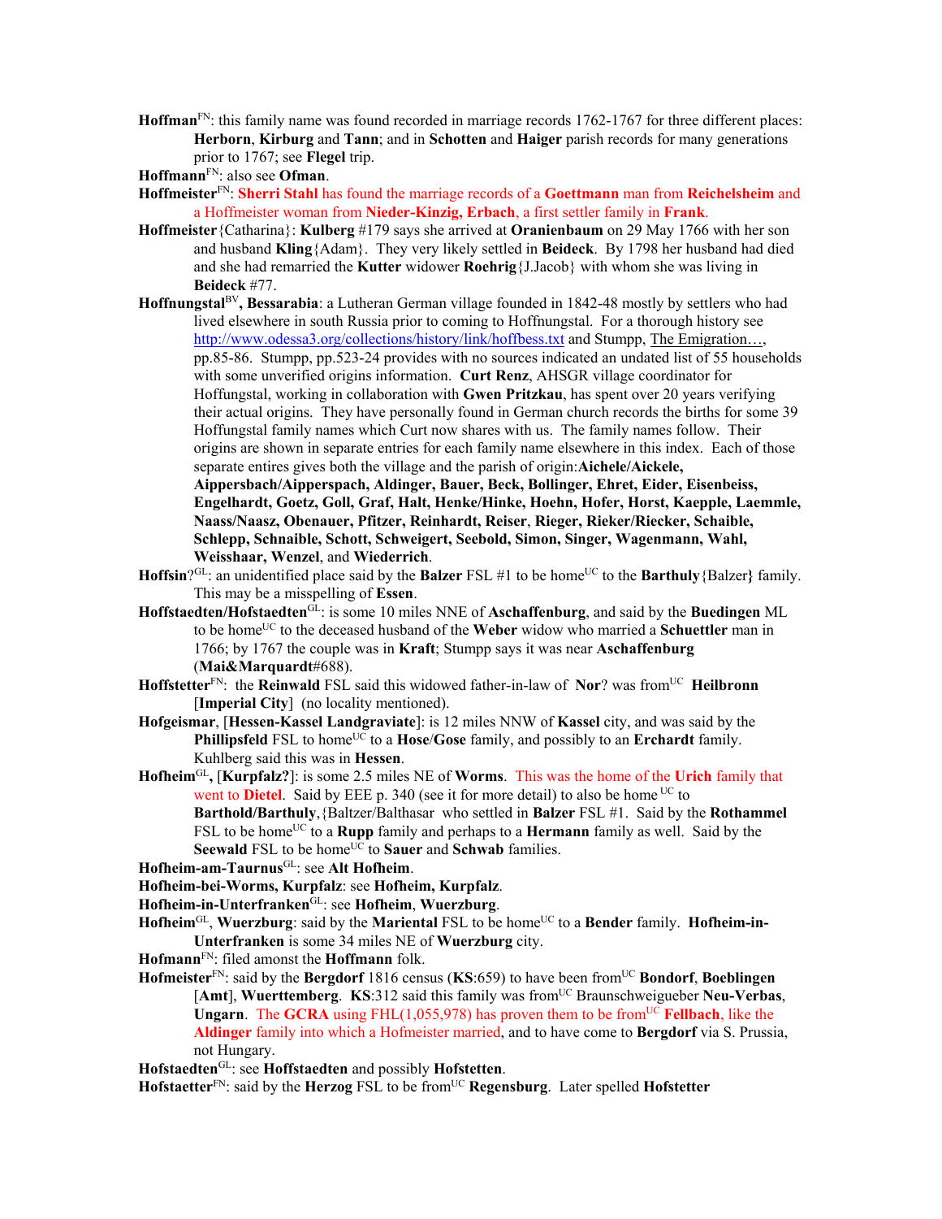**Hoffman**[FN]: this family name was found recorded in marriage records 1762-1767 for three different places: **Herborn**, **Kirburg** and **Tann**; and in **Schotten** and **Haiger** parish records for many generations prior to 1767; see **Flegel** trip.

**Hoffmann**[FN]: also see **Ofman**.

**Hoffmeister**[FN]: **Sherri Stahl** has found the marriage records of a **Goettmann** man from **Reichelsheim** and a Hoffmeister woman from **Nieder-Kinzig, Erbach**, a first settler family in **Frank**.

**Hoffmeister**{Catharina}: **Kulberg** #179 says she arrived at **Oranienbaum** on 29 May 1766 with her son and husband **Kling**{Adam}. They very likely settled in **Beideck**. By 1798 her husband had died and she had remarried the **Kutter** widower **Roehrig**{J.Jacob} with whom she was living in **Beideck** #77.

**Hoffnungstal**[BV]**, Bessarabia**: a Lutheran German village founded in 1842-48 mostly by settlers who had lived elsewhere in south Russia prior to coming to Hoffnungstal. For a thorough history see http://www.odessa3.org/collections/history/link/hoffbess.txt and Stumpp, The Emigration…, pp.85-86. Stumpp, pp.523-24 provides with no sources indicated an undated list of 55 households with some unverified origins information. **Curt Renz**, AHSGR village coordinator for Hoffungstal, working in collaboration with **Gwen Pritzkau**, has spent over 20 years verifying their actual origins. They have personally found in German church records the births for some 39 Hoffungstal family names which Curt now shares with us. The family names follow. Their origins are shown in separate entries for each family name elsewhere in this index. Each of those separate entires gives both the village and the parish of origin:**Aichele/Aickele, Aippersbach/Aipperspach, Aldinger, Bauer, Beck, Bollinger, Ehret, Eider, Eisenbeiss, Engelhardt, Goetz, Goll, Graf, Halt, Henke/Hinke, Hoehn, Hofer, Horst, Kaepple, Laemmle, Naass/Naasz, Obenauer, Pfitzer, Reinhardt, Reiser**, **Rieger, Rieker/Riecker, Schaible, Schlepp, Schnaible, Schott, Schweigert, Seebold, Simon, Singer, Wagenmann, Wahl, Weisshaar, Wenzel**, and **Wiederrich**.

**Hoffsin**?[GL]: an unidentified place said by the **Balzer** FSL #1 to be home[UC] to the **Barthuly**{Balzer**}** family. This may be a misspelling of **Essen**.

**Hoffstaedten/Hofstaedten**[GL]: is some 10 miles NNE of **Aschaffenburg**, and said by the **Buedingen** ML to be home[UC] to the deceased husband of the **Weber** widow who married a **Schuettler** man in 1766; by 1767 the couple was in **Kraft**; Stumpp says it was near **Aschaffenburg** (**Mai&Marquardt**#688).

**Hoffstetter**[FN]: the **Reinwald** FSL said this widowed father-in-law of **Nor**? was from[UC] **Heilbronn** [**Imperial City**] (no locality mentioned).

**Hofgeismar**, [**Hessen-Kassel Landgraviate**]: is 12 miles NNW of **Kassel** city, and was said by the **Phillipsfeld** FSL to home[UC] to a **Hose**/**Gose** family, and possibly to an **Erchardt** family. Kuhlberg said this was in **Hessen**.

**Hofheim**[GL]**,** [**Kurpfalz?**]: is some 2.5 miles NE of **Worms**. This was the home of the **Urich** family that went to **Dietel**. Said by EEE p. 340 (see it for more detail) to also be home [UC] to **Barthold/Barthuly**,{Baltzer/Balthasar who settled in **Balzer** FSL #1. Said by the **Rothammel** FSL to be home[UC] to a **Rupp** family and perhaps to a **Hermann** family as well. Said by the **Seewald** FSL to be home[UC] to **Sauer** and **Schwab** families.

**Hofheim-am-Taurnus**[GL]: see **Alt Hofheim**.

**Hofheim-bei-Worms, Kurpfalz**: see **Hofheim, Kurpfalz**.

**Hofheim-in-Unterfranken**[GL]: see **Hofheim**, **Wuerzburg**.

**Hofheim**[GL], **Wuerzburg**: said by the **Mariental** FSL to be home[UC] to a **Bender** family. **Hofheim-in-Unterfranken** is some 34 miles NE of **Wuerzburg** city.

**Hofmann**[FN]: filed amonst the **Hoffmann** folk.

**Hofmeister**[FN]: said by the **Bergdorf** 1816 census (**KS**:659) to have been from[UC] **Bondorf**, **Boeblingen** [**Amt**], **Wuerttemberg**. **KS**:312 said this family was from[UC] Braunschweigueber **Neu-Verbas**, **Ungarn**. The **GCRA** using FHL(1,055,978) has proven them to be from[UC] **Fellbach**, like the **Aldinger** family into which a Hofmeister married, and to have come to **Bergdorf** via S. Prussia, not Hungary.

**Hofstaedten**[GL]: see **Hoffstaedten** and possibly **Hofstetten**.

**Hofstaetter**[FN]: said by the **Herzog** FSL to be from[UC] **Regensburg**. Later spelled **Hofstetter**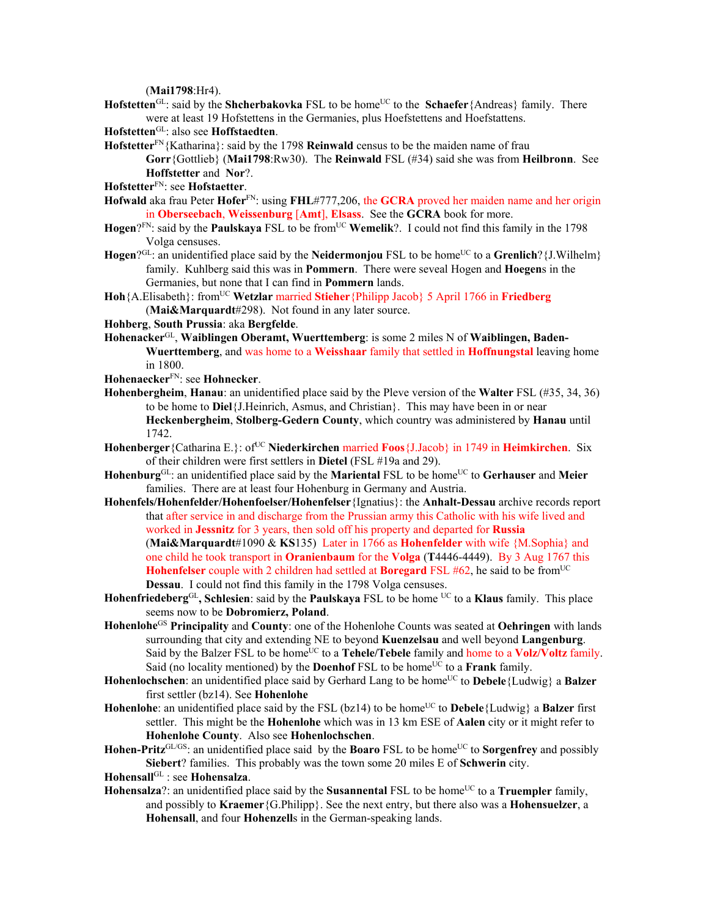(**Mai1798**:Hr4).

**Hofstetten**[GL]: said by the **Shcherbakovka** FSL to be home[UC] to the **Schaefer**{Andreas} family. There were at least 19 Hofstettens in the Germanies, plus Hoefstettens and Hoefstattens.

**Hofstetten**[GL]: also see **Hoffstaedten**.

**Hofstetter**[FN]{Katharina}: said by the 1798 **Reinwald** census to be the maiden name of frau **Gorr**{Gottlieb} (**Mai1798**:Rw30). The **Reinwald** FSL (#34) said she was from **Heilbronn**. See **Hoffstetter** and **Nor**?.

**Hofstetter**[FN]: see **Hofstaetter**.

**Hofwald** aka frau Peter **Hofer**[FN]: using **FHL**#777,206, the **GCRA** proved her maiden name and her origin in **Oberseebach**, **Weissenburg** [**Amt**], **Elsass**. See the **GCRA** book for more.

**Hogen**?[FN]: said by the **Paulskaya** FSL to be from[UC] **Wemelik**?. I could not find this family in the 1798 Volga censuses.

**Hogen**?[GL]: an unidentified place said by the **Neidermonjou** FSL to be home[UC] to a **Grenlich**?{J.Wilhelm} family. Kuhlberg said this was in **Pommern**. There were seveal Hogen and **Hoegen**s in the Germanies, but none that I can find in **Pommern** lands.

**Hoh**{A.Elisabeth}: from[UC] **Wetzlar** married **Stieher**{Philipp Jacob} 5 April 1766 in **Friedberg** (**Mai&Marquardt**#298). Not found in any later source.

**Hohberg**, **South Prussia**: aka **Bergfelde**.

**Hohenacker**[GL], **Waiblingen Oberamt**, **Wuerttemberg**: is some 2 miles N of **Waiblingen, Baden-Wuerttemberg**, and was home to a **Weisshaar** family that settled in **Hoffnungstal** leaving home in 1800.

**Hohenaecker**[FN]: see **Hohnecker**.

**Hohenbergheim**, **Hanau**: an unidentified place said by the Pleve version of the **Walter** FSL (#35, 34, 36) to be home to **Diel**{J.Heinrich, Asmus, and Christian}. This may have been in or near **Heckenbergheim**, **Stolberg-Gedern County**, which country was administered by **Hanau** until 1742.

**Hohenberger**{Catharina E.}: of[UC] **Niederkirchen** married **Foos**{J.Jacob} in 1749 in **Heimkirchen**. Six of their children were first settlers in **Dietel** (FSL #19a and 29).

**Hohenburg**[GL]: an unidentified place said by the **Mariental** FSL to be home[UC] to **Gerhauser** and **Meier** families. There are at least four Hohenburg in Germany and Austria.

**Hohenfels/Hohenfelder/Hohenfoelser/Hohenfelser**{Ignatius}: the **Anhalt-Dessau** archive records report that after service in and discharge from the Prussian army this Catholic with his wife lived and worked in **Jessnitz** for 3 years, then sold off his property and departed for **Russia** (**Mai&Marquardt**#1090 & **KS**135) Later in 1766 as **Hohenfelder** with wife {M.Sophia} and one child he took transport in **Oranienbaum** for the **Volga** (**T**4446-4449). By 3 Aug 1767 this **Hohenfelser** couple with 2 children had settled at **Boregard** FSL #62, he said to be from[UC] **Dessau**. I could not find this family in the 1798 Volga censuses.

**Hohenfriedeberg**[GL]**, Schlesien**: said by the **Paulskaya** FSL to be home [UC] to a **Klaus** family. This place seems now to be **Dobromierz, Poland**.

**Hohenlohe**[GS] **Principality** and **County**: one of the Hohenlohe Counts was seated at **Oehringen** with lands surrounding that city and extending NE to beyond **Kuenzelsau** and well beyond **Langenburg**. Said by the Balzer FSL to be home[UC] to a **Tehele/Tebele** family and home to a **Volz/Voltz** family. Said (no locality mentioned) by the **Doenhof** FSL to be home[UC] to a **Frank** family.

**Hohenlochschen**: an unidentified place said by Gerhard Lang to be home[UC] to **Debele**{Ludwig} a **Balzer** first settler (bz14). See **Hohenlohe**

**Hohenlohe**: an unidentified place said by the FSL (bz14) to be home[UC] to **Debele**{Ludwig} a **Balzer** first settler. This might be the **Hohenlohe** which was in 13 km ESE of **Aalen** city or it might refer to **Hohenlohe County**. Also see **Hohenlochschen**.

**Hohen-Pritz**[GL/GS]: an unidentified place said by the **Boaro** FSL to be home[UC] to **Sorgenfrey** and possibly **Siebert**? families. This probably was the town some 20 miles E of **Schwerin** city.

**Hohensall**[GL] : see **Hohensalza**.

**Hohensalza**?: an unidentified place said by the **Susannental** FSL to be home[UC] to a **Truempler** family, and possibly to **Kraemer**{G.Philipp}. See the next entry, but there also was a **Hohensuelzer**, a **Hohensall**, and four **Hohenzell**s in the German-speaking lands.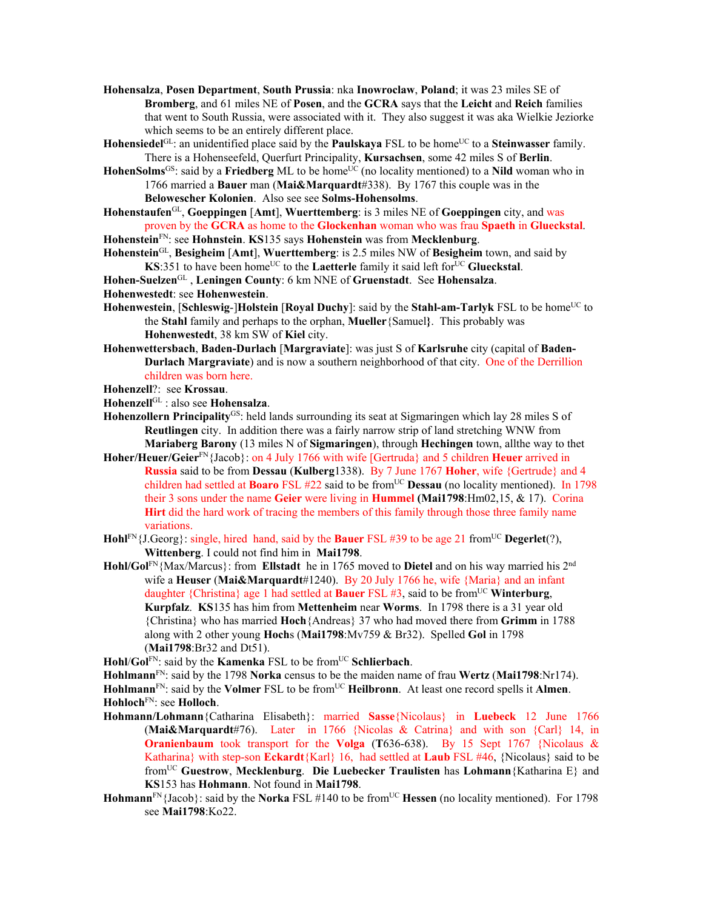**Hohensalza**, **Posen Department**, **South Prussia**: nka **Inowroclaw**, **Poland**; it was 23 miles SE of **Bromberg**, and 61 miles NE of **Posen**, and the **GCRA** says that the **Leicht** and **Reich** families that went to South Russia, were associated with it. They also suggest it was aka Wielkie Jeziorke which seems to be an entirely different place.

**Hohensiedel**[GL]: an unidentified place said by the **Paulskaya** FSL to be home[UC] to a **Steinwasser** family. There is a Hohenseefeld, Querfurt Principality, **Kursachsen**, some 42 miles S of **Berlin**.

**HohenSolms**[GS]: said by a **Friedberg** ML to be home[UC] (no locality mentioned) to a **Nild** woman who in 1766 married a **Bauer** man (**Mai&Marquardt**#338). By 1767 this couple was in the **Belowescher Kolonien**. Also see see **Solms-Hohensolms**.

**Hohenstaufen**[GL], **Goeppingen** [**Amt**], **Wuerttemberg**: is 3 miles NE of **Goeppingen** city, and was proven by the **GCRA** as home to the **Glockenhan** woman who was frau **Spaeth** in **Glueckstal**.

**Hohenstein**[FN]: see **Hohnstein**. **KS**135 says **Hohenstein** was from **Mecklenburg**.

**Hohenstein**[GL], **Besigheim** [**Amt**], **Wuerttemberg**: is 2.5 miles NW of **Besigheim** town, and said by **KS**:351 to have been home[UC] to the **Laetterle** family it said left for[UC] **Glueckstal**.

**Hohen-Suelzen**[GL] , **Leningen County**: 6 km NNE of **Gruenstadt**. See **Hohensalza**.

**Hohenwestedt**: see **Hohenwestein**.

**Hohenwestein**, [**Schleswig**-]**Holstein** [**Royal Duchy**]: said by the **Stahl-am-Tarlyk** FSL to be home[UC] to the **Stahl** family and perhaps to the orphan, **Mueller**{Samuel}. This probably was **Hohenwestedt**, 38 km SW of **Kiel** city.

**Hohenwettersbach**, **Baden-Durlach** [**Margraviate**]: was just S of **Karlsruhe** city (capital of **Baden-Durlach Margraviate**) and is now a southern neighborhood of that city. One of the Derrillion children was born here.

**Hohenzell**?: see **Krossau**.

**Hohenzell**[GL] : also see **Hohensalza**.

**Hohenzollern Principality**[GS]: held lands surrounding its seat at Sigmaringen which lay 28 miles S of **Reutlingen** city. In addition there was a fairly narrow strip of land stretching WNW from **Mariaberg Barony** (13 miles N of **Sigmaringen**), through **Hechingen** town, allthe way to thet

**Hoher/Heuer/Geier**[FN]{Jacob}: on 4 July 1766 with wife [Gertruda} and 5 children **Heuer** arrived in **Russia** said to be from **Dessau** (**Kulberg**1338). By 7 June 1767 **Hoher**, wife {Gertrude} and 4 children had settled at **Boaro** FSL #22 said to be from[UC] **Dessau** (no locality mentioned). In 1798 their 3 sons under the name **Geier** were living in **Hummel** (**Mai1798**:Hm02,15, & 17). Corina **Hirt** did the hard work of tracing the members of this family through those three family name variations.

**Hohl**[FN]{J.Georg}: single, hired hand, said by the **Bauer** FSL #39 to be age 21 from[UC] **Degerlet**(?), **Wittenberg**. I could not find him in **Mai1798**.

**Hohl/Gol**[FN]{Max/Marcus}: from **Ellstadt** he in 1765 moved to **Dietel** and on his way married his 2nd wife a **Heuser** (**Mai&Marquardt**#1240). By 20 July 1766 he, wife {Maria} and an infant daughter {Christina} age 1 had settled at **Bauer** FSL #3, said to be from[UC] **Winterburg**, **Kurpfalz**. **KS**135 has him from **Mettenheim** near **Worms**. In 1798 there is a 31 year old {Christina} who has married **Hoch**{Andreas} 37 who had moved there from **Grimm** in 1788 along with 2 other young **Hoch**s (**Mai1798**:Mv759 & Br32). Spelled **Gol** in 1798 (**Mai1798**:Br32 and Dt51).

**Hohl**/**Gol**[FN]: said by the **Kamenka** FSL to be from[UC] **Schlierbach**.

**Hohlmann**[FN]: said by the 1798 **Norka** census to be the maiden name of frau **Wertz** (**Mai1798**:Nr174).

**Hohlmann**[FN]: said by the **Volmer** FSL to be from[UC] **Heilbronn**. At least one record spells it **Almen**.

**Hohloch**[FN]: see **Holloch**.

**Hohmann/Lohmann**{Catharina Elisabeth}: married **Sasse**{Nicolaus} in **Luebeck** 12 June 1766 (**Mai&Marquardt**#76). Later in 1766 {Nicolas & Catrina} and with son {Carl} 14, in **Oranienbaum** took transport for the **Volga** (**T**636-638). By 15 Sept 1767 {Nicolaus & Katharina} with step-son **Eckardt**{Karl} 16, had settled at **Laub** FSL #46, {Nicolaus} said to be from[UC] **Guestrow**, **Mecklenburg**. **Die Luebecker Traulisten** has **Lohmann**{Katharina E} and **KS**153 has **Hohmann**. Not found in **Mai1798**.

**Hohmann**[FN]{Jacob}: said by the **Norka** FSL #140 to be from[UC] **Hessen** (no locality mentioned). For 1798 see **Mai1798**:Ko22.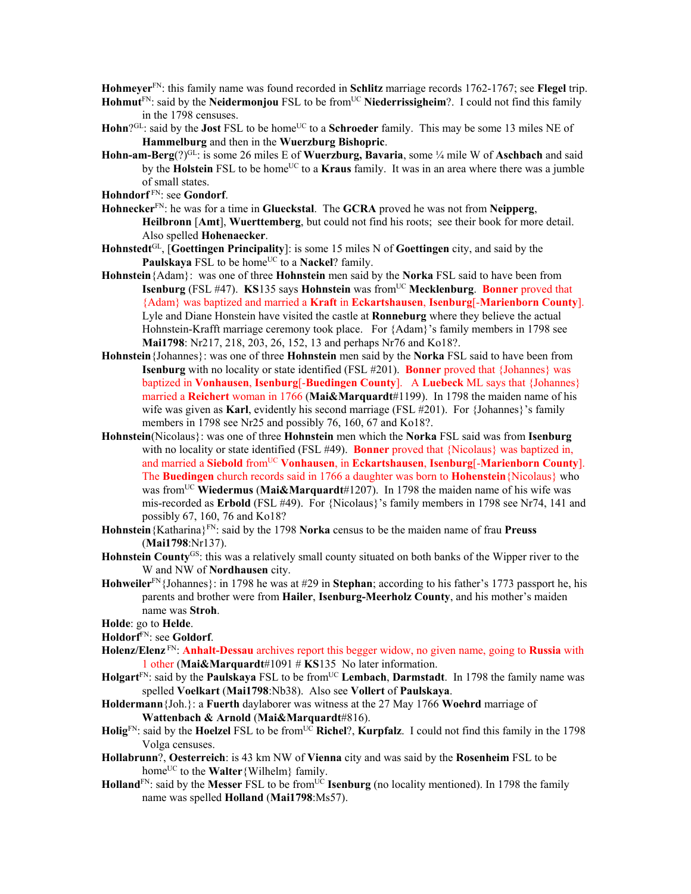**Hohmeyer**FN: this family name was found recorded in **Schlitz** marriage records 1762-1767; see **Flegel** trip.

**Hohmut**FN: said by the **Neidermonjou** FSL to be fromUC **Niederrissigheim**?. I could not find this family in the 1798 censuses.

**Hohn**?GL: said by the **Jost** FSL to be homeUC to a **Schroeder** family. This may be some 13 miles NE of **Hammelburg** and then in the **Wuerzburg Bishopric**.

**Hohn-am-Berg**(?)GL: is some 26 miles E of **Wuerzburg, Bavaria**, some ¼ mile W of **Aschbach** and said by the **Holstein** FSL to be homeUC to a **Kraus** family. It was in an area where there was a jumble of small states.

**Hohndorf** FN: see **Gondorf**.

**Hohnecker**FN: he was for a time in **Glueckstal**. The **GCRA** proved he was not from **Neipperg**, **Heilbronn** [**Amt**], **Wuerttemberg**, but could not find his roots; see their book for more detail. Also spelled **Hohenaecker**.

**Hohnstedt**GL, [**Goettingen Principality**]: is some 15 miles N of **Goettingen** city, and said by the **Paulskaya** FSL to be homeUC to a **Nackel**? family.

**Hohnstein**{Adam}: was one of three **Hohnstein** men said by the **Norka** FSL said to have been from **Isenburg** (FSL #47). **KS**135 says **Hohnstein** was fromUC **Mecklenburg**. **Bonner** proved that {Adam} was baptized and married a **Kraft** in **Eckartshausen**, **Isenburg**[-**Marienborn County**]. Lyle and Diane Honstein have visited the castle at **Ronneburg** where they believe the actual Hohnstein-Krafft marriage ceremony took place. For {Adam}'s family members in 1798 see **Mai1798**: Nr217, 218, 203, 26, 152, 13 and perhaps Nr76 and Ko18?.

**Hohnstein**{Johannes}: was one of three **Hohnstein** men said by the **Norka** FSL said to have been from **Isenburg** with no locality or state identified (FSL #201). **Bonner** proved that {Johannes} was baptized in **Vonhausen**, **Isenburg**[-**Buedingen County**]. A **Luebeck** ML says that {Johannes} married a **Reichert** woman in 1766 (**Mai&Marquardt**#1199). In 1798 the maiden name of his wife was given as **Karl**, evidently his second marriage (FSL #201). For {Johannes}'s family members in 1798 see Nr25 and possibly 76, 160, 67 and Ko18?.

**Hohnstein**(Nicolaus}: was one of three **Hohnstein** men which the **Norka** FSL said was from **Isenburg** with no locality or state identified (FSL #49). **Bonner** proved that {Nicolaus} was baptized in, and married a **Siebold** fromUC **Vonhausen**, in **Eckartshausen**, **Isenburg**[-**Marienborn County**]. The **Buedingen** church records said in 1766 a daughter was born to **Hohenstein**{Nicolaus} who was fromUC **Wiedermus** (**Mai&Marquardt**#1207). In 1798 the maiden name of his wife was mis-recorded as **Erbold** (FSL #49). For {Nicolaus}'s family members in 1798 see Nr74, 141 and possibly 67, 160, 76 and Ko18?

**Hohnstein**{Katharina}FN: said by the 1798 **Norka** census to be the maiden name of frau **Preuss** (**Mai1798**:Nr137).

**Hohnstein County**GS: this was a relatively small county situated on both banks of the Wipper river to the W and NW of **Nordhausen** city.

**Hohweiler**FN{Johannes}: in 1798 he was at #29 in **Stephan**; according to his father's 1773 passport he, his parents and brother were from **Hailer**, **Isenburg-Meerholz County**, and his mother's maiden name was **Stroh**.

**Holde**: go to **Helde**.

**Holdorf**FN: see **Goldorf**.

**Holenz/Elenz** FN: **Anhalt-Dessau** archives report this begger widow, no given name, going to **Russia** with 1 other (**Mai&Marquardt**#1091 # **KS**135 No later information.

**Holgart**FN: said by the **Paulskaya** FSL to be fromUC **Lembach**, **Darmstadt**. In 1798 the family name was spelled **Voelkart** (**Mai1798**:Nb38). Also see **Vollert** of **Paulskaya**.

**Holdermann**{Joh.}: a **Fuerth** daylaborer was witness at the 27 May 1766 **Woehrd** marriage of **Wattenbach & Arnold** (**Mai&Marquardt**#816).

**Holig**FN: said by the **Hoelzel** FSL to be fromUC **Richel**?, **Kurpfalz**. I could not find this family in the 1798 Volga censuses.

**Hollabrunn**?, **Oesterreich**: is 43 km NW of **Vienna** city and was said by the **Rosenheim** FSL to be homeUC to the **Walter**{Wilhelm} family.

**Holland**FN: said by the **Messer** FSL to be fromUC **Isenburg** (no locality mentioned). In 1798 the family name was spelled **Holland** (**Mai1798**:Ms57).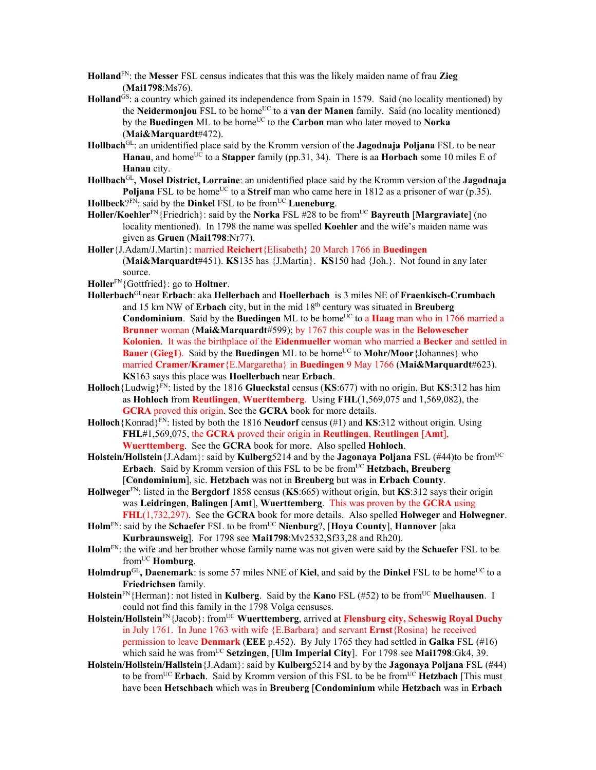**Holland**[FN]: the **Messer** FSL census indicates that this was the likely maiden name of frau **Zieg** (**Mai1798**:Ms76).

**Holland**[GS]: a country which gained its independence from Spain in 1579. Said (no locality mentioned) by the **Neidermonjou** FSL to be home[UC] to a **van der Manen** family. Said (no locality mentioned) by the **Buedingen** ML to be home[UC] to the **Carbon** man who later moved to **Norka** (**Mai&Marquardt**#472).

**Hollbach**[GL]: an unidentified place said by the Kromm version of the **Jagodnaja Poljana** FSL to be near **Hanau**, and home[UC] to a **Stapper** family (pp.31, 34). There is aa **Horbach** some 10 miles E of **Hanau** city.

**Hollbach**[GL]**, Mosel District, Lorraine**: an unidentified place said by the Kromm version of the **Jagodnaja Poljana** FSL to be home[UC] to a **Streif** man who came here in 1812 as a prisoner of war (p.35).

**Hollbeck**?[FN]: said by the **Dinkel** FSL to be from[UC] **Lueneburg**.

**Holler/Koehler**[FN]{Friedrich}: said by the **Norka** FSL #28 to be from[UC] **Bayreuth** [**Margraviate**] (no locality mentioned). In 1798 the name was spelled **Koehler** and the wife's maiden name was given as **Gruen** (**Mai1798**:Nr77).

**Holler**{J.Adam/J.Martin}: married **Reichert**{Elisabeth} 20 March 1766 in **Buedingen** (**Mai&Marquardt**#451). **KS**135 has {J.Martin}. **KS**150 had {Joh.}. Not found in any later source.

**Holler**[FN]{Gottfried}: go to **Holtner**.

**Hollerbach**[GL]near **Erbach**: aka **Hellerbach** and **Hoellerbach** is 3 miles NE of **Fraenkisch-Crumbach** and 15 km NW of **Erbach** city, but in the mid 18th century was situated in **Breuberg Condominium**. Said by the **Buedingen** ML to be home[UC] to a **Haag** man who in 1766 married a **Brunner** woman (**Mai&Marquardt**#599); by 1767 this couple was in the **Belowescher Kolonien**. It was the birthplace of the **Eidenmueller** woman who married a **Becker** and settled in **Bauer** (**Gieg1**). Said by the **Buedingen** ML to be home[UC] to **Mohr/Moor**{Johannes} who married **Cramer/Kramer**{E.Margaretha} in **Buedingen** 9 May 1766 (**Mai&Marquardt**#623). **KS**163 says this place was **Hoellerbach** near **Erbach**.

**Holloch**{Ludwig}[FN]: listed by the 1816 **Glueckstal** census (**KS**:677) with no origin, But **KS**:312 has him as **Hohloch** from **Reutlingen**, **Wuerttemberg**. Using **FHL**(1,569,075 and 1,569,082), the **GCRA** proved this origin. See the **GCRA** book for more details.

**Holloch**{Konrad}[FN]: listed by both the 1816 **Neudorf** census (#1) and **KS**:312 without origin. Using **FHL**#1,569,075, the **GCRA** proved their origin in **Reutlingen**, **Reutlingen** [**Amt**], **Wuerttemberg**. See the **GCRA** book for more. Also spelled **Hohloch**.

**Holstein/Hollstein**{J.Adam}: said by **Kulberg**5214 and by the **Jagonaya Poljana** FSL (#44)to be from[UC] **Erbach**. Said by Kromm version of this FSL to be be from[UC] **Hetzbach, Breuberg** [**Condominium**], sic. **Hetzbach** was not in **Breuberg** but was in **Erbach County**.

**Hollweger**[FN]: listed in the **Bergdorf** 1858 census (**KS**:665) without origin, but **KS**:312 says their origin was **Leidringen**, **Balingen** [**Amt**], **Wuerttemberg**. This was proven by the **GCRA** using **FHL**(1,732,297). See the **GCRA** book for more details. Also spelled **Holweger** and **Holwegner**.

**Holm**[FN]: said by the **Schaefer** FSL to be from[UC] **Nienburg**?, [**Hoya County**], **Hannover** [aka **Kurbraunsweig**]. For 1798 see **Mai1798**:Mv2532,Sf33,28 and Rh20).

**Holm**[FN]: the wife and her brother whose family name was not given were said by the **Schaefer** FSL to be from[UC] **Homburg**.

**Holmdrup**[GL]**, Daenemark**: is some 57 miles NNE of **Kiel**, and said by the **Dinkel** FSL to be home[UC] to a **Friedrichsen** family.

**Holstein**[FN]{Herman}: not listed in **Kulberg**. Said by the **Kano** FSL (#52) to be from[UC] **Muelhausen**. I could not find this family in the 1798 Volga censuses.

**Holstein/Hollstein**[FN]{Jacob}: from[UC] **Wuerttemberg**, arrived at **Flensburg city, Scheswig Royal Duchy** in July 1761. In June 1763 with wife {E.Barbara} and servant **Ernst**{Rosina} he received permission to leave **Denmark** (**EEE** p.452). By July 1765 they had settled in **Galka** FSL (#16) which said he was from[UC] **Setzingen**, [**Ulm Imperial City**]. For 1798 see **Mai1798**:Gk4, 39.

**Holstein/Hollstein/Hallstein**{J.Adam}: said by **Kulberg**5214 and by by the **Jagonaya Poljana** FSL (#44) to be from[UC] **Erbach**. Said by Kromm version of this FSL to be be from[UC] **Hetzbach** [This must have been **Hetschbach** which was in **Breuberg** [**Condominium** while **Hetzbach** was in **Erbach**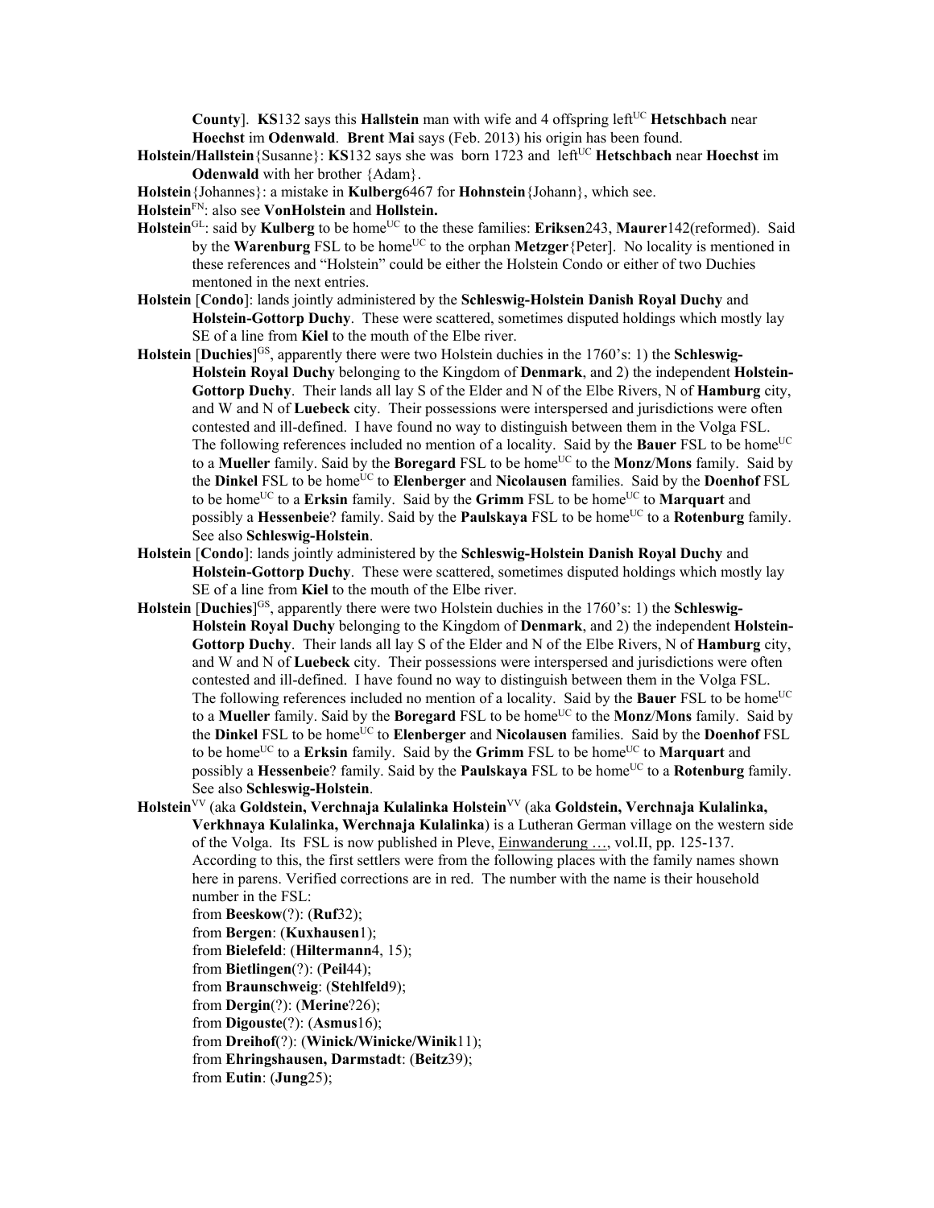**County**]. **KS**132 says this **Hallstein** man with wife and 4 offspring left[UC] **Hetschbach** near **Hoechst** im **Odenwald**. **Brent Mai** says (Feb. 2013) his origin has been found.

**Holstein/Hallstein**{Susanne}: **KS**132 says she was born 1723 and left[UC] **Hetschbach** near **Hoechst** im **Odenwald** with her brother {Adam}.

**Holstein**{Johannes}: a mistake in **Kulberg**6467 for **Hohnstein**{Johann}, which see.

**Holstein**[FN]: also see **VonHolstein** and **Hollstein.**

**Holstein**[GL]: said by **Kulberg** to be home[UC] to the these families: **Eriksen**243, **Maurer**142(reformed). Said by the **Warenburg** FSL to be home[UC] to the orphan **Metzger**{Peter]. No locality is mentioned in these references and "Holstein" could be either the Holstein Condo or either of two Duchies mentoned in the next entries.

**Holstein** [**Condo**]: lands jointly administered by the **Schleswig-Holstein Danish Royal Duchy** and **Holstein-Gottorp Duchy**. These were scattered, sometimes disputed holdings which mostly lay SE of a line from **Kiel** to the mouth of the Elbe river.

**Holstein** [**Duchies**][GS], apparently there were two Holstein duchies in the 1760's: 1) the **Schleswig-Holstein Royal Duchy** belonging to the Kingdom of **Denmark**, and 2) the independent **Holstein-Gottorp Duchy**. Their lands all lay S of the Elder and N of the Elbe Rivers, N of **Hamburg** city, and W and N of **Luebeck** city. Their possessions were interspersed and jurisdictions were often contested and ill-defined. I have found no way to distinguish between them in the Volga FSL. The following references included no mention of a locality. Said by the **Bauer** FSL to be home[UC] to a **Mueller** family. Said by the **Boregard** FSL to be home[UC] to the **Monz**/**Mons** family. Said by the **Dinkel** FSL to be home[UC] to **Elenberger** and **Nicolausen** families. Said by the **Doenhof** FSL to be home[UC] to a **Erksin** family. Said by the **Grimm** FSL to be home[UC] to **Marquart** and possibly a **Hessenbeie**? family. Said by the **Paulskaya** FSL to be home[UC] to a **Rotenburg** family. See also **Schleswig-Holstein**.

**Holstein** [**Condo**]: lands jointly administered by the **Schleswig-Holstein Danish Royal Duchy** and **Holstein-Gottorp Duchy**. These were scattered, sometimes disputed holdings which mostly lay SE of a line from **Kiel** to the mouth of the Elbe river.

**Holstein** [**Duchies**][GS], apparently there were two Holstein duchies in the 1760's: 1) the **Schleswig-Holstein Royal Duchy** belonging to the Kingdom of **Denmark**, and 2) the independent **Holstein-Gottorp Duchy**. Their lands all lay S of the Elder and N of the Elbe Rivers, N of **Hamburg** city, and W and N of **Luebeck** city. Their possessions were interspersed and jurisdictions were often contested and ill-defined. I have found no way to distinguish between them in the Volga FSL. The following references included no mention of a locality. Said by the **Bauer** FSL to be home[UC] to a **Mueller** family. Said by the **Boregard** FSL to be home[UC] to the **Monz**/**Mons** family. Said by the **Dinkel** FSL to be home[UC] to **Elenberger** and **Nicolausen** families. Said by the **Doenhof** FSL to be home[UC] to a **Erksin** family. Said by the **Grimm** FSL to be home[UC] to **Marquart** and possibly a **Hessenbeie**? family. Said by the **Paulskaya** FSL to be home[UC] to a **Rotenburg** family. See also **Schleswig-Holstein**.

**Holstein**[VV] (aka **Goldstein, Verchnaja Kulalinka Holstein**[VV] (aka **Goldstein, Verchnaja Kulalinka, Verkhnaya Kulalinka, Werchnaja Kulalinka**) is a Lutheran German village on the western side of the Volga. Its FSL is now published in Pleve, Einwanderung …, vol.II, pp. 125-137. According to this, the first settlers were from the following places with the family names shown here in parens. Verified corrections are in red. The number with the name is their household number in the FSL:

from **Beeskow**(?): (**Ruf**32);
from **Bergen**: (**Kuxhausen**1);
from **Bielefeld**: (**Hiltermann**4, 15);
from **Bietlingen**(?): (**Peil**44);
from **Braunschweig**: (**Stehlfeld**9);
from **Dergin**(?): (**Merine**?26);
from **Digouste**(?): (**Asmus**16);
from **Dreihof**(?): (**Winick/Winicke/Winik**11);
from **Ehringshausen, Darmstadt**: (**Beitz**39);
from **Eutin**: (**Jung**25);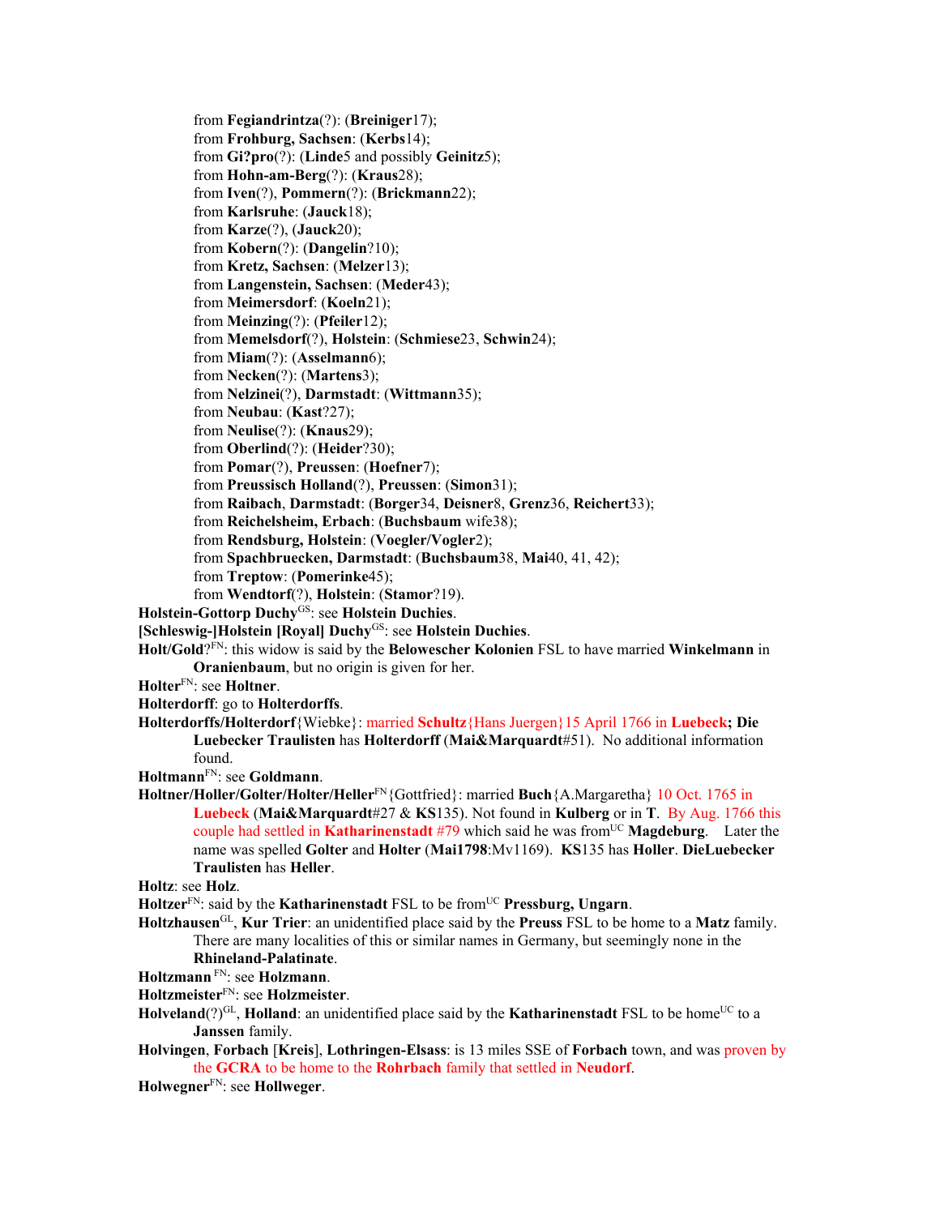from **Fegiandrintza**(?): (**Breiniger**17);
from **Frohburg, Sachsen**: (**Kerbs**14);
from **Gi?pro**(?): (**Linde**5 and possibly **Geinitz**5);
from **Hohn-am-Berg**(?): (**Kraus**28);
from **Iven**(?), **Pommern**(?): (**Brickmann**22);
from **Karlsruhe**: (**Jauck**18);
from **Karze**(?), (**Jauck**20);
from **Kobern**(?): (**Dangelin**?10);
from **Kretz, Sachsen**: (**Melzer**13);
from **Langenstein, Sachsen**: (**Meder**43);
from **Meimersdorf**: (**Koeln**21);
from **Meinzing**(?): (**Pfeiler**12);
from **Memelsdorf**(?), **Holstein**: (**Schmiese**23, **Schwin**24);
from **Miam**(?): (**Asselmann**6);
from **Necken**(?): (**Martens**3);
from **Nelzinei**(?), **Darmstadt**: (**Wittmann**35);
from **Neubau**: (**Kast**?27);
from **Neulise**(?): (**Knaus**29);
from **Oberlind**(?): (**Heider**?30);
from **Pomar**(?), **Preussen**: (**Hoefner**7);
from **Preussisch Holland**(?), **Preussen**: (**Simon**31);
from **Raibach**, **Darmstadt**: (**Borger**34, **Deisner**8, **Grenz**36, **Reichert**33);
from **Reichelsheim, Erbach**: (**Buchsbaum** wife38);
from **Rendsburg, Holstein**: (**Voegler/Vogler**2);
from **Spachbruecken, Darmstadt**: (**Buchsbaum**38, **Mai**40, 41, 42);
from **Treptow**: (**Pomerinke**45);
from **Wendtorf**(?), **Holstein**: (**Stamor**?19).

**Holstein-Gottorp Duchy**[GS]: see **Holstein Duchies**.

**[Schleswig-]Holstein [Royal] Duchy**[GS]: see **Holstein Duchies**.

**Holt/Gold**?[FN]: this widow is said by the **Belowescher Kolonien** FSL to have married **Winkelmann** in **Oranienbaum**, but no origin is given for her.

**Holter**[FN]: see **Holtner**.

**Holterdorff**: go to **Holterdorffs**.

**Holterdorffs/Holterdorf**{Wiebke}: married **Schultz**{Hans Juergen}15 April 1766 in **Luebeck; Die Luebecker Traulisten** has **Holterdorff** (**Mai&Marquardt**#51). No additional information found.

**Holtmann**[FN]: see **Goldmann**.

**Holtner/Holler/Golter/Holter/Heller**[FN]{Gottfried}: married **Buch**{A.Margaretha} 10 Oct. 1765 in **Luebeck** (**Mai&Marquardt**#27 & **KS**135). Not found in **Kulberg** or in **T**. By Aug. 1766 this couple had settled in **Katharinenstadt** #79 which said he was from[UC] **Magdeburg**. Later the name was spelled **Golter** and **Holter** (**Mai1798**:Mv1169). **KS**135 has **Holler**. **DieLuebecker Traulisten** has **Heller**.

**Holtz**: see **Holz**.

**Holtzer**[FN]: said by the **Katharinenstadt** FSL to be from[UC] **Pressburg, Ungarn**.

**Holtzhausen**[GL], **Kur Trier**: an unidentified place said by the **Preuss** FSL to be home to a **Matz** family. There are many localities of this or similar names in Germany, but seemingly none in the **Rhineland-Palatinate**.

**Holtzmann** [FN]: see **Holzmann**.

**Holtzmeister**[FN]: see **Holzmeister**.

**Holveland**(?)[GL], **Holland**: an unidentified place said by the **Katharinenstadt** FSL to be home[UC] to a **Janssen** family.

**Holvingen**, **Forbach** [**Kreis**], **Lothringen-Elsass**: is 13 miles SSE of **Forbach** town, and was proven by the **GCRA** to be home to the **Rohrbach** family that settled in **Neudorf**.

**Holwegner**[FN]: see **Hollweger**.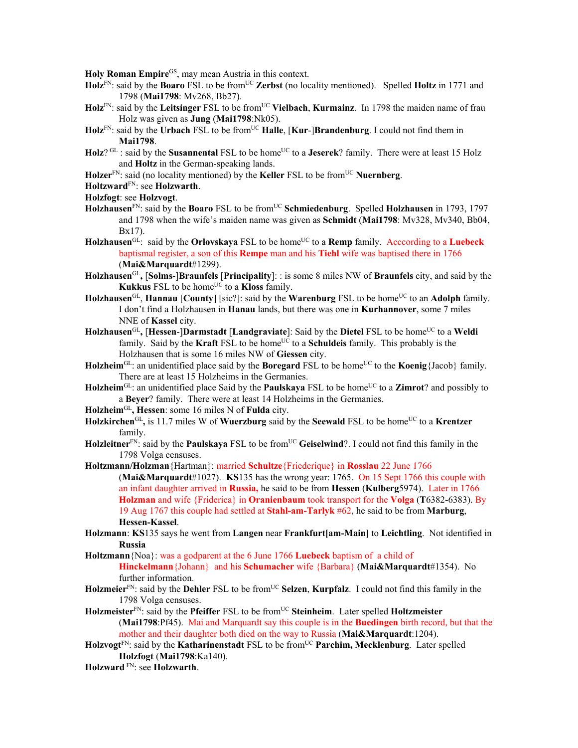**Holy Roman Empire**[GS], may mean Austria in this context.

**Holz**[FN]: said by the **Boaro** FSL to be from[UC] **Zerbst** (no locality mentioned). Spelled **Holtz** in 1771 and 1798 (**Mai1798**: Mv268, Bb27).

**Holz**[FN]: said by the **Leitsinger** FSL to be from[UC] **Vielbach**, **Kurmainz**. In 1798 the maiden name of frau Holz was given as **Jung** (**Mai1798**:Nk05).

**Holz**[FN]: said by the **Urbach** FSL to be from[UC] **Halle**, [**Kur**-]**Brandenburg**. I could not find them in **Mai1798**.

**Holz**? [GL] : said by the **Susannental** FSL to be home[UC] to a **Jeserek**? family. There were at least 15 Holz and **Holtz** in the German-speaking lands.

**Holzer**[FN]: said (no locality mentioned) by the **Keller** FSL to be from[UC] **Nuernberg**.

**Holtzward**[FN]: see **Holzwarth**.

**Holzfogt**: see **Holzvogt**.

**Holzhausen**[FN]: said by the **Boaro** FSL to be from[UC] **Schmiedenburg**. Spelled **Holzhausen** in 1793, 1797 and 1798 when the wife's maiden name was given as **Schmidt** (**Mai1798**: Mv328, Mv340, Bb04, Bx17).

**Holzhausen**[GL]: said by the **Orlovskaya** FSL to be home[UC] to a **Remp** family. Acccording to a **Luebeck** baptismal register, a son of this **Rempe** man and his **Tiehl** wife was baptised there in 1766 (**Mai&Marquardt**#1299).

**Holzhausen**[GL]**,** [**Solms**-]**Braunfels** [**Principality**]: : is some 8 miles NW of **Braunfels** city, and said by the **Kukkus** FSL to be home[UC] to a **Kloss** family.

**Holzhausen**[GL], **Hannau** [**County**] [sic?]: said by the **Warenburg** FSL to be home[UC] to an **Adolph** family. I don't find a Holzhausen in **Hanau** lands, but there was one in **Kurhannover**, some 7 miles NNE of **Kassel** city.

**Holzhausen**[GL]**,** [**Hessen**-]**Darmstadt** [**Landgraviate**]: Said by the **Dietel** FSL to be home[UC] to a **Weldi** family. Said by the **Kraft** FSL to be home[UC] to a **Schuldeis** family. This probably is the Holzhausen that is some 16 miles NW of **Giessen** city.

**Holzheim**[GL]: an unidentified place said by the **Boregard** FSL to be home[UC] to the **Koenig**{Jacob} family. There are at least 15 Holzheims in the Germanies.

**Holzheim**[GL]: an unidentified place Said by the **Paulskaya** FSL to be home[UC] to a **Zimrot**? and possibly to a **Beyer**? family. There were at least 14 Holzheims in the Germanies.

**Holzheim**[GL]**, Hessen**: some 16 miles N of **Fulda** city.

**Holzkirchen**[GL]**,** is 11.7 miles W of **Wuerzburg** said by the **Seewald** FSL to be home[UC] to a **Krentzer** family.

**Holzleitner**[FN]: said by the **Paulskaya** FSL to be from[UC] **Geiselwind**?. I could not find this family in the 1798 Volga censuses.

**Holtzmann/Holzman**{Hartman}: married **Schultze**{Friederique} in **Rosslau** 22 June 1766 (**Mai&Marquardt**#1027). **KS**135 has the wrong year: 1765. On 15 Sept 1766 this couple with an infant daughter arrived in **Russia,** he said to be from **Hessen** (**Kulberg**5974). Later in 1766 **Holzman** and wife {Friderica} in **Oranienbaum** took transport for the **Volga** (**T**6382-6383). By 19 Aug 1767 this couple had settled at **Stahl-am-Tarlyk** #62, he said to be from **Marburg**, **Hessen-Kassel**.

**Holzmann**: **KS**135 says he went from **Langen** near **Frankfurt[am-Main]** to **Leichtling**. Not identified in **Russia**

**Holtzmann**{Noa}: was a godparent at the 6 June 1766 **Luebeck** baptism of a child of **Hinckelmann**{Johann} and his **Schumacher** wife {Barbara} (**Mai&Marquardt**#1354). No further information.

**Holzmeier**[FN]: said by the **Dehler** FSL to be from[UC] **Selzen**, **Kurpfalz**. I could not find this family in the 1798 Volga censuses.

**Holzmeister**[FN]: said by the **Pfeiffer** FSL to be from[UC] **Steinheim**. Later spelled **Holtzmeister** (**Mai1798**:Pf45). Mai and Marquardt say this couple is in the **Buedingen** birth record, but that the mother and their daughter both died on the way to Russia (**Mai&Marquardt**:1204).

**Holzvogt**[FN]: said by the **Katharinenstadt** FSL to be from[UC] **Parchim, Mecklenburg**. Later spelled **Holzfogt** (**Mai1798**:Ka140).

**Holzward** [FN]: see **Holzwarth**.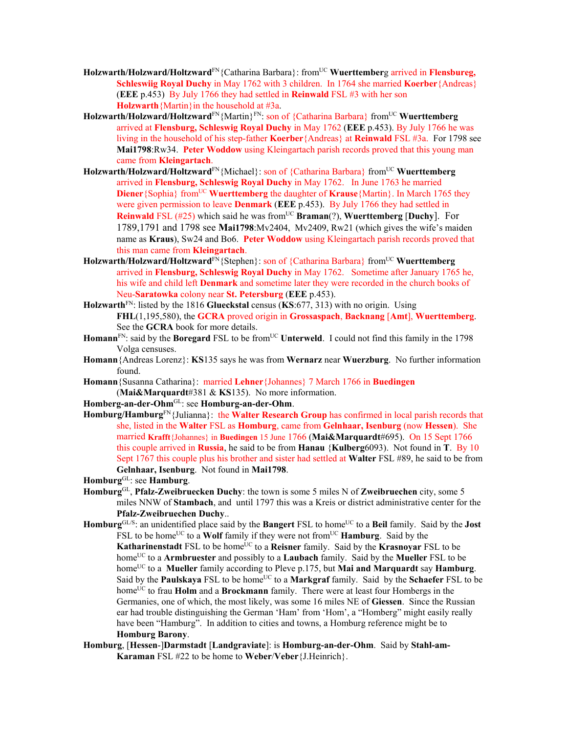**Holzwarth/Holzward/Holtzward**[FN]{Catharina Barbara}: from[UC] **Wuerttemberg** arrived in **Flensbureg, Schleswiig Royal Duchy** in May 1762 with 3 children. In 1764 she married **Koerber**{Andreas} (**EEE** p.453) By July 1766 they had settled in **Reinwald** FSL #3 with her son **Holzwarth**{Martin}in the household at #3a.

**Holzwarth/Holzward/Holtzward**[FN]{Martin}[FN]: son of {Catharina Barbara} from[UC] **Wuerttemberg** arrived at **Flensburg, Schleswig Royal Duchy** in May 1762 (**EEE** p.453). By July 1766 he was living in the household of his step-father **Koerber**{Andreas} at **Reinwald** FSL #3a. For 1798 see **Mai1798**:Rw34. **Peter Woddow** using Kleingartach parish records proved that this young man came from **Kleingartach**.

**Holzwarth/Holzward/Holtzward**[FN]{Michael}: son of {Catharina Barbara} from[UC] **Wuerttemberg** arrived in **Flensburg, Schleswig Royal Duchy** in May 1762. In June 1763 he married **Diener**{Sophia} from[UC] **Wuerttemberg** the daughter of **Krause**{Martin}. In March 1765 they were given permission to leave **Denmark** (**EEE** p.453). By July 1766 they had settled in **Reinwald** FSL (#25) which said he was from[UC] **Braman**(?), **Wuerttemberg** [**Duchy**]. For 1789,1791 and 1798 see **Mai1798**:Mv2404, Mv2409, Rw21 (which gives the wife's maiden name as **Kraus**), Sw24 and Bo6. **Peter Woddow** using Kleingartach parish records proved that this man came from **Kleingartach**.

**Holzwarth/Holzward/Holtzward**[FN]{Stephen}: son of {Catharina Barbara} from[UC] **Wuerttemberg** arrived in **Flensburg, Schleswig Royal Duchy** in May 1762. Sometime after January 1765 he, his wife and child left **Denmark** and sometime later they were recorded in the church books of Neu-**Saratowka** colony near **St. Petersburg** (**EEE** p.453).

**Holzwarth**[FN]: listed by the 1816 **Glueckstal** census (**KS**:677, 313) with no origin. Using **FHL**(1,195,580), the **GCRA** proved origin in **Grossaspach**, **Backnang** [**Amt**], **Wuerttemberg**. See the **GCRA** book for more details.

**Homann**[FN]: said by the **Boregard** FSL to be from[UC] **Unterweld**. I could not find this family in the 1798 Volga censuses.

**Homann**{Andreas Lorenz}: **KS**135 says he was from **Wernarz** near **Wuerzburg**. No further information found.

**Homann**{Susanna Catharina}: married **Lehner**{Johannes} 7 March 1766 in **Buedingen** (**Mai&Marquardt**#381 & **KS**135). No more information.

**Homberg-an-der-Ohm**[GL]: see **Homburg-an-der-Ohm**.

**Homburg/Hamburg**[FN]{Julianna}: the **Walter Research Group** has confirmed in local parish records that she, listed in the **Walter** FSL as **Homburg**, came from **Gelnhaar, Isenburg** (now **Hessen**). She married **Krafft**{Johannes} in **Buedingen** 15 June 1766 (**Mai&Marquardt**#695). On 15 Sept 1766 this couple arrived in **Russia**, he said to be from **Hanau** {**Kulberg**6093). Not found in **T**. By 10 Sept 1767 this couple plus his brother and sister had settled at **Walter** FSL #89, he said to be from **Gelnhaar, Isenburg**. Not found in **Mai1798**.

**Homburg**[GL]: see **Hamburg**.

**Homburg**[GL], **Pfalz-Zweibruecken Duchy**: the town is some 5 miles N of **Zweibruechen** city, some 5 miles NNW of **Stambach**, and until 1797 this was a Kreis or district administrative center for the **Pfalz-Zweibruechen Duchy**..

**Homburg**[GL/S]: an unidentified place said by the **Bangert** FSL to be home[UC] to a **Beil** family. Said by the **Jost** FSL to be home[UC] to a **Wolf** family if they were not from[UC] **Hamburg**. Said by the **Katharinenstadt** FSL to be home[UC] to a **Reisner** family. Said by the **Krasnoyar** FSL to be home[UC] to a **Armbruester** and possibly to a **Laubach** family. Said by the **Mueller** FSL to be home[UC] to a **Mueller** family according to Pleve p.175, but **Mai and Marquardt** say **Hamburg**. Said by the **Paulskaya** FSL to be home[UC] to a **Markgraf** family. Said by the **Schaefer** FSL to be home[UC] to frau **Holm** and a **Brockmann** family. There were at least four Hombergs in the Germanies, one of which, the most likely, was some 16 miles NE of **Giessen**. Since the Russian ear had trouble distinguishing the German 'Ham' from 'Hom', a "Homberg" might easily really have been "Hamburg". In addition to cities and towns, a Homburg reference might be to **Homburg Barony**.

**Homburg**, [**Hessen**-]**Darmstadt** [**Landgraviate**]: is **Homburg-an-der-Ohm**. Said by **Stahl-am-Karaman** FSL #22 to be home to **Weber**/**Veber**{J.Heinrich}.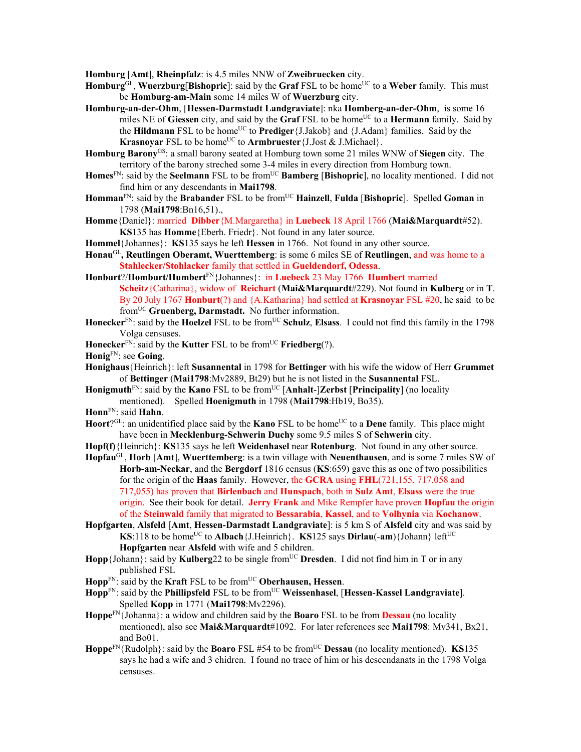**Homburg** [**Amt**], **Rheinpfalz**: is 4.5 miles NNW of **Zweibruecken** city.

**Homburg**[GL], **Wuerzburg**[**Bishopric**]: said by the **Graf** FSL to be home[UC] to a **Weber** family. This must be **Homburg-am-Main** some 14 miles W of **Wuerzburg** city.

**Homburg-an-der-Ohm**, [**Hessen-Darmstadt Landgraviate**]: nka **Homberg-an-der-Ohm**, is some 16 miles NE of **Giessen** city, and said by the **Graf** FSL to be home[UC] to a **Hermann** family. Said by the **Hildmann** FSL to be home[UC] to **Prediger**{J.Jakob} and {J.Adam} families. Said by the **Krasnoyar** FSL to be home[UC] to **Armbruester**{J.Jost & J.Michael}.

**Homburg Barony**[GS]: a small barony seated at Homburg town some 21 miles WNW of **Siegen** city. The territory of the barony streched some 3-4 miles in every direction from Homburg town.

**Homes**[FN]: said by the **Seelmann** FSL to be from[UC] **Bamberg** [**Bishopric**], no locality mentioned. I did not find him or any descendants in **Mai1798**.

**Homman**[FN]: said by the **Brabander** FSL to be from[UC] **Hainzell**, **Fulda** [**Bishopric**]. Spelled **Goman** in 1798 (**Mai1798**:Bn16,51).,

**Homme**{Daniel}: married **Dibber**{M.Margaretha} in **Luebeck** 18 April 1766 (**Mai&Marquardt**#52). **KS**135 has **Homme**{Eberh. Friedr}. Not found in any later source.

**Hommel**{Johannes}: **KS**135 says he left **Hessen** in 1766. Not found in any other source.

**Honau**[GL]**, Reutlingen Oberamt, Wuerttemberg**: is some 6 miles SE of **Reutlingen**, and was home to a **Stahlecker/Stohlacker** family that settled in **Gueldendorf, Odessa**.

**Honburt**?/**Homburt/Humbert**[FN]{Johannes}: in **Luebeck** 23 May 1766 **Humbert** married **Scheitz**{Catharina}, widow of **Reichart** (**Mai&Marquardt**#229). Not found in **Kulberg** or in **T**. By 20 July 1767 **Honburt**(?) and {A.Katharina} had settled at **Krasnoyar** FSL #20, he said to be from[UC] **Gruenberg, Darmstadt.** No further information.

**Honecker**[FN]: said by the **Hoelzel** FSL to be from[UC] **Schulz**, **Elsass**. I could not find this family in the 1798 Volga censuses.

**Honecker**[FN]: said by the **Kutter** FSL to be from[UC] **Friedberg**(?).

**Honig**[FN]: see **Going**.

**Honighaus**{Heinrich}: left **Susannental** in 1798 for **Bettinger** with his wife the widow of Herr **Grummet** of **Bettinger** (**Mai1798**:Mv2889, Bt29) but he is not listed in the **Susannental** FSL.

**Honigmuth**[FN]: said by the **Kano** FSL to be from[UC] [**Anhalt**-]**Zerbst** [**Principality**] (no locality mentioned). Spelled **Hoenigmuth** in 1798 (**Mai1798**:Hb19, Bo35).

**Honn**[FN]: said **Hahn**.

**Hoort**?[GL]: an unidentified place said by the **Kano** FSL to be home[UC] to a **Dene** family. This place might have been in **Mecklenburg-Schwerin Duchy** some 9.5 miles S of **Schwerin** city.

**Hopf(f)**{Heinrich}: **KS**135 says he left **Weidenhasel** near **Rotenburg**. Not found in any other source.

**Hopfau**[GL], **Horb** [**Amt**], **Wuerttemberg**: is a twin village with **Neuenthausen**, and is some 7 miles SW of **Horb-am-Neckar**, and the **Bergdorf** 1816 census (**KS**:659) gave this as one of two possibilities for the origin of the **Haas** family. However, the **GCRA** using **FHL**(721,155, 717,058 and 717,055) has proven that **Birlenbach** and **Hunspach**, both in **Sulz Amt**, **Elsass** were the true origin. See their book for detail. **Jerry Frank** and Mike Rempfer have proven **Hopfau** the origin of the **Steinwald** family that migrated to **Bessarabia**, **Kassel**, and to **Volhynia** via **Kochanow**.

**Hopfgarten**, **Alsfeld** [**Amt**, **Hessen-Darmstadt Landgraviate**]: is 5 km S of **Alsfeld** city and was said by **KS**:118 to be home[UC] to **Albach**{J.Heinrich}. **KS**125 says **Dirlau**(**-am**){Johann} left[UC] **Hopfgarten** near **Alsfeld** with wife and 5 children.

**Hopp**{Johann}: said by **Kulberg**22 to be single from[UC] **Dresden**. I did not find him in T or in any published FSL

**Hopp**[FN]: said by the **Kraft** FSL to be from[UC] **Oberhausen, Hessen**.

**Hopp**[FN]: said by the **Phillipsfeld** FSL to be from[UC] **Weissenhasel**, [**Hessen**-**Kassel Landgraviate**]. Spelled **Kopp** in 1771 (**Mai1798**:Mv2296).

**Hoppe**[FN]{Johanna}: a widow and children said by the **Boaro** FSL to be from **Dessau** (no locality mentioned), also see **Mai&Marquardt**#1092. For later references see **Mai1798**: Mv341, Bx21, and Bo01.

**Hoppe**[FN]{Rudolph}: said by the **Boaro** FSL #54 to be from[UC] **Dessau** (no locality mentioned). **KS**135 says he had a wife and 3 chidren. I found no trace of him or his descendanats in the 1798 Volga censuses.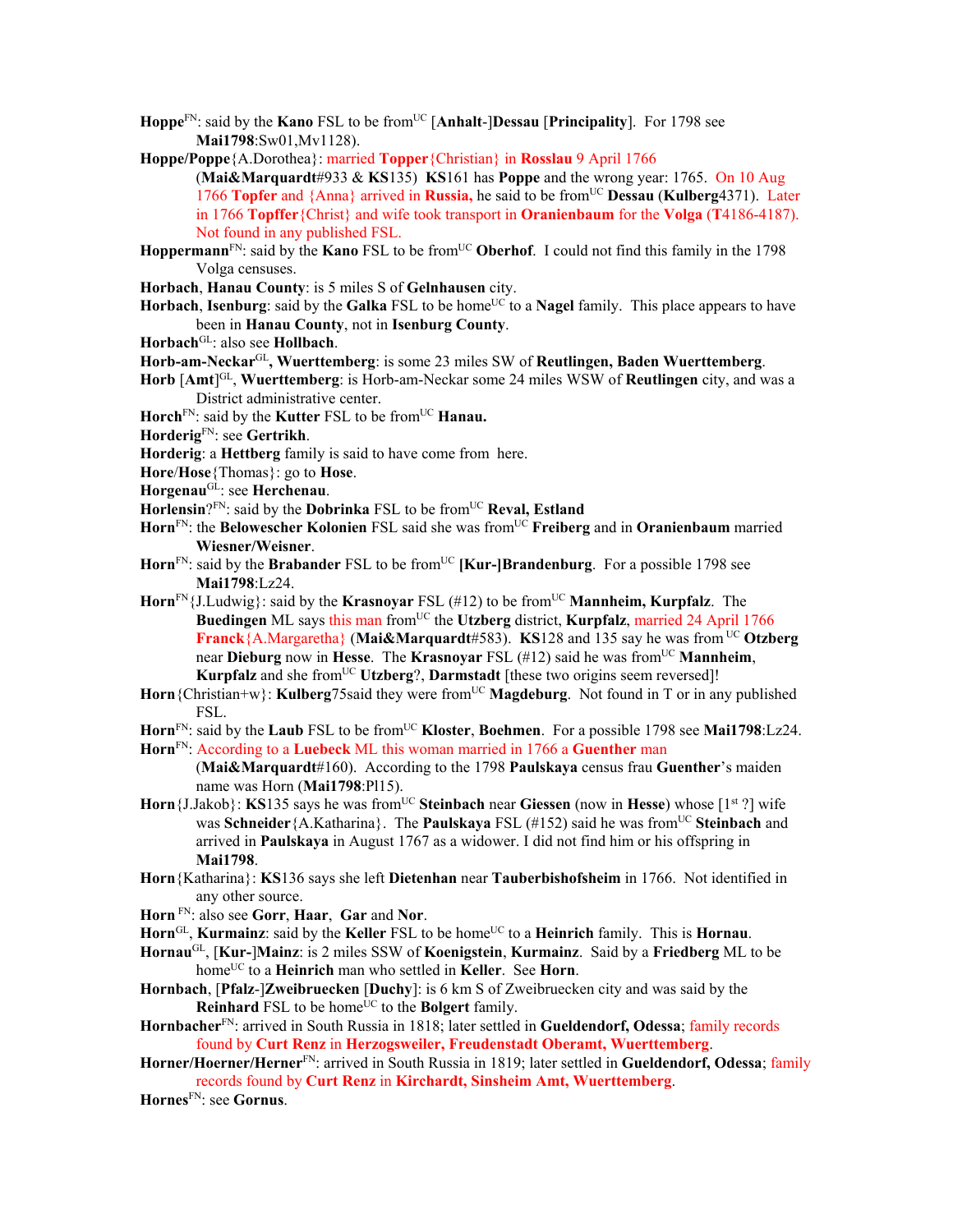**Hoppe**[FN]: said by the **Kano** FSL to be from[UC] [**Anhalt**-]**Dessau** [**Principality**]. For 1798 see **Mai1798**:Sw01,Mv1128).

**Hoppe/Poppe**{A.Dorothea}: married **Topper**{Christian} in **Rosslau** 9 April 1766 (**Mai&Marquardt**#933 & **KS**135) **KS**161 has **Poppe** and the wrong year: 1765. On 10 Aug 1766 **Topfer** and {Anna} arrived in **Russia,** he said to be from[UC] **Dessau** (**Kulberg**4371). Later in 1766 **Topffer**{Christ} and wife took transport in **Oranienbaum** for the **Volga** (**T**4186-4187). Not found in any published FSL.

**Hoppermann**[FN]: said by the **Kano** FSL to be from[UC] **Oberhof**. I could not find this family in the 1798 Volga censuses.

**Horbach**, **Hanau County**: is 5 miles S of **Gelnhausen** city.

**Horbach**, **Isenburg**: said by the **Galka** FSL to be home[UC] to a **Nagel** family. This place appears to have been in **Hanau County**, not in **Isenburg County**.

**Horbach**[GL]: also see **Hollbach**.

**Horb-am-Neckar**[GL]**, Wuerttemberg**: is some 23 miles SW of **Reutlingen, Baden Wuerttemberg**.

**Horb** [**Amt**][GL], **Wuerttemberg**: is Horb-am-Neckar some 24 miles WSW of **Reutlingen** city, and was a District administrative center.

**Horch**[FN]: said by the **Kutter** FSL to be from[UC] **Hanau.**

**Horderig**[FN]: see **Gertrikh**.

**Horderig**: a **Hettberg** family is said to have come from here.

**Hore**/**Hose**{Thomas}: go to **Hose**.

**Horgenau**[GL]: see **Herchenau**.

**Horlensin**?[FN]: said by the **Dobrinka** FSL to be from[UC] **Reval, Estland**

**Horn**[FN]: the **Belowescher Kolonien** FSL said she was from[UC] **Freiberg** and in **Oranienbaum** married **Wiesner/Weisner**.

**Horn**[FN]: said by the **Brabander** FSL to be from[UC] **[Kur-]Brandenburg**. For a possible 1798 see **Mai1798**:Lz24.

**Horn**[FN]{J.Ludwig}: said by the **Krasnoyar** FSL (#12) to be from[UC] **Mannheim, Kurpfalz**. The **Buedingen** ML says this man from[UC] the **Utzberg** district, **Kurpfalz**, married 24 April 1766 **Franck**{A.Margaretha} (**Mai&Marquardt**#583). **KS**128 and 135 say he was from [UC] **Otzberg** near **Dieburg** now in **Hesse**. The **Krasnoyar** FSL (#12) said he was from[UC] **Mannheim**, **Kurpfalz** and she from[UC] **Utzberg**?, **Darmstadt** [these two origins seem reversed]!

**Horn**{Christian+w}: **Kulberg**75said they were from[UC] **Magdeburg**. Not found in T or in any published FSL.

**Horn**[FN]: said by the **Laub** FSL to be from[UC] **Kloster**, **Boehmen**. For a possible 1798 see **Mai1798**:Lz24.

**Horn**[FN]: According to a **Luebeck** ML this woman married in 1766 a **Guenther** man (**Mai&Marquardt**#160). According to the 1798 **Paulskaya** census frau **Guenther**'s maiden name was Horn (**Mai1798**:Pl15).

**Horn**{J.Jakob}: **KS**135 says he was from[UC] **Steinbach** near **Giessen** (now in **Hesse**) whose [1st ?] wife was **Schneider**{A.Katharina}. The **Paulskaya** FSL (#152) said he was from[UC] **Steinbach** and arrived in **Paulskaya** in August 1767 as a widower. I did not find him or his offspring in **Mai1798**.

**Horn**{Katharina}: **KS**136 says she left **Dietenhan** near **Tauberbishofsheim** in 1766. Not identified in any other source.

**Horn** [FN]: also see **Gorr**, **Haar**, **Gar** and **Nor**.

**Horn**[GL], **Kurmainz**: said by the **Keller** FSL to be home[UC] to a **Heinrich** family. This is **Hornau**.

**Hornau**[GL], [**Kur-**]**Mainz**: is 2 miles SSW of **Koenigstein**, **Kurmainz**. Said by a **Friedberg** ML to be home[UC] to a **Heinrich** man who settled in **Keller**. See **Horn**.

**Hornbach**, [**Pfalz**-]**Zweibruecken** [**Duchy**]: is 6 km S of Zweibruecken city and was said by the **Reinhard** FSL to be home[UC] to the **Bolgert** family.

**Hornbacher**[FN]: arrived in South Russia in 1818; later settled in **Gueldendorf, Odessa**; family records found by **Curt Renz** in **Herzogsweiler, Freudenstadt Oberamt, Wuerttemberg**.

**Horner/Hoerner/Herner**[FN]: arrived in South Russia in 1819; later settled in **Gueldendorf, Odessa**; family records found by **Curt Renz** in **Kirchardt, Sinsheim Amt, Wuerttemberg**.

**Hornes**[FN]: see **Gornus**.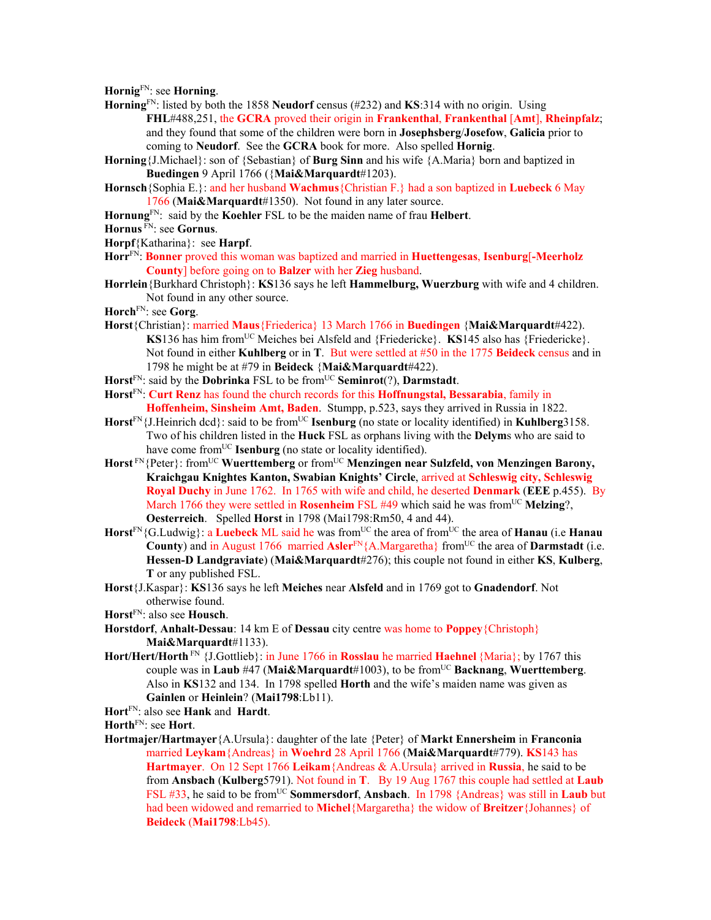**Hornig**[FN]: see **Horning**.

**Horning**[FN]: listed by both the 1858 **Neudorf** census (#232) and **KS**:314 with no origin. Using **FHL**#488,251, the **GCRA** proved their origin in **Frankenthal**, **Frankenthal** [**Amt**], **Rheinpfalz**; and they found that some of the children were born in **Josephsberg**/**Josefow**, **Galicia** prior to coming to **Neudorf**. See the **GCRA** book for more. Also spelled **Hornig**.

**Horning**{J.Michael}: son of {Sebastian} of **Burg Sinn** and his wife {A.Maria} born and baptized in **Buedingen** 9 April 1766 ({**Mai&Marquardt**#1203).

**Hornsch**{Sophia E.}: and her husband **Wachmus**{Christian F.} had a son baptized in **Luebeck** 6 May 1766 (**Mai&Marquardt**#1350). Not found in any later source.

**Hornung**[FN]: said by the **Koehler** FSL to be the maiden name of frau **Helbert**.

**Hornus** [FN]: see **Gornus**.

**Horpf**{Katharina}: see **Harpf**.

**Horr**[FN]: **Bonner** proved this woman was baptized and married in **Huettengesas**, **Isenburg**[**-Meerholz County**] before going on to **Balzer** with her **Zieg** husband.

**Horrlein**{Burkhard Christoph}: **KS**136 says he left **Hammelburg, Wuerzburg** with wife and 4 children. Not found in any other source.

**Horch**[FN]: see **Gorg**.

**Horst**{Christian}: married **Maus**{Friederica} 13 March 1766 in **Buedingen** {**Mai&Marquardt**#422). **KS**136 has him from[UC] Meiches bei Alsfeld and {Friedericke}. **KS**145 also has {Friedericke}. Not found in either **Kuhlberg** or in **T**. But were settled at #50 in the 1775 **Beideck** census and in 1798 he might be at #79 in **Beideck** {**Mai&Marquardt**#422).

**Horst**[FN]: said by the **Dobrinka** FSL to be from[UC] **Seminrot**(?), **Darmstadt**.

**Horst**[FN]: **Curt Renz** has found the church records for this **Hoffnungstal, Bessarabia**, family in **Hoffenheim, Sinsheim Amt, Baden**. Stumpp, p.523, says they arrived in Russia in 1822.

**Horst**[FN]{J.Heinrich dcd}: said to be from[UC] **Isenburg** (no state or locality identified) in **Kuhlberg**3158. Two of his children listed in the **Huck** FSL as orphans living with the **Delym**s who are said to have come from[UC] **Isenburg** (no state or locality identified).

**Horst** [FN]{Peter}: from[UC] **Wuerttemberg** or from[UC] **Menzingen near Sulzfeld, von Menzingen Barony, Kraichgau Knightes Kanton, Swabian Knights' Circle**, arrived at **Schleswig city, Schleswig Royal Duchy** in June 1762. In 1765 with wife and child, he deserted **Denmark** (**EEE** p.455). By March 1766 they were settled in **Rosenheim** FSL #49 which said he was from[UC] **Melzing**?, **Oesterreich**. Spelled **Horst** in 1798 (Mai1798:Rm50, 4 and 44).

**Horst**[FN]{G.Ludwig}: a **Luebeck** ML said he was from[UC] the area of from[UC] the area of **Hanau** (i.e **Hanau County**) and in August 1766 married **Asler**[FN]{A.Margaretha} from[UC] the area of **Darmstadt** (i.e. **Hessen-D Landgraviate**) (**Mai&Marquardt**#276); this couple not found in either **KS**, **Kulberg**, **T** or any published FSL.

**Horst**{J.Kaspar}: **KS**136 says he left **Meiches** near **Alsfeld** and in 1769 got to **Gnadendorf**. Not otherwise found.

**Horst**[FN]: also see **Housch**.

**Horstdorf**, **Anhalt-Dessau**: 14 km E of **Dessau** city centre was home to **Poppey**{Christoph} **Mai&Marquardt**#1133).

**Hort/Hert/Horth** [FN] {J.Gottlieb}: in June 1766 in **Rosslau** he married **Haehnel** {Maria}; by 1767 this couple was in **Laub** #47 (**Mai&Marquardt**#1003), to be from[UC] **Backnang**, **Wuerttemberg**. Also in **KS**132 and 134. In 1798 spelled **Horth** and the wife's maiden name was given as **Gainlen** or **Heinlein**? (**Mai1798**:Lb11).

**Hort**[FN]: also see **Hank** and **Hardt**.

**Horth**[FN]: see **Hort**.

**Hortmajer/Hartmayer**{A.Ursula}: daughter of the late {Peter} of **Markt Ennersheim** in **Franconia** married **Leykam**{Andreas} in **Woehrd** 28 April 1766 (**Mai&Marquardt**#779). **KS**143 has **Hartmayer**. On 12 Sept 1766 **Leikam**{Andreas & A.Ursula} arrived in **Russia**, he said to be from **Ansbach** (**Kulberg**5791). Not found in **T**. By 19 Aug 1767 this couple had settled at **Laub** FSL #33, he said to be from[UC] **Sommersdorf**, **Ansbach**. In 1798 {Andreas} was still in **Laub** but had been widowed and remarried to **Michel**{Margaretha} the widow of **Breitzer**{Johannes} of **Beideck** (**Mai1798**:Lb45).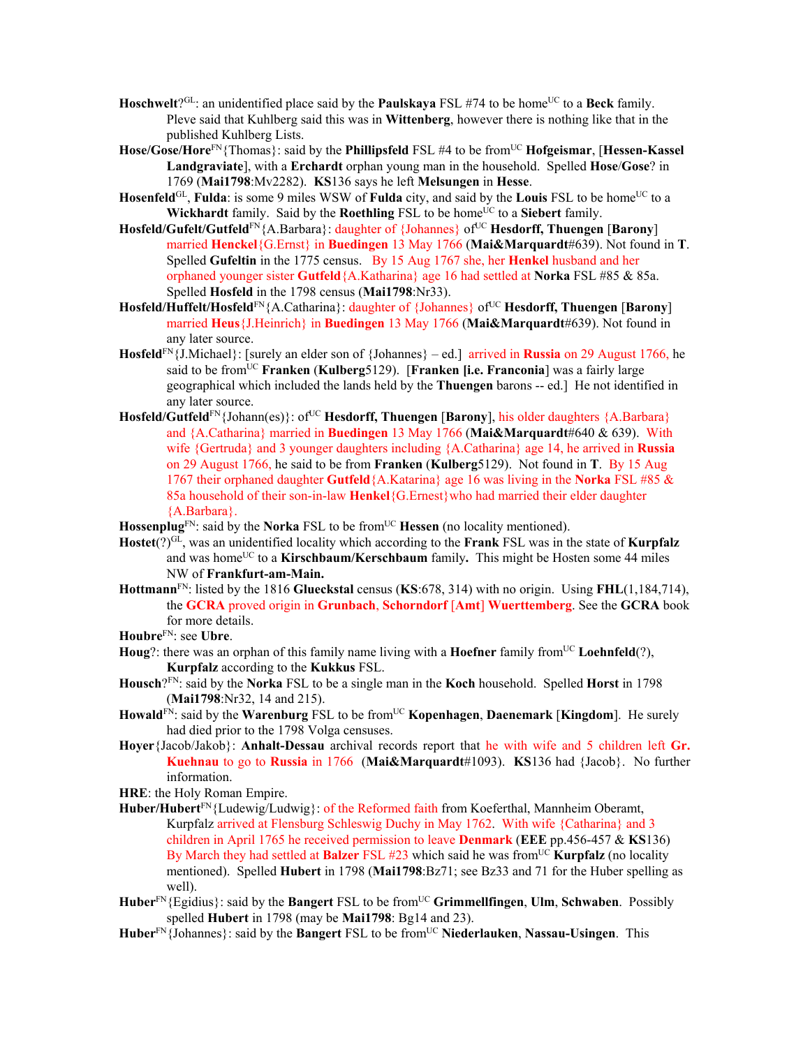**Hoschwelt**?[GL]: an unidentified place said by the **Paulskaya** FSL #74 to be home[UC] to a **Beck** family. Pleve said that Kuhlberg said this was in **Wittenberg**, however there is nothing like that in the published Kuhlberg Lists.

**Hose/Gose/Hore**[FN]{Thomas}: said by the **Phillipsfeld** FSL #4 to be from[UC] **Hofgeismar**, [**Hessen-Kassel Landgraviate**], with a **Erchardt** orphan young man in the household. Spelled **Hose**/**Gose**? in 1769 (**Mai1798**:Mv2282). **KS**136 says he left **Melsungen** in **Hesse**.

**Hosenfeld**[GL], **Fulda**: is some 9 miles WSW of **Fulda** city, and said by the **Louis** FSL to be home[UC] to a **Wickhardt** family. Said by the **Roethling** FSL to be home[UC] to a **Siebert** family.

**Hosfeld/Gufelt/Gutfeld**[FN]{A.Barbara}: daughter of {Johannes} of[UC] **Hesdorff, Thuengen** [**Barony**] married **Henckel**{G.Ernst} in **Buedingen** 13 May 1766 (**Mai&Marquardt**#639). Not found in **T**. Spelled **Gufeltin** in the 1775 census. By 15 Aug 1767 she, her **Henkel** husband and her orphaned younger sister **Gutfeld**{A.Katharina} age 16 had settled at **Norka** FSL #85 & 85a. Spelled **Hosfeld** in the 1798 census (**Mai1798**:Nr33).

**Hosfeld/Huffelt/Hosfeld**[FN]{A.Catharina}: daughter of {Johannes} of[UC] **Hesdorff, Thuengen** [**Barony**] married **Heus**{J.Heinrich} in **Buedingen** 13 May 1766 (**Mai&Marquardt**#639). Not found in any later source.

**Hosfeld**[FN]{J.Michael}: [surely an elder son of {Johannes} – ed.] arrived in **Russia** on 29 August 1766, he said to be from[UC] **Franken** (**Kulberg**5129). [**Franken [i.e. Franconia**] was a fairly large geographical which included the lands held by the **Thuengen** barons -- ed.] He not identified in any later source.

**Hosfeld/Gutfeld**[FN]{Johann(es)}: of[UC] **Hesdorff, Thuengen** [**Barony**], his older daughters {A.Barbara} and {A.Catharina} married in **Buedingen** 13 May 1766 (**Mai&Marquardt**#640 & 639). With wife {Gertruda} and 3 younger daughters including {A.Catharina} age 14, he arrived in **Russia** on 29 August 1766, he said to be from **Franken** (**Kulberg**5129). Not found in **T**. By 15 Aug 1767 their orphaned daughter **Gutfeld**{A.Katarina} age 16 was living in the **Norka** FSL #85 & 85a household of their son-in-law **Henkel**{G.Ernest}who had married their elder daughter {A.Barbara}.

**Hossenplug**[FN]: said by the **Norka** FSL to be from[UC] **Hessen** (no locality mentioned).

**Hostet**(?)[GL], was an unidentified locality which according to the **Frank** FSL was in the state of **Kurpfalz** and was home[UC] to a **Kirschbaum/Kerschbaum** family**.** This might be Hosten some 44 miles NW of **Frankfurt-am-Main.**

**Hottmann**[FN]: listed by the 1816 **Glueckstal** census (**KS**:678, 314) with no origin. Using **FHL**(1,184,714), the **GCRA** proved origin in **Grunbach**, **Schorndorf** [Amt] **Wuerttemberg**. See the **GCRA** book for more details.

**Houbre**[FN]: see **Ubre**.

**Houg**?: there was an orphan of this family name living with a **Hoefner** family from[UC] **Loehnfeld**(?), **Kurpfalz** according to the **Kukkus** FSL.

**Housch**?[FN]: said by the **Norka** FSL to be a single man in the **Koch** household. Spelled **Horst** in 1798 (**Mai1798**:Nr32, 14 and 215).

**Howald**[FN]: said by the **Warenburg** FSL to be from[UC] **Kopenhagen**, **Daenemark** [**Kingdom**]. He surely had died prior to the 1798 Volga censuses.

**Hoyer**{Jacob/Jakob}: **Anhalt-Dessau** archival records report that he with wife and 5 children left **Gr. Kuehnau** to go to **Russia** in 1766 (**Mai&Marquardt**#1093). **KS**136 had {Jacob}. No further information.

**HRE**: the Holy Roman Empire.

**Huber/Hubert**[FN]{Ludewig/Ludwig}: of the Reformed faith from Koeferthal, Mannheim Oberamt, Kurpfalz arrived at Flensburg Schleswig Duchy in May 1762. With wife {Catharina} and 3 children in April 1765 he received permission to leave **Denmark** (**EEE** pp.456-457 & **KS**136) By March they had settled at **Balzer** FSL #23 which said he was from[UC] **Kurpfalz** (no locality mentioned). Spelled **Hubert** in 1798 (**Mai1798**:Bz71; see Bz33 and 71 for the Huber spelling as well).

**Huber**[FN]{Egidius}: said by the **Bangert** FSL to be from[UC] **Grimmellfingen**, **Ulm**, **Schwaben**. Possibly spelled **Hubert** in 1798 (may be **Mai1798**: Bg14 and 23).

**Huber**[FN]{Johannes}: said by the **Bangert** FSL to be from[UC] **Niederlauken**, **Nassau-Usingen**. This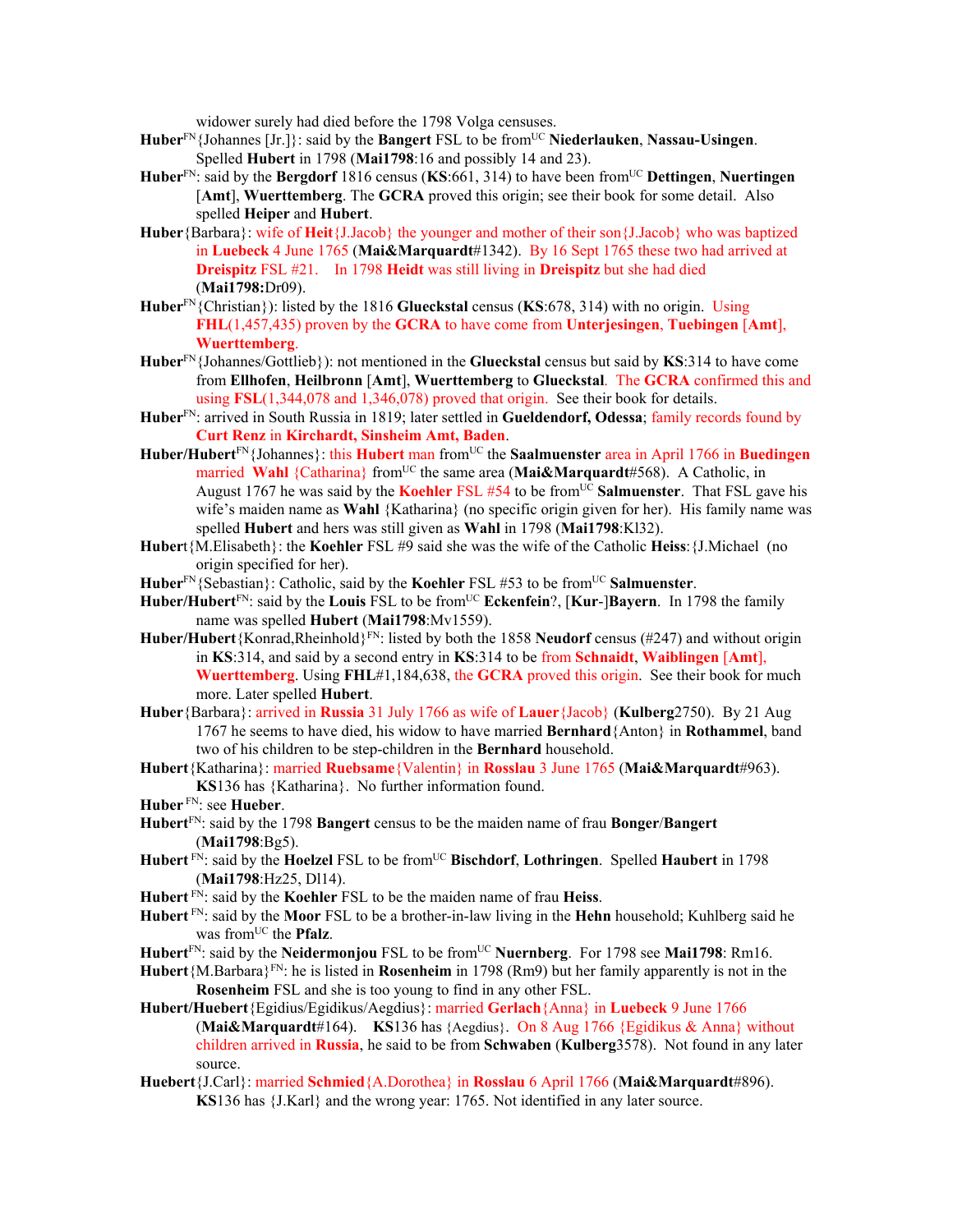widower surely had died before the 1798 Volga censuses.

**Huber**FN{Johannes [Jr.]}: said by the **Bangert** FSL to be fromUC **Niederlauken**, **Nassau-Usingen**. Spelled **Hubert** in 1798 (**Mai1798**:16 and possibly 14 and 23).

**Huber**FN: said by the **Bergdorf** 1816 census (**KS**:661, 314) to have been fromUC **Dettingen**, **Nuertingen** [**Amt**], **Wuerttemberg**. The **GCRA** proved this origin; see their book for some detail. Also spelled **Heiper** and **Hubert**.

**Huber**{Barbara}: wife of **Heit**{J.Jacob} the younger and mother of their son{J.Jacob} who was baptized in **Luebeck** 4 June 1765 (**Mai&Marquardt**#1342). By 16 Sept 1765 these two had arrived at **Dreispitz** FSL #21. In 1798 **Heidt** was still living in **Dreispitz** but she had died (**Mai1798:**Dr09).

**Huber**FN{Christian}): listed by the 1816 **Glueckstal** census (**KS**:678, 314) with no origin. Using **FHL**(1,457,435) proven by the **GCRA** to have come from **Unterjesingen**, **Tuebingen** [**Amt**], **Wuerttemberg**.

**Huber**FN{Johannes/Gottlieb}): not mentioned in the **Glueckstal** census but said by **KS**:314 to have come from **Ellhofen**, **Heilbronn** [**Amt**], **Wuerttemberg** to **Glueckstal**. The **GCRA** confirmed this and using **FSL**(1,344,078 and 1,346,078) proved that origin. See their book for details.

**Huber**FN: arrived in South Russia in 1819; later settled in **Gueldendorf, Odessa**; family records found by **Curt Renz** in **Kirchardt, Sinsheim Amt, Baden**.

**Huber/Hubert**FN{Johannes}: this **Hubert** man fromUC the **Saalmuenster** area in April 1766 in **Buedingen** married **Wahl** {Catharina} fromUC the same area (**Mai&Marquardt**#568). A Catholic, in August 1767 he was said by the **Koehler** FSL #54 to be fromUC **Salmuenster**. That FSL gave his wife's maiden name as **Wahl** {Katharina} (no specific origin given for her). His family name was spelled **Hubert** and hers was still given as **Wahl** in 1798 (**Mai1798**:Kl32).

**Hubert**{M.Elisabeth}: the **Koehler** FSL #9 said she was the wife of the Catholic **Heiss**:{J.Michael (no origin specified for her).

**Huber**FN{Sebastian}: Catholic, said by the **Koehler** FSL #53 to be fromUC **Salmuenster**.

**Huber/Hubert**FN: said by the **Louis** FSL to be fromUC **Eckenfein**?, [**Kur**-]**Bayern**. In 1798 the family name was spelled **Hubert** (**Mai1798**:Mv1559).

**Huber/Hubert**{Konrad,Rheinhold}FN: listed by both the 1858 **Neudorf** census (#247) and without origin in **KS**:314, and said by a second entry in **KS**:314 to be from **Schnaidt**, **Waiblingen** [**Amt**], **Wuerttemberg**. Using **FHL**#1,184,638, the **GCRA** proved this origin. See their book for much more. Later spelled **Hubert**.

**Huber**{Barbara}: arrived in **Russia** 31 July 1766 as wife of **Lauer**{Jacob} (**Kulberg**2750). By 21 Aug 1767 he seems to have died, his widow to have married **Bernhard**{Anton} in **Rothammel**, band two of his children to be step-children in the **Bernhard** household.

**Hubert**{Katharina}: married **Ruebsame**{Valentin} in **Rosslau** 3 June 1765 (**Mai&Marquardt**#963). **KS**136 has {Katharina}. No further information found.

**Huber** FN: see **Hueber**.

**Hubert**FN: said by the 1798 **Bangert** census to be the maiden name of frau **Bonger**/**Bangert** (**Mai1798**:Bg5).

**Hubert** FN: said by the **Hoelzel** FSL to be fromUC **Bischdorf**, **Lothringen**. Spelled **Haubert** in 1798 (**Mai1798**:Hz25, Dl14).

**Hubert** FN: said by the **Koehler** FSL to be the maiden name of frau **Heiss**.

**Hubert** FN: said by the **Moor** FSL to be a brother-in-law living in the **Hehn** household; Kuhlberg said he was fromUC the **Pfalz**.

**Hubert**FN: said by the **Neidermonjou** FSL to be fromUC **Nuernberg**. For 1798 see **Mai1798**: Rm16.

**Hubert**{M.Barbara}FN: he is listed in **Rosenheim** in 1798 (Rm9) but her family apparently is not in the **Rosenheim** FSL and she is too young to find in any other FSL.

**Hubert/Huebert**{Egidius/Egidikus/Aegdius}: married **Gerlach**{Anna} in **Luebeck** 9 June 1766 (**Mai&Marquardt**#164). **KS**136 has {Aegdius}. On 8 Aug 1766 {Egidikus & Anna} without children arrived in **Russia**, he said to be from **Schwaben** (**Kulberg**3578). Not found in any later source.

**Huebert**{J.Carl}: married **Schmied**{A.Dorothea} in **Rosslau** 6 April 1766 (**Mai&Marquardt**#896). **KS**136 has {J.Karl} and the wrong year: 1765. Not identified in any later source.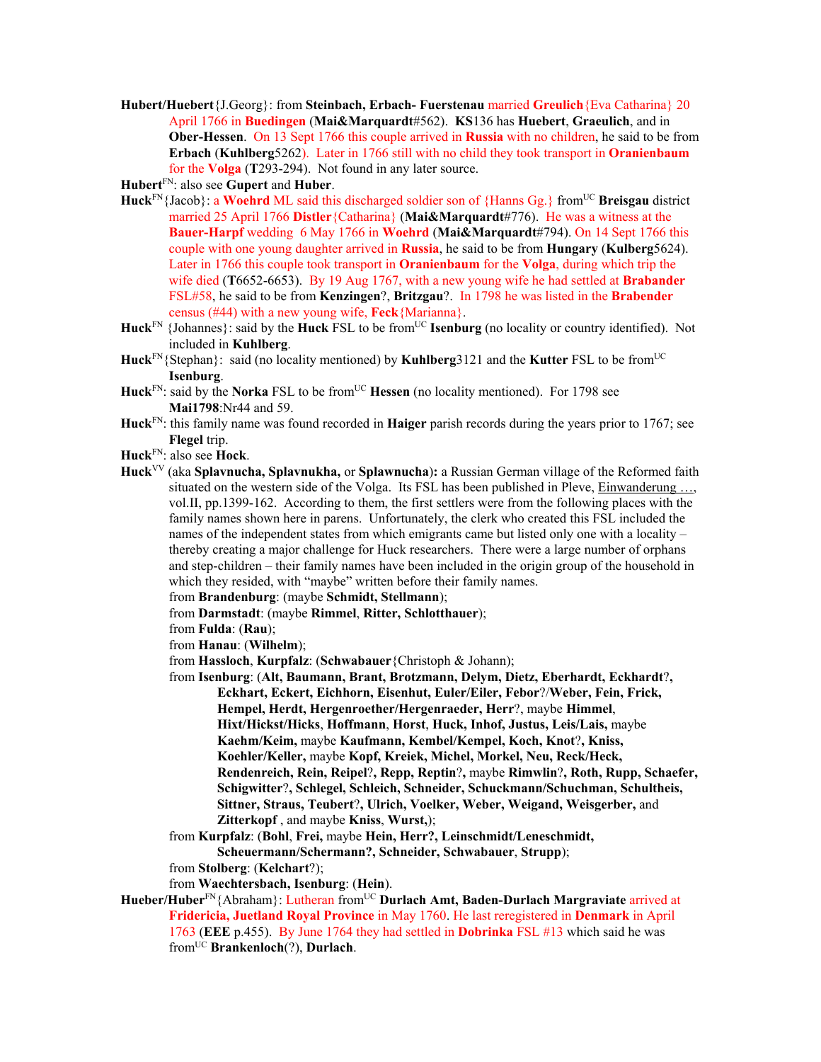**Hubert/Huebert**{J.Georg}: from **Steinbach, Erbach- Fuerstenau** married **Greulich**{Eva Catharina} 20 April 1766 in **Buedingen** (**Mai&Marquardt**#562). **KS**136 has **Huebert**, **Graeulich**, and in **Ober-Hessen**. On 13 Sept 1766 this couple arrived in **Russia** with no children, he said to be from **Erbach** (**Kuhlberg**5262). Later in 1766 still with no child they took transport in **Oranienbaum** for the **Volga** (**T**293-294). Not found in any later source.

**Hubert**[FN]: also see **Gupert** and **Huber**.

**Huck**[FN]{Jacob}: a **Woehrd** ML said this discharged soldier son of {Hanns Gg.} from[UC] **Breisgau** district married 25 April 1766 **Distler**{Catharina} (**Mai&Marquardt**#776). He was a witness at the **Bauer-Harpf** wedding 6 May 1766 in **Woehrd** (**Mai&Marquardt**#794). On 14 Sept 1766 this couple with one young daughter arrived in **Russia**, he said to be from **Hungary** (**Kulberg**5624). Later in 1766 this couple took transport in **Oranienbaum** for the **Volga**, during which trip the wife died (**T**6652-6653). By 19 Aug 1767, with a new young wife he had settled at **Brabander** FSL#58, he said to be from **Kenzingen**?, **Britzgau**?. In 1798 he was listed in the **Brabender** census (#44) with a new young wife, **Feck**{Marianna}.

**Huck**[FN] {Johannes}: said by the **Huck** FSL to be from[UC] **Isenburg** (no locality or country identified). Not included in **Kuhlberg**.

**Huck**[FN]{Stephan}: said (no locality mentioned) by **Kuhlberg**3121 and the **Kutter** FSL to be from[UC] **Isenburg**.

**Huck**[FN]: said by the **Norka** FSL to be from[UC] **Hessen** (no locality mentioned). For 1798 see **Mai1798**:Nr44 and 59.

**Huck**[FN]: this family name was found recorded in **Haiger** parish records during the years prior to 1767; see **Flegel** trip.

**Huck**[FN]: also see **Hock**.

**Huck**[VV] (aka **Splavnucha, Splavnukha,** or **Splawnucha):** a Russian German village of the Reformed faith situated on the western side of the Volga. Its FSL has been published in Pleve, Einwanderung …, vol.II, pp.1399-162. According to them, the first settlers were from the following places with the family names shown here in parens. Unfortunately, the clerk who created this FSL included the names of the independent states from which emigrants came but listed only one with a locality – thereby creating a major challenge for Huck researchers. There were a large number of orphans and step-children – their family names have been included in the origin group of the household in which they resided, with "maybe" written before their family names.

from **Brandenburg**: (maybe **Schmidt, Stellmann**);

from **Darmstadt**: (maybe **Rimmel**, **Ritter, Schlotthauer**);

from **Fulda**: (**Rau**);

from **Hanau**: (**Wilhelm**);

from **Hassloch**, **Kurpfalz**: (**Schwabauer**{Christoph & Johann);

from **Isenburg**: (**Alt, Baumann, Brant, Brotzmann, Delym, Dietz, Eberhardt, Eckhardt**?, **Eckhart, Eckert, Eichhorn, Eisenhut, Euler/Eiler, Febor**?/**Weber, Fein, Frick, Hempel, Herdt, Hergenroether/Hergenraeder, Herr**?, maybe **Himmel**, **Hixt/Hickst/Hicks**, **Hoffmann**, **Horst**, **Huck, Inhof, Justus, Leis/Lais,** maybe **Kaehm/Keim,** maybe **Kaufmann, Kembel/Kempel, Koch, Knot**?, **Kniss, Koehler/Keller,** maybe **Kopf, Kreiek, Michel, Morkel, Neu, Reck/Heck, Rendenreich, Rein, Reipel**?, **Repp, Reptin**?, maybe **Rimwlin**?, **Roth, Rupp, Schaefer, Schigwitter**?, **Schlegel, Schleich, Schneider, Schuckmann/Schuchman, Schultheis, Sittner, Straus, Teubert**?, **Ulrich, Voelker, Weber, Weigand, Weisgerber,** and **Zitterkopf** , and maybe **Kniss**, **Wurst,**);

from **Kurpfalz**: (**Bohl**, **Frei,** maybe **Hein, Herr?, Leinschmidt/Leneschmidt, Scheuermann/Schermann?, Schneider, Schwabauer**, **Strupp**);

from **Stolberg**: (**Kelchart**?);

from **Waechtersbach, Isenburg**: (**Hein**).

**Hueber/Huber**[FN]{Abraham}: Lutheran from[UC] **Durlach Amt, Baden-Durlach Margraviate** arrived at **Fridericia, Juetland Royal Province** in May 1760. He last reregistered in **Denmark** in April 1763 (**EEE** p.455). By June 1764 they had settled in **Dobrinka** FSL #13 which said he was from[UC] **Brankenloch**(?), **Durlach**.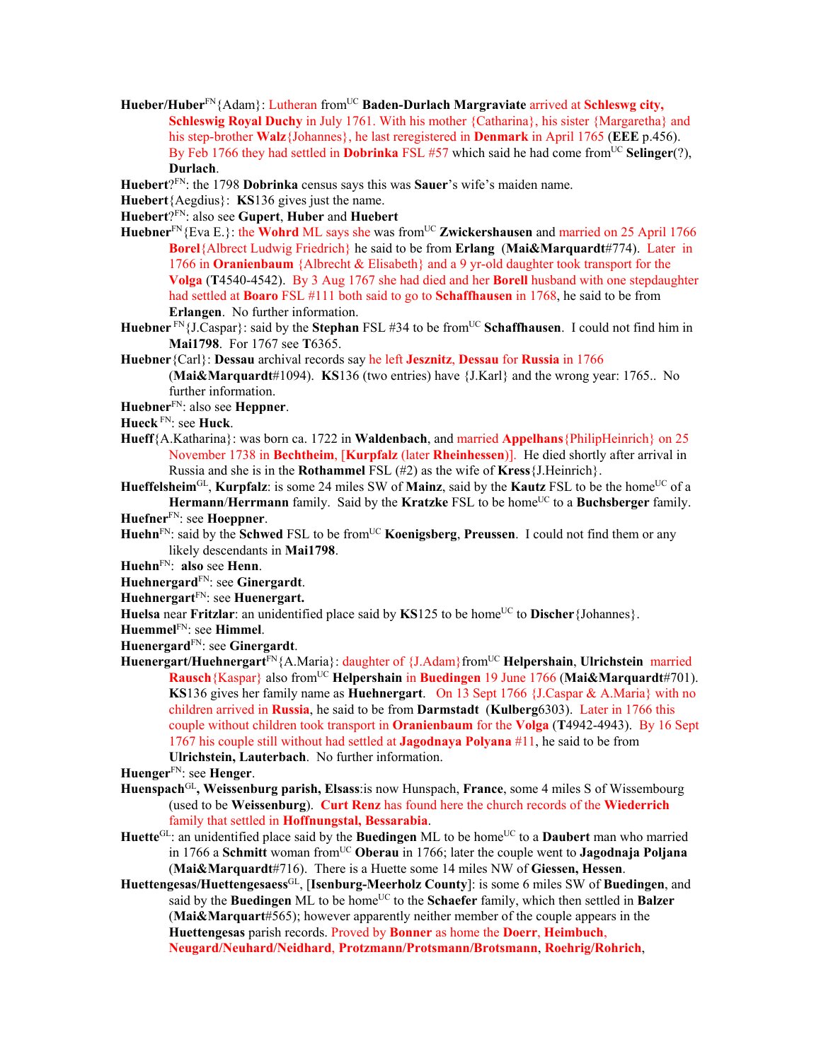**Hueber/Huber**[FN]{Adam}: Lutheran from[UC] **Baden-Durlach Margraviate** arrived at **Schleswg city, Schleswig Royal Duchy** in July 1761. With his mother {Catharina}, his sister {Margaretha} and his step-brother **Walz**{Johannes}, he last reregistered in **Denmark** in April 1765 (**EEE** p.456). By Feb 1766 they had settled in **Dobrinka** FSL #57 which said he had come from[UC] **Selinger**(?), **Durlach**.

**Huebert**?[FN]: the 1798 **Dobrinka** census says this was **Sauer**'s wife's maiden name.

**Huebert**{Aegdius}: **KS**136 gives just the name.

**Huebert**?[FN]: also see **Gupert**, **Huber** and **Huebert**

**Huebner**[FN]{Eva E.}: the **Wohrd** ML says she was from[UC] **Zwickershausen** and married on 25 April 1766 **Borel**{Albrect Ludwig Friedrich} he said to be from **Erlang** (**Mai&Marquardt**#774). Later in 1766 in **Oranienbaum** {Albrecht & Elisabeth} and a 9 yr-old daughter took transport for the **Volga** (**T**4540-4542). By 3 Aug 1767 she had died and her **Borell** husband with one stepdaughter had settled at **Boaro** FSL #111 both said to go to **Schaffhausen** in 1768, he said to be from **Erlangen**. No further information.

**Huebner** [FN]{J.Caspar}: said by the **Stephan** FSL #34 to be from[UC] **Schaffhausen**. I could not find him in **Mai1798**. For 1767 see **T**6365.

**Huebner**{Carl}: **Dessau** archival records say he left **Jesznitz**, **Dessau** for **Russia** in 1766 (**Mai&Marquardt**#1094). **KS**136 (two entries) have {J.Karl} and the wrong year: 1765.. No further information.

**Huebner**[FN]: also see **Heppner**.

**Hueck** [FN]: see **Huck**.

**Hueff**{A.Katharina}: was born ca. 1722 in **Waldenbach**, and married **Appelhans**{PhilipHeinrich} on 25 November 1738 in **Bechtheim**, [**Kurpfalz** (later **Rheinhessen**)]. He died shortly after arrival in Russia and she is in the **Rothammel** FSL (#2) as the wife of **Kress**{J.Heinrich}.

**Hueffelsheim**[GL], **Kurpfalz**: is some 24 miles SW of **Mainz**, said by the **Kautz** FSL to be the home[UC] of a **Hermann**/**Herrmann** family. Said by the **Kratzke** FSL to be home[UC] to a **Buchsberger** family.

**Huefner**[FN]: see **Hoeppner**.

**Huehn**[FN]: said by the **Schwed** FSL to be from[UC] **Koenigsberg**, **Preussen**. I could not find them or any likely descendants in **Mai1798**.

**Huehn**[FN]: **also** see **Henn**.

**Huehnergard**[FN]: see **Ginergardt**.

**Huehnergart**[FN]: see **Huenergart.**

**Huelsa** near **Fritzlar**: an unidentified place said by **KS**125 to be home[UC] to **Discher**{Johannes}.

**Huemmel**[FN]: see **Himmel**.

**Huenergard**[FN]: see **Ginergardt**.

**Huenergart/Huehnergart**[FN]{A.Maria}: daughter of {J.Adam}from[UC] **Helpershain**, **Ulrichstein** married **Rausch**{Kaspar} also from[UC] **Helpershain** in **Buedingen** 19 June 1766 (**Mai&Marquardt**#701). **KS**136 gives her family name as **Huehnergart**. On 13 Sept 1766 {J.Caspar & A.Maria} with no children arrived in **Russia**, he said to be from **Darmstadt** (**Kulberg**6303). Later in 1766 this couple without children took transport in **Oranienbaum** for the **Volga** (**T**4942-4943). By 16 Sept 1767 his couple still without had settled at **Jagodnaya Polyana** #11, he said to be from **Ulrichstein, Lauterbach**. No further information.

**Huenger**[FN]: see **Henger**.

**Huenspach**[GL]**, Weissenburg parish, Elsass**:is now Hunspach, **France**, some 4 miles S of Wissembourg (used to be **Weissenburg**). **Curt Renz** has found here the church records of the **Wiederrich** family that settled in **Hoffnungstal, Bessarabia**.

**Huette**[GL]: an unidentified place said by the **Buedingen** ML to be home[UC] to a **Daubert** man who married in 1766 a **Schmitt** woman from[UC] **Oberau** in 1766; later the couple went to **Jagodnaja Poljana** (**Mai&Marquardt**#716). There is a Huette some 14 miles NW of **Giessen, Hessen**.

**Huettengesas/Huettengesaess**[GL], [**Isenburg-Meerholz County**]: is some 6 miles SW of **Buedingen**, and said by the **Buedingen** ML to be home[UC] to the **Schaefer** family, which then settled in **Balzer** (**Mai&Marquart**#565); however apparently neither member of the couple appears in the **Huettengesas** parish records. Proved by **Bonner** as home the **Doerr**, **Heimbuch**, **Neugard/Neuhard/Neidhard**, **Protzmann/Protsmann/Brotsmann**, **Roehrig/Rohrich**,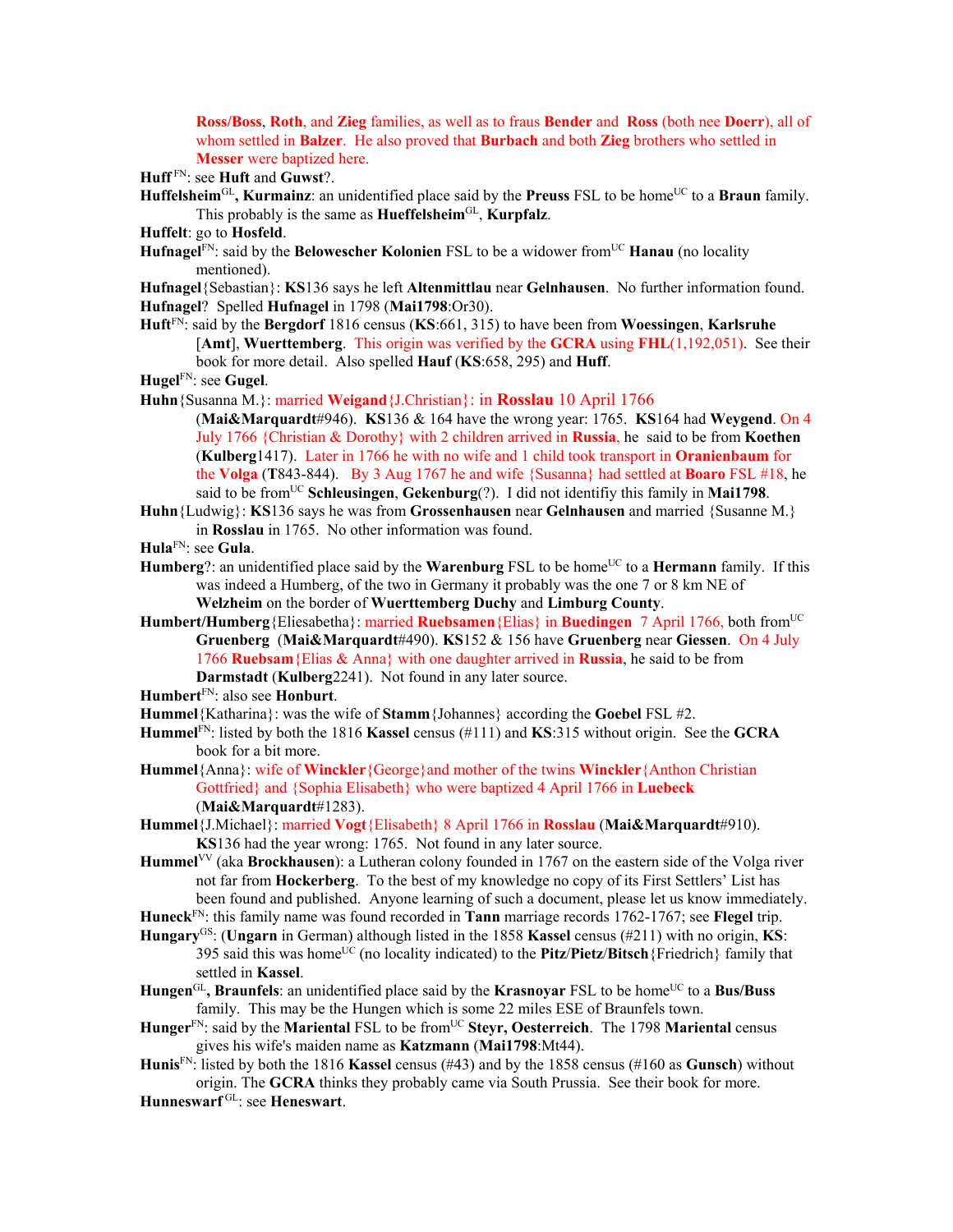**Ross/Boss**, **Roth**, and **Zieg** families, as well as to fraus **Bender** and **Ross** (both nee **Doerr**), all of whom settled in **Balzer**. He also proved that **Burbach** and both **Zieg** brothers who settled in **Messer** were baptized here.

**Huff** [FN]: see **Huft** and **Guwst**?.

**Huffelsheim**[GL]**, Kurmainz**: an unidentified place said by the **Preuss** FSL to be home[UC] to a **Braun** family. This probably is the same as **Hueffelsheim**[GL], **Kurpfalz**.

**Huffelt**: go to **Hosfeld**.

**Hufnagel**[FN]: said by the **Belowescher Kolonien** FSL to be a widower from[UC] **Hanau** (no locality mentioned).

**Hufnagel**{Sebastian}: **KS**136 says he left **Altenmittlau** near **Gelnhausen**. No further information found.

**Hufnagel**? Spelled **Hufnagel** in 1798 (**Mai1798**:Or30).

**Huft**[FN]: said by the **Bergdorf** 1816 census (**KS**:661, 315) to have been from **Woessingen**, **Karlsruhe** [**Amt**], **Wuerttemberg**. This origin was verified by the **GCRA** using **FHL**(1,192,051). See their book for more detail. Also spelled **Hauf** (**KS**:658, 295) and **Huff**.

**Hugel**[FN]: see **Gugel**.

**Huhn**{Susanna M.}: married **Weigand**{J.Christian}: in **Rosslau** 10 April 1766 (**Mai&Marquardt**#946). **KS**136 & 164 have the wrong year: 1765. **KS**164 had **Weygend**. On 4 July 1766 {Christian & Dorothy} with 2 children arrived in **Russia**, he said to be from **Koethen** (**Kulberg**1417). Later in 1766 he with no wife and 1 child took transport in **Oranienbaum** for the **Volga** (**T**843-844). By 3 Aug 1767 he and wife {Susanna} had settled at **Boaro** FSL #18, he said to be from[UC] **Schleusingen**, **Gekenburg**(?). I did not identifiy this family in **Mai1798**.

**Huhn**{Ludwig}: **KS**136 says he was from **Grossenhausen** near **Gelnhausen** and married {Susanne M.} in **Rosslau** in 1765. No other information was found.

**Hula**[FN]: see **Gula**.

**Humberg**?: an unidentified place said by the **Warenburg** FSL to be home[UC] to a **Hermann** family. If this was indeed a Humberg, of the two in Germany it probably was the one 7 or 8 km NE of **Welzheim** on the border of **Wuerttemberg Duchy** and **Limburg County**.

**Humbert/Humberg**{Eliesabetha}: married **Ruebsamen**{Elias} in **Buedingen** 7 April 1766, both from[UC] **Gruenberg** (**Mai&Marquardt**#490). **KS**152 & 156 have **Gruenberg** near **Giessen**. On 4 July 1766 **Ruebsam**{Elias & Anna} with one daughter arrived in **Russia**, he said to be from **Darmstadt** (**Kulberg**2241). Not found in any later source.

**Humbert**[FN]: also see **Honburt**.

**Hummel**{Katharina}: was the wife of **Stamm**{Johannes} according the **Goebel** FSL #2.

**Hummel**[FN]: listed by both the 1816 **Kassel** census (#111) and **KS**:315 without origin. See the **GCRA** book for a bit more.

**Hummel**{Anna}: wife of **Winckler**{George}and mother of the twins **Winckler**{Anthon Christian Gottfried} and {Sophia Elisabeth} who were baptized 4 April 1766 in **Luebeck** (**Mai&Marquardt**#1283).

**Hummel**{J.Michael}: married **Vogt**{Elisabeth} 8 April 1766 in **Rosslau** (**Mai&Marquardt**#910). **KS**136 had the year wrong: 1765. Not found in any later source.

**Hummel**[VV] (aka **Brockhausen**): a Lutheran colony founded in 1767 on the eastern side of the Volga river not far from **Hockerberg**. To the best of my knowledge no copy of its First Settlers' List has been found and published. Anyone learning of such a document, please let us know immediately.

**Huneck**[FN]: this family name was found recorded in **Tann** marriage records 1762-1767; see **Flegel** trip.

**Hungary**[GS]: (**Ungarn** in German) although listed in the 1858 **Kassel** census (#211) with no origin, **KS**: 395 said this was home[UC] (no locality indicated) to the **Pitz**/**Pietz**/**Bitsch**{Friedrich} family that settled in **Kassel**.

**Hungen**[GL]**, Braunfels**: an unidentified place said by the **Krasnoyar** FSL to be home[UC] to a **Bus/Buss** family. This may be the Hungen which is some 22 miles ESE of Braunfels town.

**Hunger**[FN]: said by the **Mariental** FSL to be from[UC] **Steyr, Oesterreich**. The 1798 **Mariental** census gives his wife's maiden name as **Katzmann** (**Mai1798**:Mt44).

**Hunis**[FN]: listed by both the 1816 **Kassel** census (#43) and by the 1858 census (#160 as **Gunsch**) without origin. The **GCRA** thinks they probably came via South Prussia. See their book for more.

**Hunneswarf** [GL]: see **Heneswart**.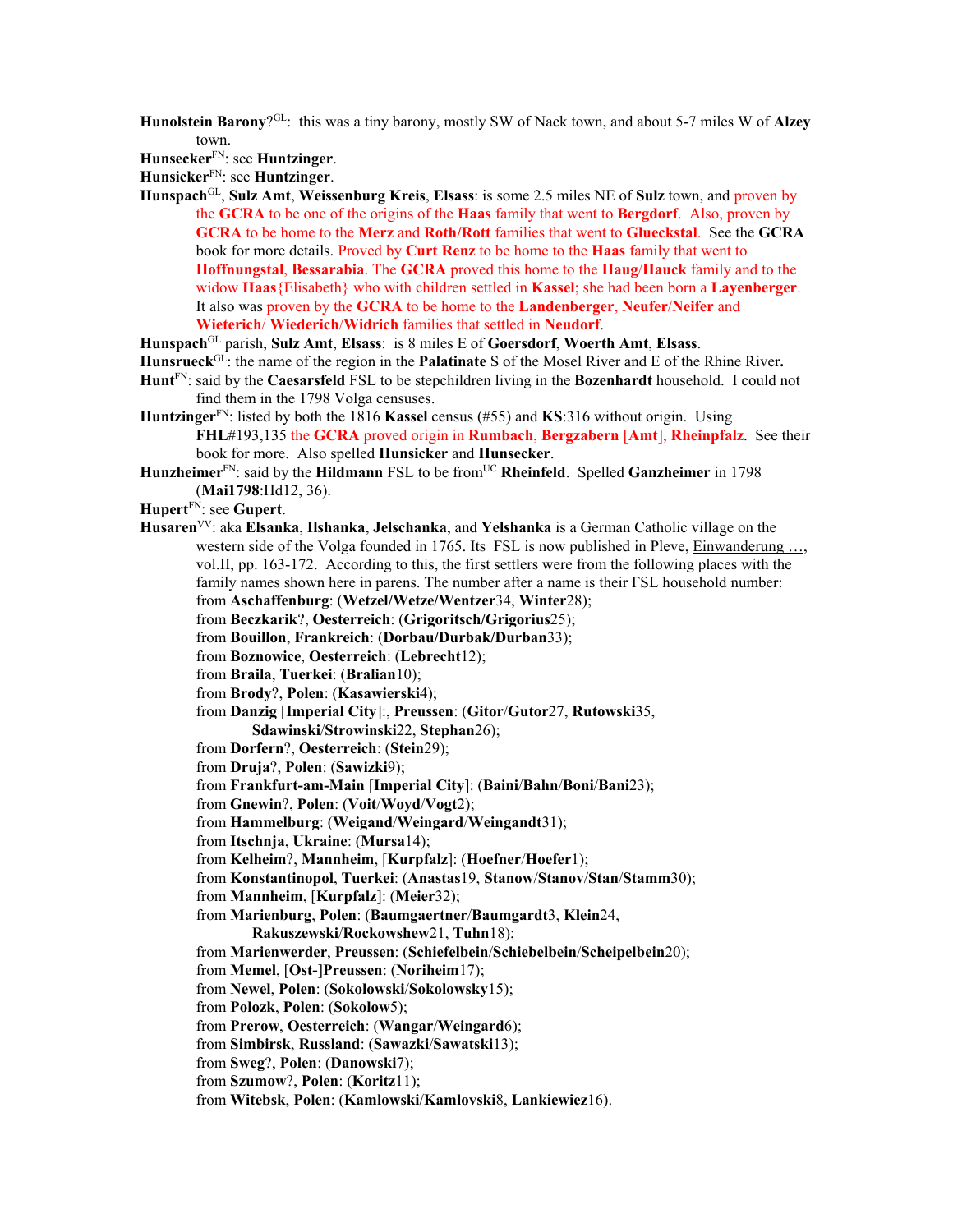**Hunolstein Barony**?[GL]: this was a tiny barony, mostly SW of Nack town, and about 5-7 miles W of **Alzey** town.

**Hunsecker**[FN]: see **Huntzinger**.

**Hunsicker**[FN]: see **Huntzinger**.

**Hunspach**[GL], **Sulz Amt**, **Weissenburg Kreis**, **Elsass**: is some 2.5 miles NE of **Sulz** town, and proven by the **GCRA** to be one of the origins of the **Haas** family that went to **Bergdorf**. Also, proven by **GCRA** to be home to the **Merz** and **Roth**/**Rott** families that went to **Glueckstal**. See the **GCRA** book for more details. Proved by **Curt Renz** to be home to the **Haas** family that went to **Hoffnungstal**, **Bessarabia**. The **GCRA** proved this home to the **Haug**/**Hauck** family and to the widow **Haas**{Elisabeth} who with children settled in **Kassel**; she had been born a **Layenberger**. It also was proven by the **GCRA** to be home to the **Landenberger**, **Neufer**/**Neifer** and **Wieterich**/ **Wiederich**/**Widrich** families that settled in **Neudorf**.

**Hunspach**[GL] parish, **Sulz Amt**, **Elsass**: is 8 miles E of **Goersdorf**, **Woerth Amt**, **Elsass**.

**Hunsrueck**[GL]: the name of the region in the **Palatinate** S of the Mosel River and E of the Rhine River**.**

**Hunt**[FN]: said by the **Caesarsfeld** FSL to be stepchildren living in the **Bozenhardt** household. I could not find them in the 1798 Volga censuses.

**Huntzinger**[FN]: listed by both the 1816 **Kassel** census (#55) and **KS**:316 without origin. Using **FHL**#193,135 the **GCRA** proved origin in **Rumbach**, **Bergzabern** [**Amt**], **Rheinpfalz**. See their book for more. Also spelled **Hunsicker** and **Hunsecker**.

**Hunzheimer**[FN]: said by the **Hildmann** FSL to be from[UC] **Rheinfeld**. Spelled **Ganzheimer** in 1798 (**Mai1798**:Hd12, 36).

**Hupert**[FN]: see **Gupert**.

**Husaren**[VV]: aka **Elsanka**, **Ilshanka**, **Jelschanka**, and **Yelshanka** is a German Catholic village on the western side of the Volga founded in 1765. Its FSL is now published in Pleve, Einwanderung …, vol.II, pp. 163-172. According to this, the first settlers were from the following places with the family names shown here in parens. The number after a name is their FSL household number:

- from **Aschaffenburg**: (**Wetzel/Wetze/Wentzer**34, **Winter**28);
- from **Beczkarik**?, **Oesterreich**: (**Grigoritsch/Grigorius**25);
- from **Bouillon**, **Frankreich**: (**Dorbau/Durbak/Durban**33);
- from **Boznowice**, **Oesterreich**: (**Lebrecht**12);
- from **Braila**, **Tuerkei**: (**Bralian**10);
- from **Brody**?, **Polen**: (**Kasawierski**4);
- from **Danzig** [**Imperial City**]:, **Preussen**: (**Gitor**/**Gutor**27, **Rutowski**35, **Sdawinski**/**Strowinski**22, **Stephan**26);
- from **Dorfern**?, **Oesterreich**: (**Stein**29);
- from **Druja**?, **Polen**: (**Sawizki**9);
- from **Frankfurt-am-Main** [**Imperial City**]: (**Baini**/**Bahn**/**Boni**/**Bani**23);
- from **Gnewin**?, **Polen**: (**Voit**/**Woyd**/**Vogt**2);
- from **Hammelburg**: (**Weigand**/**Weingard**/**Weingandt**31);
- from **Itschnja**, **Ukraine**: (**Mursa**14);
- from **Kelheim**?, **Mannheim**, [**Kurpfalz**]: (**Hoefner**/**Hoefer**1);
- from **Konstantinopol**, **Tuerkei**: (**Anastas**19, **Stanow**/**Stanov**/**Stan**/**Stamm**30);
- from **Mannheim**, [**Kurpfalz**]: (**Meier**32);
- from **Marienburg**, **Polen**: (**Baumgaertner**/**Baumgardt**3, **Klein**24, **Rakuszewski**/**Rockowshew**21, **Tuhn**18);
- from **Marienwerder**, **Preussen**: (**Schiefelbein**/**Schiebelbein**/**Scheipelbein**20);
- from **Memel**, [**Ost-**]**Preussen**: (**Noriheim**17);
- from **Newel**, **Polen**: (**Sokolowski**/**Sokolowsky**15);
- from **Polozk**, **Polen**: (**Sokolow**5);
- from **Prerow**, **Oesterreich**: (**Wangar**/**Weingard**6);
- from **Simbirsk**, **Russland**: (**Sawazki**/**Sawatski**13);
- from **Sweg**?, **Polen**: (**Danowski**7);
- from **Szumow**?, **Polen**: (**Koritz**11);
- from **Witebsk**, **Polen**: (**Kamlowski**/**Kamlovski**8, **Lankiewiez**16).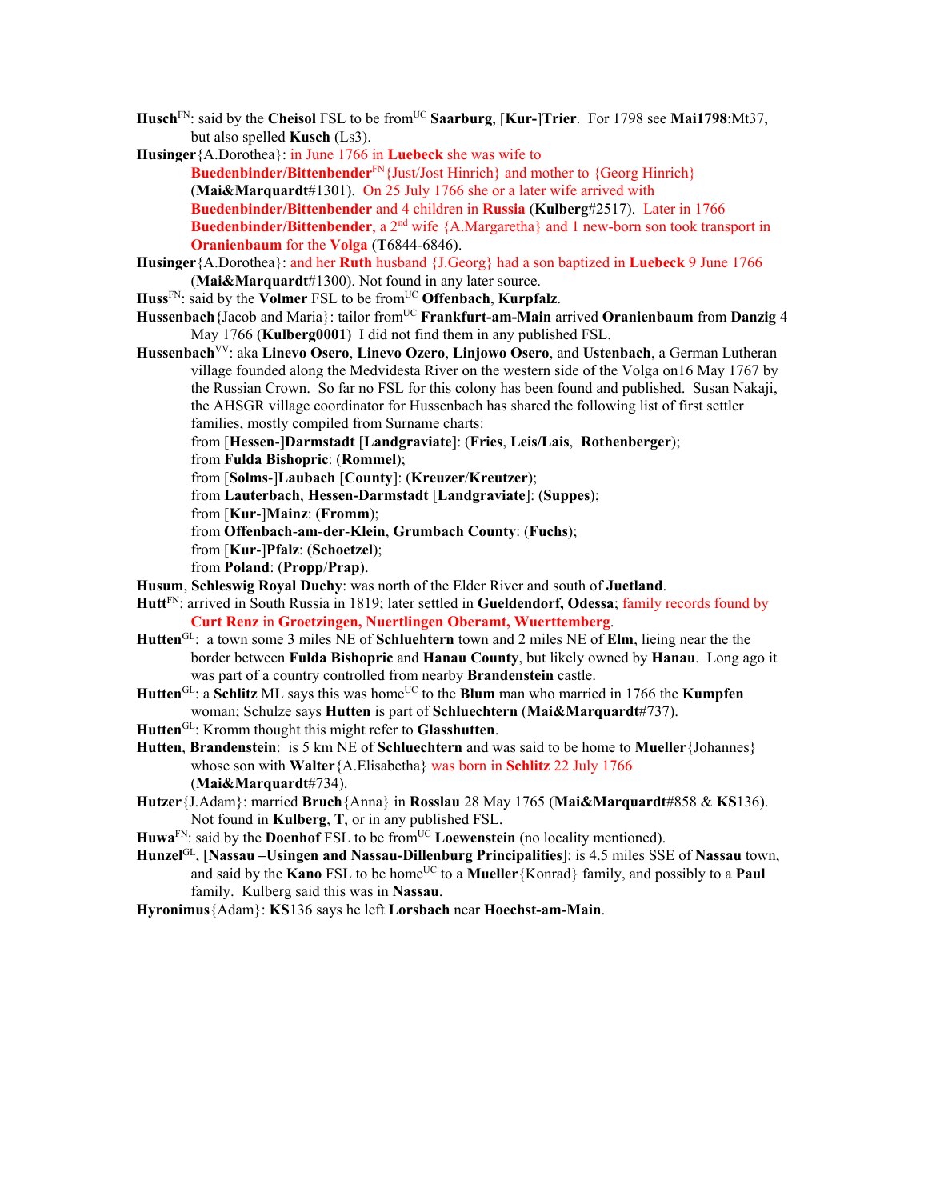**Husch**[FN]: said by the **Cheisol** FSL to be from[UC] **Saarburg**, [**Kur-**]**Trier**. For 1798 see **Mai1798**:Mt37, but also spelled **Kusch** (Ls3).

**Husinger**{A.Dorothea}: in June 1766 in **Luebeck** she was wife to **Buedenbinder/Bittenbender**[FN]{Just/Jost Hinrich} and mother to {Georg Hinrich} (**Mai&Marquardt**#1301). On 25 July 1766 she or a later wife arrived with **Buedenbinder/Bittenbender** and 4 children in **Russia** (**Kulberg**#2517). Later in 1766 **Buedenbinder/Bittenbender**, a 2nd wife {A.Margaretha} and 1 new-born son took transport in **Oranienbaum** for the **Volga** (**T**6844-6846).

**Husinger**{A.Dorothea}: and her **Ruth** husband {J.Georg} had a son baptized in **Luebeck** 9 June 1766 (**Mai&Marquardt**#1300). Not found in any later source.

**Huss**[FN]: said by the **Volmer** FSL to be from[UC] **Offenbach**, **Kurpfalz**.

**Hussenbach**{Jacob and Maria}: tailor from[UC] **Frankfurt-am-Main** arrived **Oranienbaum** from **Danzig** 4 May 1766 (**Kulberg0001**) I did not find them in any published FSL.

**Hussenbach**[VV]: aka **Linevo Osero**, **Linevo Ozero**, **Linjowo Osero**, and **Ustenbach**, a German Lutheran village founded along the Medvidesta River on the western side of the Volga on16 May 1767 by the Russian Crown. So far no FSL for this colony has been found and published. Susan Nakaji, the AHSGR village coordinator for Hussenbach has shared the following list of first settler families, mostly compiled from Surname charts:
- from [**Hessen**-]**Darmstadt** [**Landgraviate**]: (**Fries**, **Leis/Lais**, **Rothenberger**);
- from **Fulda Bishopric**: (**Rommel**);
- from [**Solms**-]**Laubach** [**County**]: (**Kreuzer**/**Kreutzer**);
- from **Lauterbach**, **Hessen-Darmstadt** [**Landgraviate**]: (**Suppes**);
- from [**Kur**-]**Mainz**: (**Fromm**);
- from **Offenbach**-**am**-**der**-**Klein**, **Grumbach County**: (**Fuchs**);
- from [**Kur**-]**Pfalz**: (**Schoetzel**);
- from **Poland**: (**Propp**/**Prap**).

**Husum**, **Schleswig Royal Duchy**: was north of the Elder River and south of **Juetland**.

**Hutt**[FN]: arrived in South Russia in 1819; later settled in **Gueldendorf, Odessa**; family records found by **Curt Renz** in **Groetzingen, Nuertlingen Oberamt, Wuerttemberg**.

**Hutten**[GL]: a town some 3 miles NE of **Schluehtern** town and 2 miles NE of **Elm**, lieing near the the border between **Fulda Bishopric** and **Hanau County**, but likely owned by **Hanau**. Long ago it was part of a country controlled from nearby **Brandenstein** castle.

**Hutten**[GL]: a **Schlitz** ML says this was home[UC] to the **Blum** man who married in 1766 the **Kumpfen** woman; Schulze says **Hutten** is part of **Schluechtern** (**Mai&Marquardt**#737).

**Hutten**[GL]: Kromm thought this might refer to **Glasshutten**.

**Hutten**, **Brandenstein**: is 5 km NE of **Schluechtern** and was said to be home to **Mueller**{Johannes} whose son with **Walter**{A.Elisabetha} was born in **Schlitz** 22 July 1766 (**Mai&Marquardt**#734).

**Hutzer**{J.Adam}: married **Bruch**{Anna} in **Rosslau** 28 May 1765 (**Mai&Marquardt**#858 & **KS**136). Not found in **Kulberg**, **T**, or in any published FSL.

**Huwa**[FN]: said by the **Doenhof** FSL to be from[UC] **Loewenstein** (no locality mentioned).

**Hunzel**[GL], [**Nassau –Usingen and Nassau-Dillenburg Principalities**]: is 4.5 miles SSE of **Nassau** town, and said by the **Kano** FSL to be home[UC] to a **Mueller**{Konrad} family, and possibly to a **Paul** family. Kulberg said this was in **Nassau**.

**Hyronimus**{Adam}: **KS**136 says he left **Lorsbach** near **Hoechst-am-Main**.